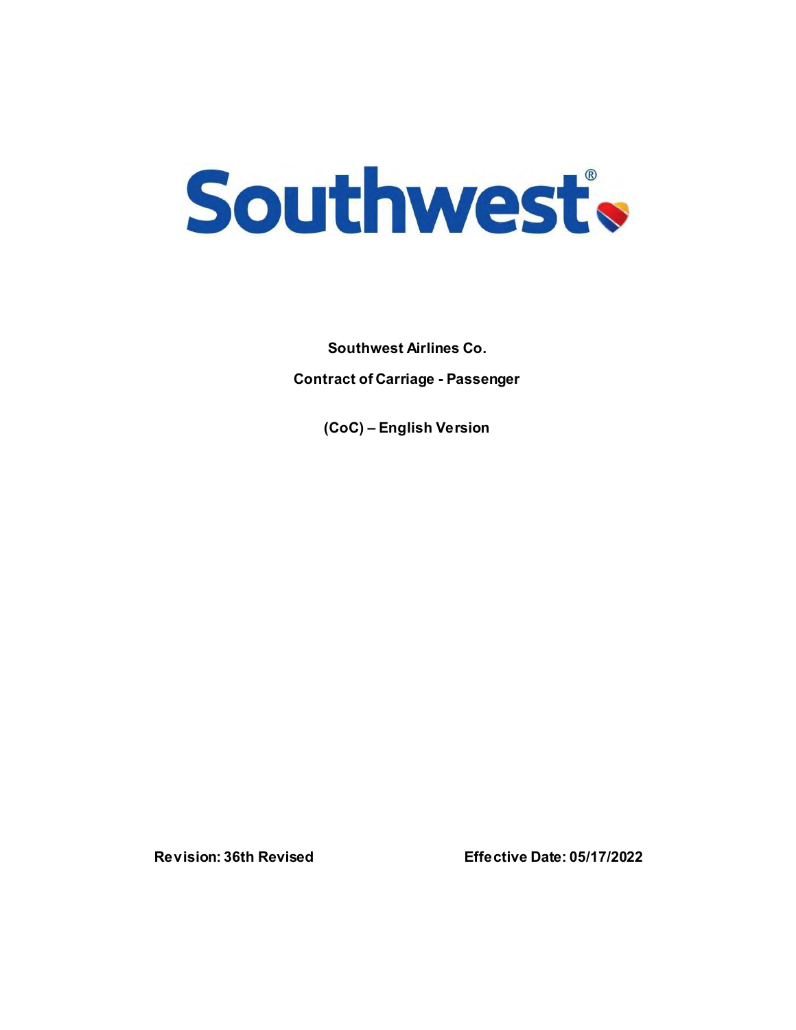# Southwest

**Southwest Airlines Co.**

**Contract of Carriage - Passenger**

**(CoC) – English Version**

**Revision: 36th Revised** **Effective Date: 05/17/2022**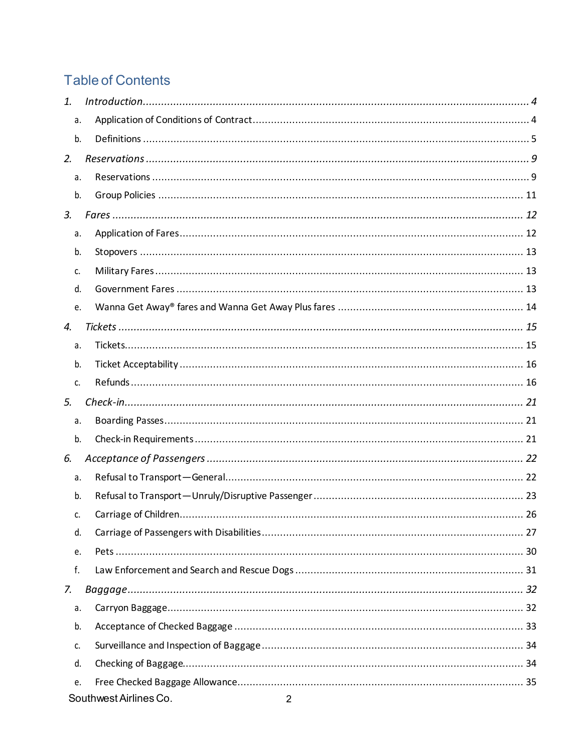# Table of Contents

1. *Introduction* ..... *4*
   a. Application of Conditions of Contract ..... 4
   b. Definitions ..... 5
2. *Reservations* ..... *9*
   a. Reservations ..... 9
   b. Group Policies ..... 11
3. *Fares* ..... *12*
   a. Application of Fares ..... 12
   b. Stopovers ..... 13
   c. Military Fares ..... 13
   d. Government Fares ..... 13
   e. Wanna Get Away® fares and Wanna Get Away Plus fares ..... 14
4. *Tickets* ..... *15*
   a. Tickets ..... 15
   b. Ticket Acceptability ..... 16
   c. Refunds ..... 16
5. *Check-in* ..... *21*
   a. Boarding Passes ..... 21
   b. Check-in Requirements ..... 21
6. *Acceptance of Passengers* ..... *22*
   a. Refusal to Transport—General ..... 22
   b. Refusal to Transport—Unruly/Disruptive Passenger ..... 23
   c. Carriage of Children ..... 26
   d. Carriage of Passengers with Disabilities ..... 27
   e. Pets ..... 30
   f. Law Enforcement and Search and Rescue Dogs ..... 31
7. *Baggage* ..... *32*
   a. Carryon Baggage ..... 32
   b. Acceptance of Checked Baggage ..... 33
   c. Surveillance and Inspection of Baggage ..... 34
   d. Checking of Baggage ..... 34
   e. Free Checked Baggage Allowance ..... 35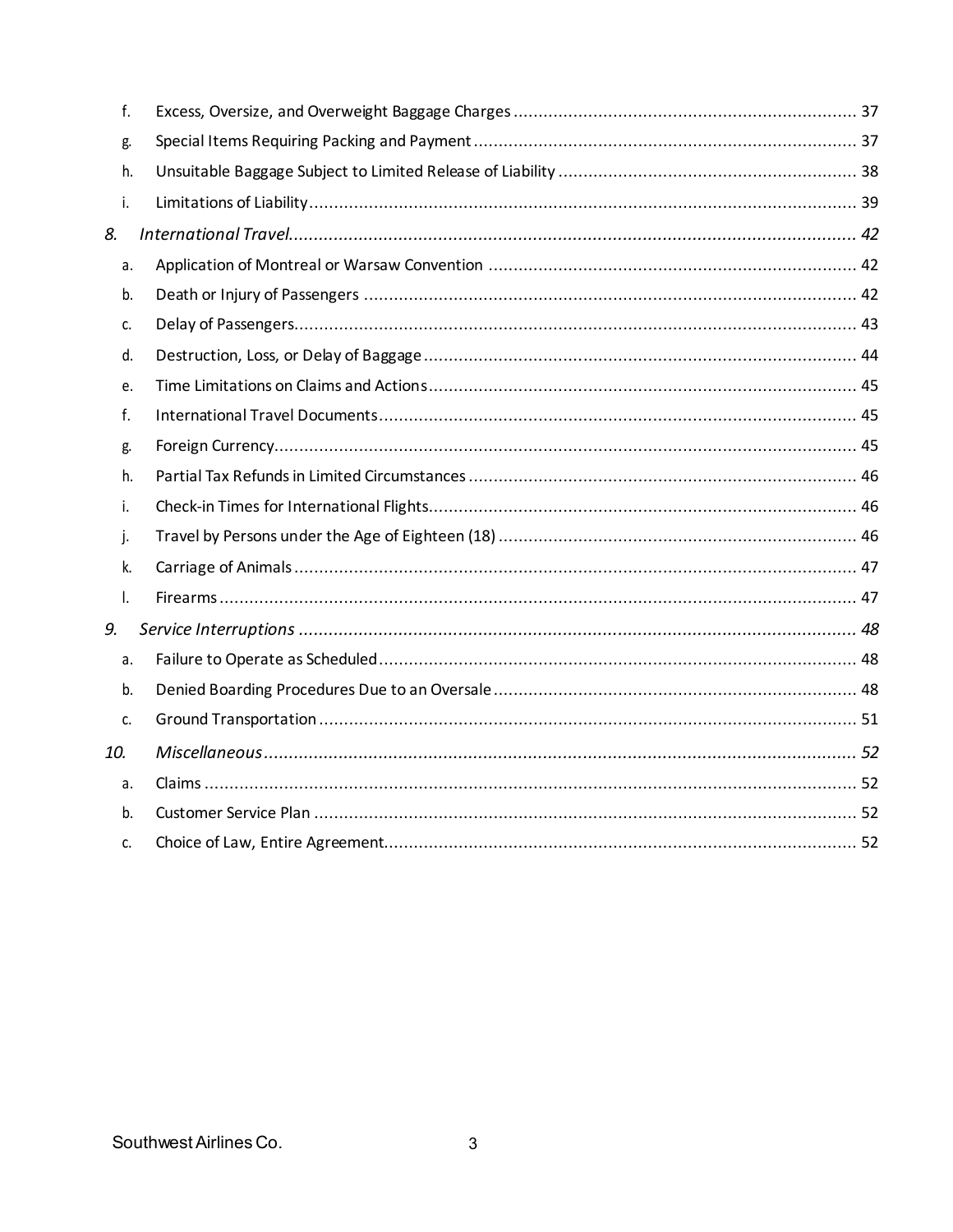f. Excess, Oversize, and Overweight Baggage Charges ..................... 37

g. Special Items Requiring Packing and Payment ..................... 37

h. Unsuitable Baggage Subject to Limited Release of Liability ..................... 38

i. Limitations of Liability ..................... 39

*8. International Travel ..................... 42*

a. Application of Montreal or Warsaw Convention ..................... 42

b. Death or Injury of Passengers ..................... 42

c. Delay of Passengers ..................... 43

d. Destruction, Loss, or Delay of Baggage ..................... 44

e. Time Limitations on Claims and Actions ..................... 45

f. International Travel Documents ..................... 45

g. Foreign Currency ..................... 45

h. Partial Tax Refunds in Limited Circumstances ..................... 46

i. Check-in Times for International Flights ..................... 46

j. Travel by Persons under the Age of Eighteen (18) ..................... 46

k. Carriage of Animals ..................... 47

l. Firearms ..................... 47

*9. Service Interruptions ..................... 48*

a. Failure to Operate as Scheduled ..................... 48

b. Denied Boarding Procedures Due to an Oversale ..................... 48

c. Ground Transportation ..................... 51

*10. Miscellaneous ..................... 52*

a. Claims ..................... 52

b. Customer Service Plan ..................... 52

c. Choice of Law, Entire Agreement ..................... 52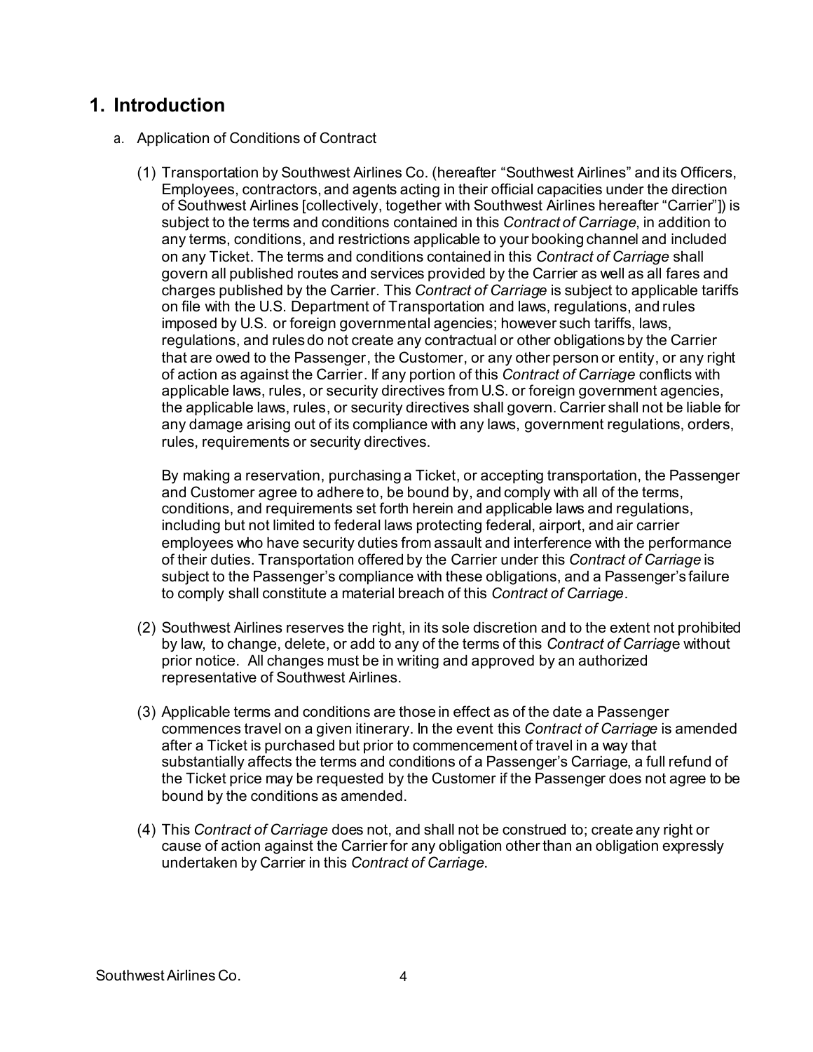# 1. Introduction

a. Application of Conditions of Contract

(1) Transportation by Southwest Airlines Co. (hereafter “Southwest Airlines” and its Officers, Employees, contractors, and agents acting in their official capacities under the direction of Southwest Airlines [collectively, together with Southwest Airlines hereafter “Carrier”]) is subject to the terms and conditions contained in this *Contract of Carriage*, in addition to any terms, conditions, and restrictions applicable to your booking channel and included on any Ticket. The terms and conditions contained in this *Contract of Carriage* shall govern all published routes and services provided by the Carrier as well as all fares and charges published by the Carrier. This *Contract of Carriage* is subject to applicable tariffs on file with the U.S. Department of Transportation and laws, regulations, and rules imposed by U.S. or foreign governmental agencies; however such tariffs, laws, regulations, and rules do not create any contractual or other obligations by the Carrier that are owed to the Passenger, the Customer, or any other person or entity, or any right of action as against the Carrier. If any portion of this *Contract of Carriage* conflicts with applicable laws, rules, or security directives from U.S. or foreign government agencies, the applicable laws, rules, or security directives shall govern. Carrier shall not be liable for any damage arising out of its compliance with any laws, government regulations, orders, rules, requirements or security directives.

By making a reservation, purchasing a Ticket, or accepting transportation, the Passenger and Customer agree to adhere to, be bound by, and comply with all of the terms, conditions, and requirements set forth herein and applicable laws and regulations, including but not limited to federal laws protecting federal, airport, and air carrier employees who have security duties from assault and interference with the performance of their duties. Transportation offered by the Carrier under this *Contract of Carriage* is subject to the Passenger's compliance with these obligations, and a Passenger's failure to comply shall constitute a material breach of this *Contract of Carriage*.

(2) Southwest Airlines reserves the right, in its sole discretion and to the extent not prohibited by law, to change, delete, or add to any of the terms of this *Contract of Carriage* without prior notice. All changes must be in writing and approved by an authorized representative of Southwest Airlines.

(3) Applicable terms and conditions are those in effect as of the date a Passenger commences travel on a given itinerary. In the event this *Contract of Carriage* is amended after a Ticket is purchased but prior to commencement of travel in a way that substantially affects the terms and conditions of a Passenger's Carriage, a full refund of the Ticket price may be requested by the Customer if the Passenger does not agree to be bound by the conditions as amended.

(4) This *Contract of Carriage* does not, and shall not be construed to; create any right or cause of action against the Carrier for any obligation other than an obligation expressly undertaken by Carrier in this *Contract of Carriage*.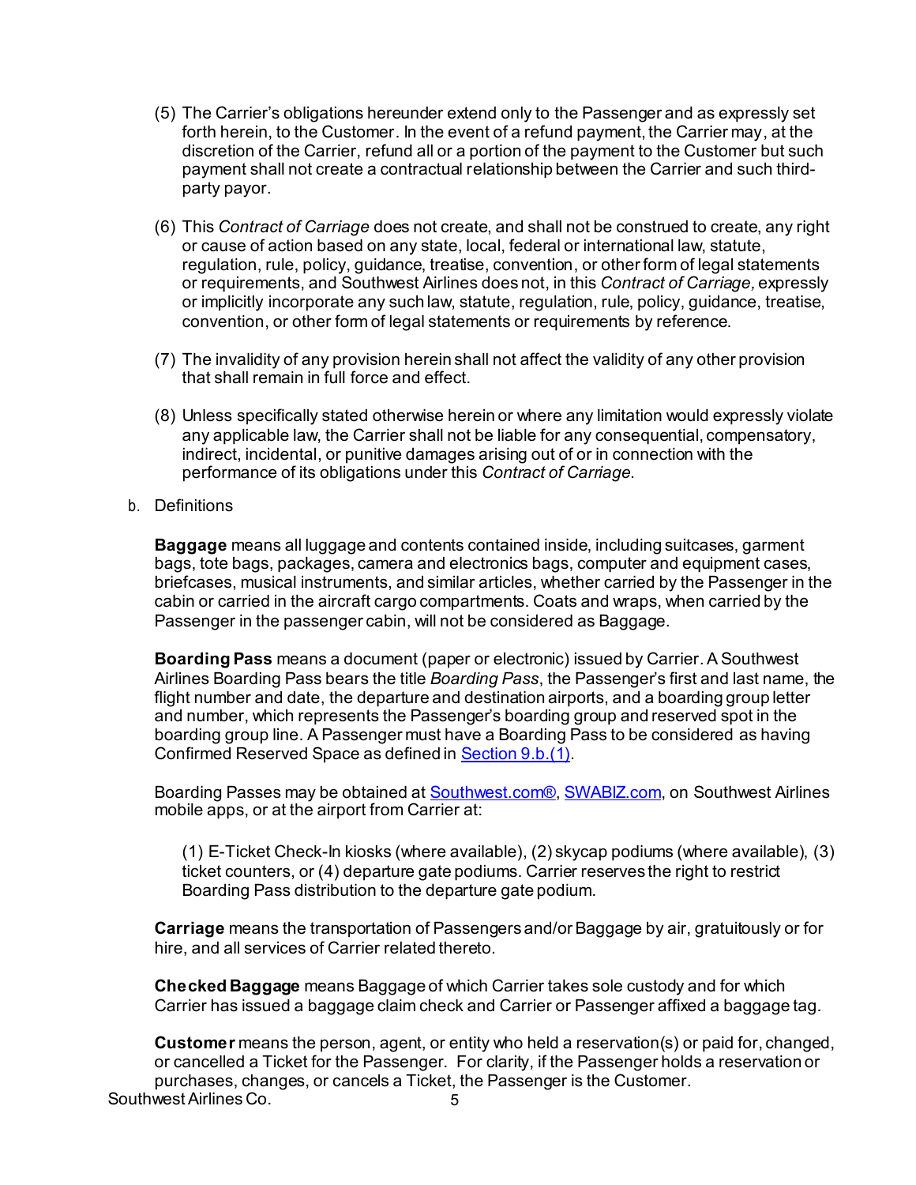(5) The Carrier's obligations hereunder extend only to the Passenger and as expressly set forth herein, to the Customer. In the event of a refund payment, the Carrier may, at the discretion of the Carrier, refund all or a portion of the payment to the Customer but such payment shall not create a contractual relationship between the Carrier and such third-party payor.

(6) This *Contract of Carriage* does not create, and shall not be construed to create, any right or cause of action based on any state, local, federal or international law, statute, regulation, rule, policy, guidance, treatise, convention, or other form of legal statements or requirements, and Southwest Airlines does not, in this *Contract of Carriage,* expressly or implicitly incorporate any such law, statute, regulation, rule, policy, guidance, treatise, convention, or other form of legal statements or requirements by reference.

(7) The invalidity of any provision herein shall not affect the validity of any other provision that shall remain in full force and effect.

(8) Unless specifically stated otherwise herein or where any limitation would expressly violate any applicable law, the Carrier shall not be liable for any consequential, compensatory, indirect, incidental, or punitive damages arising out of or in connection with the performance of its obligations under this *Contract of Carriage*.

b. Definitions

**Baggage** means all luggage and contents contained inside, including suitcases, garment bags, tote bags, packages, camera and electronics bags, computer and equipment cases, briefcases, musical instruments, and similar articles, whether carried by the Passenger in the cabin or carried in the aircraft cargo compartments. Coats and wraps, when carried by the Passenger in the passenger cabin, will not be considered as Baggage.

**Boarding Pass** means a document (paper or electronic) issued by Carrier. A Southwest Airlines Boarding Pass bears the title *Boarding Pass*, the Passenger's first and last name, the flight number and date, the departure and destination airports, and a boarding group letter and number, which represents the Passenger's boarding group and reserved spot in the boarding group line. A Passenger must have a Boarding Pass to be considered as having Confirmed Reserved Space as defined in Section 9.b.(1).

Boarding Passes may be obtained at Southwest.com®, SWABIZ.com, on Southwest Airlines mobile apps, or at the airport from Carrier at:

(1) E-Ticket Check-In kiosks (where available), (2) skycap podiums (where available), (3) ticket counters, or (4) departure gate podiums. Carrier reserves the right to restrict Boarding Pass distribution to the departure gate podium.

**Carriage** means the transportation of Passengers and/or Baggage by air, gratuitously or for hire, and all services of Carrier related thereto.

**Checked Baggage** means Baggage of which Carrier takes sole custody and for which Carrier has issued a baggage claim check and Carrier or Passenger affixed a baggage tag.

**Customer** means the person, agent, or entity who held a reservation(s) or paid for, changed, or cancelled a Ticket for the Passenger. For clarity, if the Passenger holds a reservation or purchases, changes, or cancels a Ticket, the Passenger is the Customer.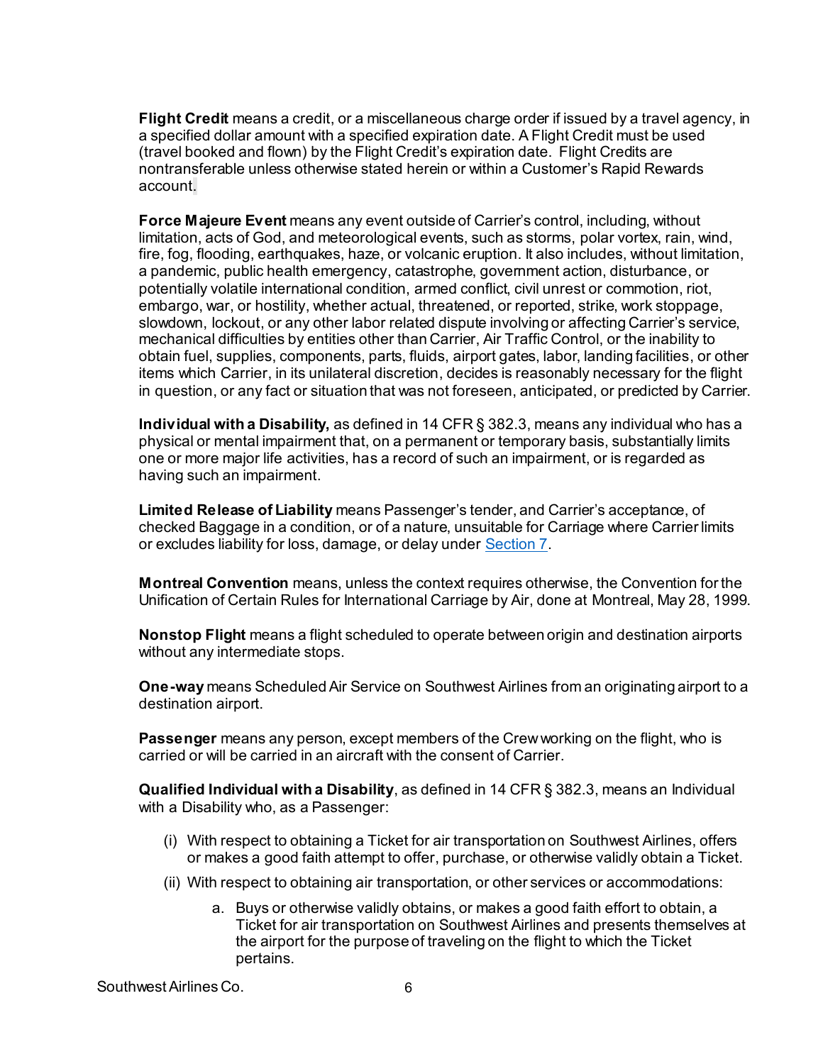**Flight Credit** means a credit, or a miscellaneous charge order if issued by a travel agency, in a specified dollar amount with a specified expiration date. A Flight Credit must be used (travel booked and flown) by the Flight Credit's expiration date. Flight Credits are nontransferable unless otherwise stated herein or within a Customer's Rapid Rewards account.

**Force Majeure Event** means any event outside of Carrier's control, including, without limitation, acts of God, and meteorological events, such as storms, polar vortex, rain, wind, fire, fog, flooding, earthquakes, haze, or volcanic eruption. It also includes, without limitation, a pandemic, public health emergency, catastrophe, government action, disturbance, or potentially volatile international condition, armed conflict, civil unrest or commotion, riot, embargo, war, or hostility, whether actual, threatened, or reported, strike, work stoppage, slowdown, lockout, or any other labor related dispute involving or affecting Carrier's service, mechanical difficulties by entities other than Carrier, Air Traffic Control, or the inability to obtain fuel, supplies, components, parts, fluids, airport gates, labor, landing facilities, or other items which Carrier, in its unilateral discretion, decides is reasonably necessary for the flight in question, or any fact or situation that was not foreseen, anticipated, or predicted by Carrier.

**Individual with a Disability,** as defined in 14 CFR § 382.3, means any individual who has a physical or mental impairment that, on a permanent or temporary basis, substantially limits one or more major life activities, has a record of such an impairment, or is regarded as having such an impairment.

**Limited Release of Liability** means Passenger's tender, and Carrier's acceptance, of checked Baggage in a condition, or of a nature, unsuitable for Carriage where Carrier limits or excludes liability for loss, damage, or delay under Section 7.

**Montreal Convention** means, unless the context requires otherwise, the Convention for the Unification of Certain Rules for International Carriage by Air, done at Montreal, May 28, 1999.

**Nonstop Flight** means a flight scheduled to operate between origin and destination airports without any intermediate stops.

**One-way** means Scheduled Air Service on Southwest Airlines from an originating airport to a destination airport.

**Passenger** means any person, except members of the Crew working on the flight, who is carried or will be carried in an aircraft with the consent of Carrier.

**Qualified Individual with a Disability**, as defined in 14 CFR § 382.3, means an Individual with a Disability who, as a Passenger:

(i) With respect to obtaining a Ticket for air transportation on Southwest Airlines, offers or makes a good faith attempt to offer, purchase, or otherwise validly obtain a Ticket.

(ii) With respect to obtaining air transportation, or other services or accommodations:

   a. Buys or otherwise validly obtains, or makes a good faith effort to obtain, a Ticket for air transportation on Southwest Airlines and presents themselves at the airport for the purpose of traveling on the flight to which the Ticket pertains.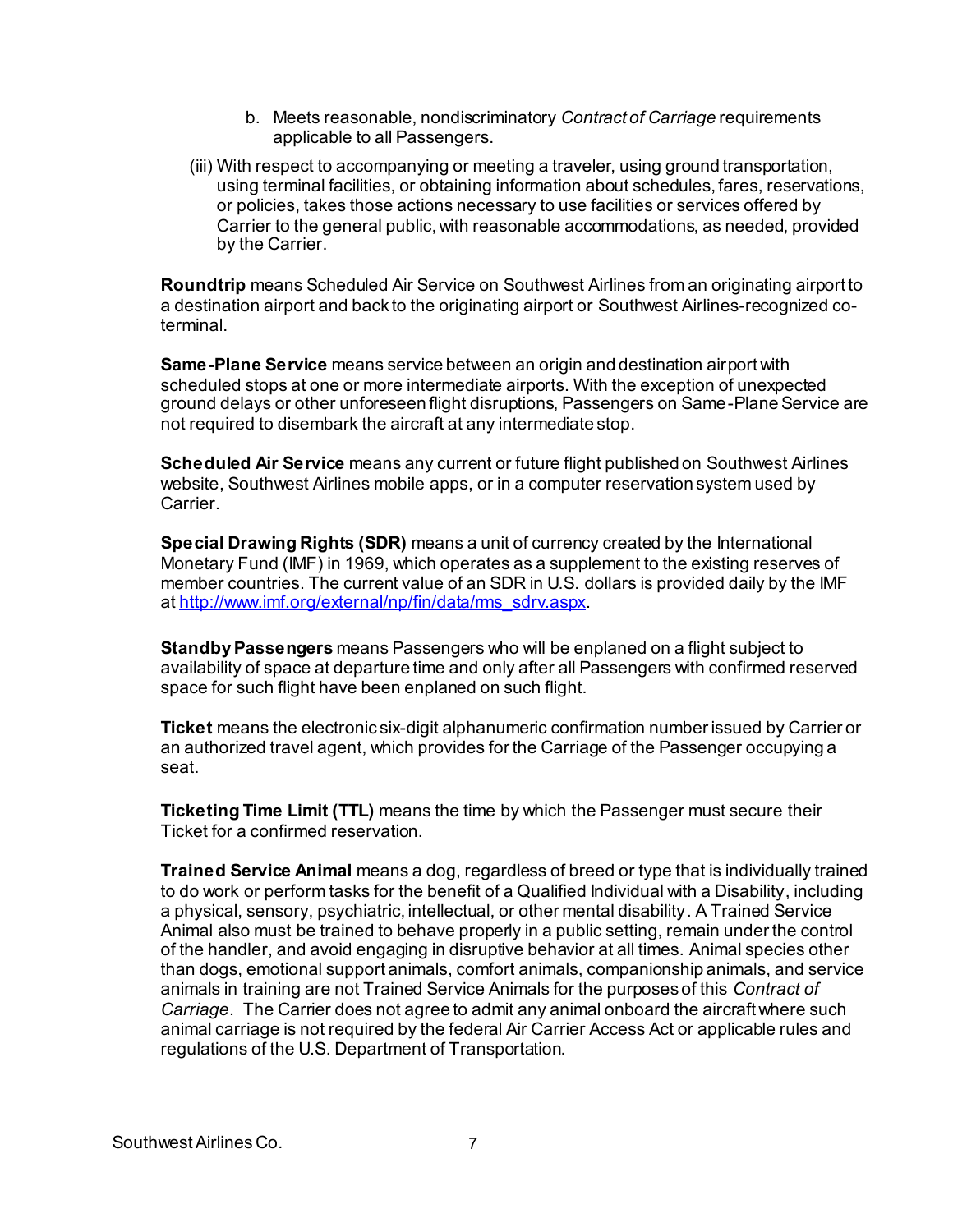b. Meets reasonable, nondiscriminatory *Contract of Carriage* requirements applicable to all Passengers.

(iii) With respect to accompanying or meeting a traveler, using ground transportation, using terminal facilities, or obtaining information about schedules, fares, reservations, or policies, takes those actions necessary to use facilities or services offered by Carrier to the general public, with reasonable accommodations, as needed, provided by the Carrier.

**Roundtrip** means Scheduled Air Service on Southwest Airlines from an originating airport to a destination airport and back to the originating airport or Southwest Airlines-recognized co-terminal.

**Same-Plane Service** means service between an origin and destination airport with scheduled stops at one or more intermediate airports. With the exception of unexpected ground delays or other unforeseen flight disruptions, Passengers on Same-Plane Service are not required to disembark the aircraft at any intermediate stop.

**Scheduled Air Service** means any current or future flight published on Southwest Airlines website, Southwest Airlines mobile apps, or in a computer reservation system used by Carrier.

**Special Drawing Rights (SDR)** means a unit of currency created by the International Monetary Fund (IMF) in 1969, which operates as a supplement to the existing reserves of member countries. The current value of an SDR in U.S. dollars is provided daily by the IMF at [http://www.imf.org/external/np/fin/data/rms_sdrv.aspx](http://www.imf.org/external/np/fin/data/rms_sdrv.aspx).

**Standby Passengers** means Passengers who will be enplaned on a flight subject to availability of space at departure time and only after all Passengers with confirmed reserved space for such flight have been enplaned on such flight.

**Ticket** means the electronic six-digit alphanumeric confirmation number issued by Carrier or an authorized travel agent, which provides for the Carriage of the Passenger occupying a seat.

**Ticketing Time Limit (TTL)** means the time by which the Passenger must secure their Ticket for a confirmed reservation.

**Trained Service Animal** means a dog, regardless of breed or type that is individually trained to do work or perform tasks for the benefit of a Qualified Individual with a Disability, including a physical, sensory, psychiatric, intellectual, or other mental disability. A Trained Service Animal also must be trained to behave properly in a public setting, remain under the control of the handler, and avoid engaging in disruptive behavior at all times. Animal species other than dogs, emotional support animals, comfort animals, companionship animals, and service animals in training are not Trained Service Animals for the purposes of this *Contract of Carriage*. The Carrier does not agree to admit any animal onboard the aircraft where such animal carriage is not required by the federal Air Carrier Access Act or applicable rules and regulations of the U.S. Department of Transportation.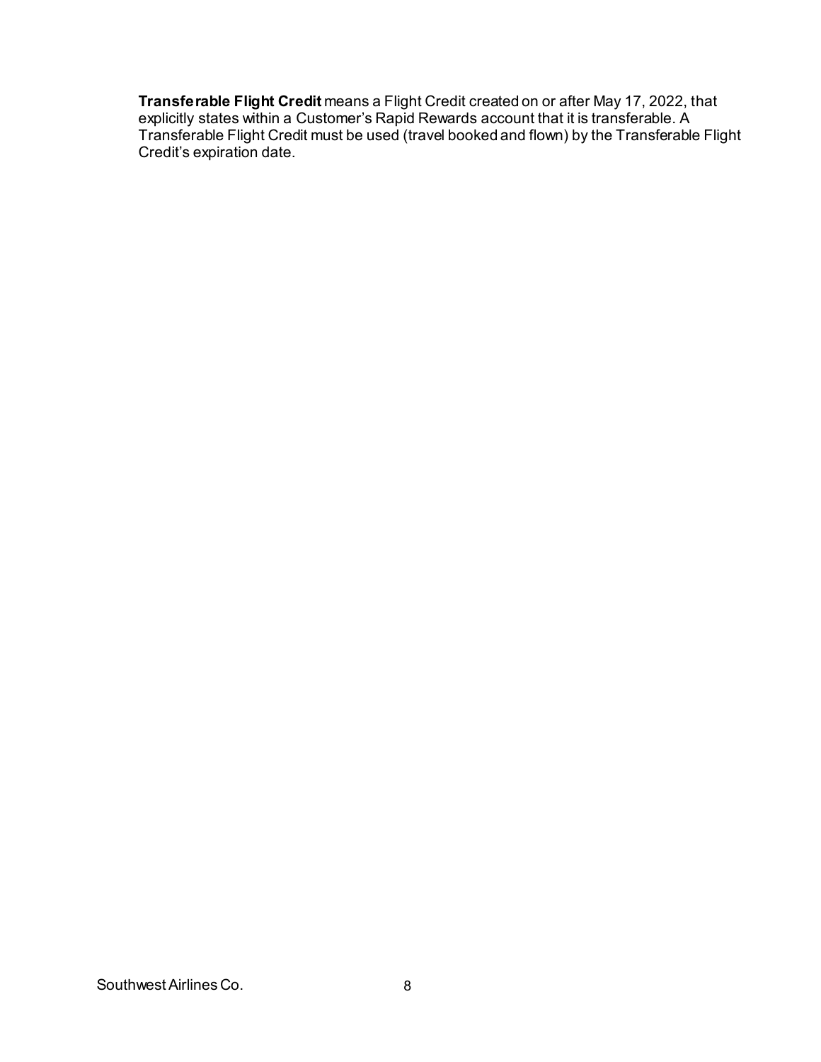**Transferable Flight Credit** means a Flight Credit created on or after May 17, 2022, that explicitly states within a Customer's Rapid Rewards account that it is transferable. A Transferable Flight Credit must be used (travel booked and flown) by the Transferable Flight Credit's expiration date.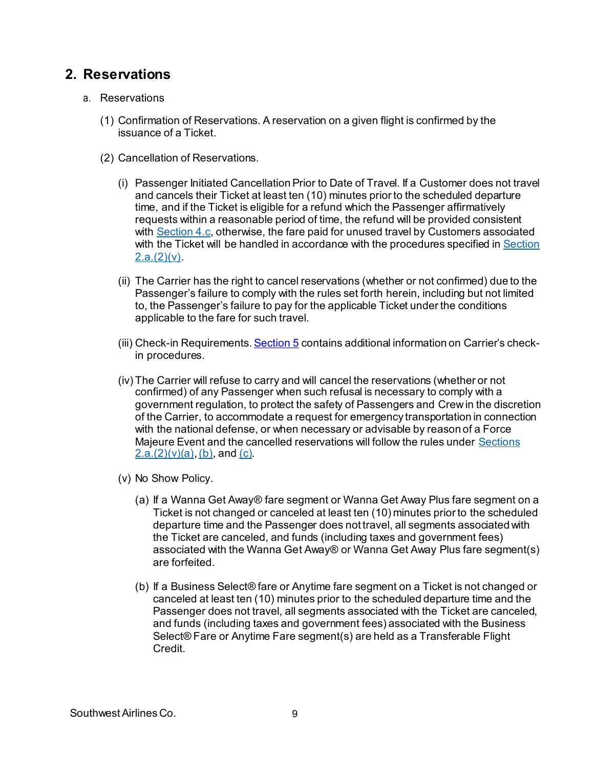## 2. Reservations

a. Reservations

(1) Confirmation of Reservations. A reservation on a given flight is confirmed by the issuance of a Ticket.

(2) Cancellation of Reservations.

(i) Passenger Initiated Cancellation Prior to Date of Travel. If a Customer does not travel and cancels their Ticket at least ten (10) minutes prior to the scheduled departure time, and if the Ticket is eligible for a refund which the Passenger affirmatively requests within a reasonable period of time, the refund will be provided consistent with Section 4.c, otherwise, the fare paid for unused travel by Customers associated with the Ticket will be handled in accordance with the procedures specified in Section 2.a.(2)(v).

(ii) The Carrier has the right to cancel reservations (whether or not confirmed) due to the Passenger's failure to comply with the rules set forth herein, including but not limited to, the Passenger's failure to pay for the applicable Ticket under the conditions applicable to the fare for such travel.

(iii) Check-in Requirements. Section 5 contains additional information on Carrier's check-in procedures.

(iv) The Carrier will refuse to carry and will cancel the reservations (whether or not confirmed) of any Passenger when such refusal is necessary to comply with a government regulation, to protect the safety of Passengers and Crew in the discretion of the Carrier, to accommodate a request for emergency transportation in connection with the national defense, or when necessary or advisable by reason of a Force Majeure Event and the cancelled reservations will follow the rules under Sections 2.a.(2)(v)(a), (b), and (c).

(v) No Show Policy.

(a) If a Wanna Get Away® fare segment or Wanna Get Away Plus fare segment on a Ticket is not changed or canceled at least ten (10) minutes prior to the scheduled departure time and the Passenger does not travel, all segments associated with the Ticket are canceled, and funds (including taxes and government fees) associated with the Wanna Get Away® or Wanna Get Away Plus fare segment(s) are forfeited.

(b) If a Business Select® fare or Anytime fare segment on a Ticket is not changed or canceled at least ten (10) minutes prior to the scheduled departure time and the Passenger does not travel, all segments associated with the Ticket are canceled, and funds (including taxes and government fees) associated with the Business Select® Fare or Anytime Fare segment(s) are held as a Transferable Flight Credit.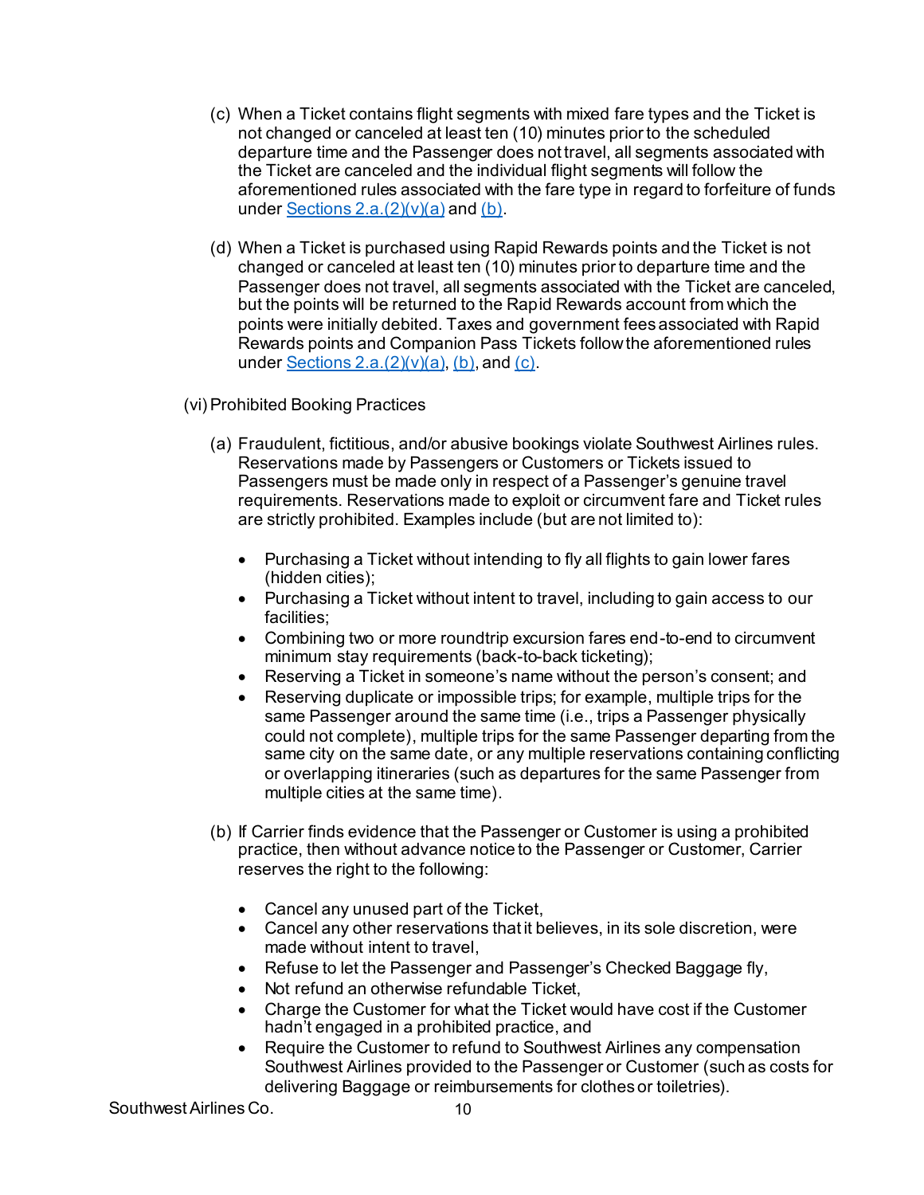(c) When a Ticket contains flight segments with mixed fare types and the Ticket is not changed or canceled at least ten (10) minutes prior to the scheduled departure time and the Passenger does not travel, all segments associated with the Ticket are canceled and the individual flight segments will follow the aforementioned rules associated with the fare type in regard to forfeiture of funds under [Sections 2.a.(2)(v)(a)]() and [(b)]().

(d) When a Ticket is purchased using Rapid Rewards points and the Ticket is not changed or canceled at least ten (10) minutes prior to departure time and the Passenger does not travel, all segments associated with the Ticket are canceled, but the points will be returned to the Rapid Rewards account from which the points were initially debited. Taxes and government fees associated with Rapid Rewards points and Companion Pass Tickets follow the aforementioned rules under [Sections 2.a.(2)(v)(a)](), [(b)](), and [(c)]().

(vi) Prohibited Booking Practices

(a) Fraudulent, fictitious, and/or abusive bookings violate Southwest Airlines rules. Reservations made by Passengers or Customers or Tickets issued to Passengers must be made only in respect of a Passenger's genuine travel requirements. Reservations made to exploit or circumvent fare and Ticket rules are strictly prohibited. Examples include (but are not limited to):

- Purchasing a Ticket without intending to fly all flights to gain lower fares (hidden cities);
- Purchasing a Ticket without intent to travel, including to gain access to our facilities;
- Combining two or more roundtrip excursion fares end-to-end to circumvent minimum stay requirements (back-to-back ticketing);
- Reserving a Ticket in someone's name without the person's consent; and
- Reserving duplicate or impossible trips; for example, multiple trips for the same Passenger around the same time (i.e., trips a Passenger physically could not complete), multiple trips for the same Passenger departing from the same city on the same date, or any multiple reservations containing conflicting or overlapping itineraries (such as departures for the same Passenger from multiple cities at the same time).

(b) If Carrier finds evidence that the Passenger or Customer is using a prohibited practice, then without advance notice to the Passenger or Customer, Carrier reserves the right to the following:

- Cancel any unused part of the Ticket,
- Cancel any other reservations that it believes, in its sole discretion, were made without intent to travel,
- Refuse to let the Passenger and Passenger's Checked Baggage fly,
- Not refund an otherwise refundable Ticket,
- Charge the Customer for what the Ticket would have cost if the Customer hadn't engaged in a prohibited practice, and
- Require the Customer to refund to Southwest Airlines any compensation Southwest Airlines provided to the Passenger or Customer (such as costs for delivering Baggage or reimbursements for clothes or toiletries).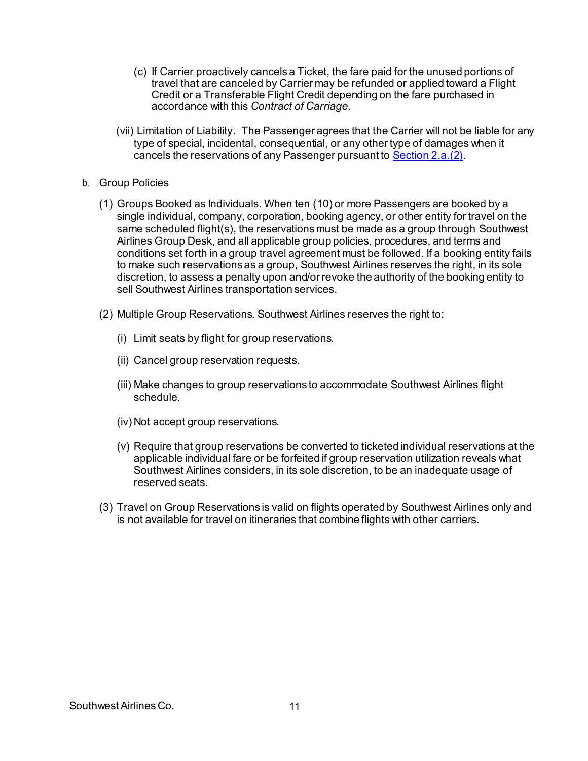(c) If Carrier proactively cancels a Ticket, the fare paid for the unused portions of travel that are canceled by Carrier may be refunded or applied toward a Flight Credit or a Transferable Flight Credit depending on the fare purchased in accordance with this *Contract of Carriage*.

(vii) Limitation of Liability. The Passenger agrees that the Carrier will not be liable for any type of special, incidental, consequential, or any other type of damages when it cancels the reservations of any Passenger pursuant to Section 2.a.(2).

b. Group Policies

(1) Groups Booked as Individuals. When ten (10) or more Passengers are booked by a single individual, company, corporation, booking agency, or other entity for travel on the same scheduled flight(s), the reservations must be made as a group through Southwest Airlines Group Desk, and all applicable group policies, procedures, and terms and conditions set forth in a group travel agreement must be followed. If a booking entity fails to make such reservations as a group, Southwest Airlines reserves the right, in its sole discretion, to assess a penalty upon and/or revoke the authority of the booking entity to sell Southwest Airlines transportation services.

(2) Multiple Group Reservations. Southwest Airlines reserves the right to:

(i) Limit seats by flight for group reservations.

(ii) Cancel group reservation requests.

(iii) Make changes to group reservations to accommodate Southwest Airlines flight schedule.

(iv) Not accept group reservations.

(v) Require that group reservations be converted to ticketed individual reservations at the applicable individual fare or be forfeited if group reservation utilization reveals what Southwest Airlines considers, in its sole discretion, to be an inadequate usage of reserved seats.

(3) Travel on Group Reservations is valid on flights operated by Southwest Airlines only and is not available for travel on itineraries that combine flights with other carriers.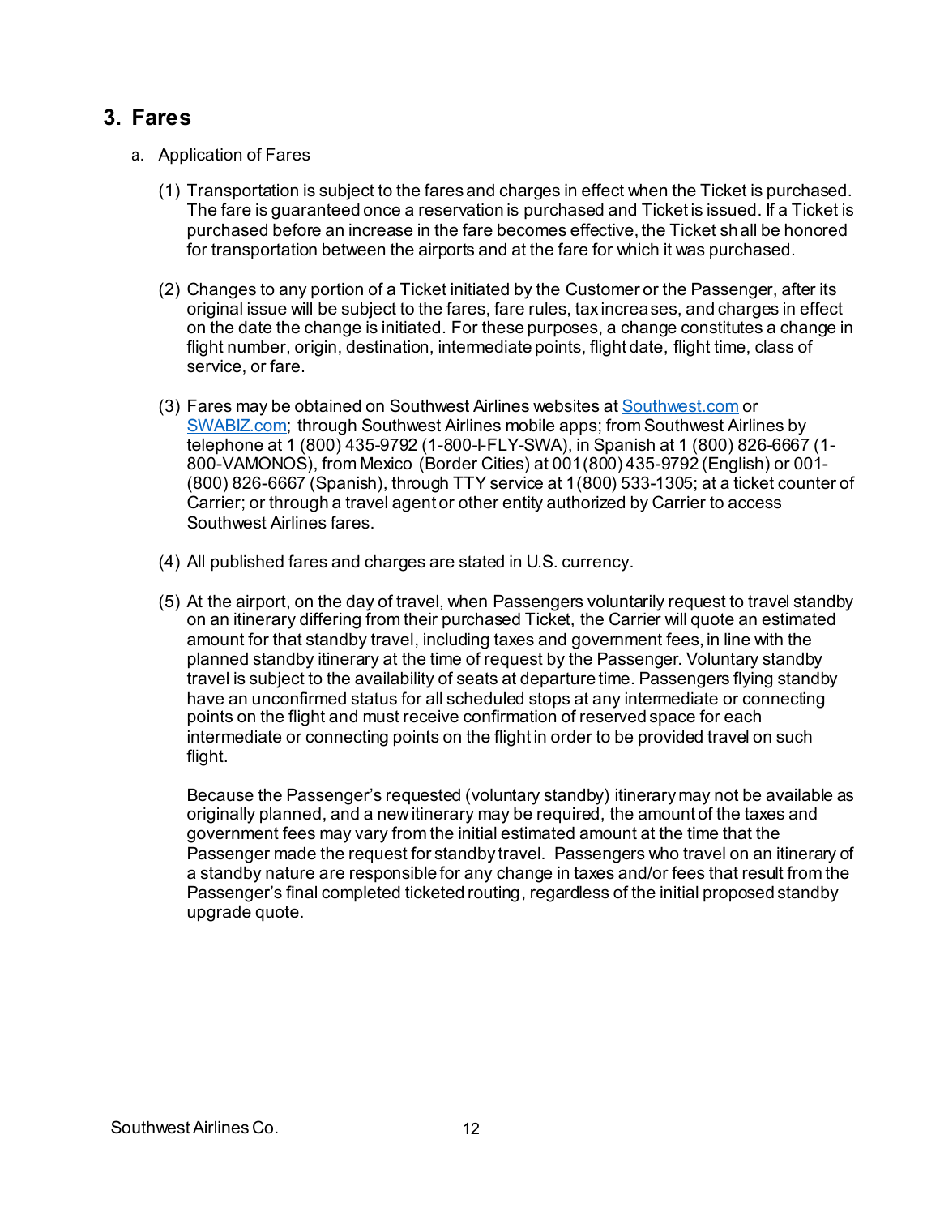## 3. Fares

a. Application of Fares

(1) Transportation is subject to the fares and charges in effect when the Ticket is purchased. The fare is guaranteed once a reservation is purchased and Ticket is issued. If a Ticket is purchased before an increase in the fare becomes effective, the Ticket shall be honored for transportation between the airports and at the fare for which it was purchased.

(2) Changes to any portion of a Ticket initiated by the Customer or the Passenger, after its original issue will be subject to the fares, fare rules, tax increases, and charges in effect on the date the change is initiated. For these purposes, a change constitutes a change in flight number, origin, destination, intermediate points, flight date, flight time, class of service, or fare.

(3) Fares may be obtained on Southwest Airlines websites at [Southwest.com](Southwest.com) or [SWABIZ.com](SWABIZ.com); through Southwest Airlines mobile apps; from Southwest Airlines by telephone at 1 (800) 435-9792 (1-800-I-FLY-SWA), in Spanish at 1 (800) 826-6667 (1-800-VAMONOS), from Mexico (Border Cities) at 001(800)435-9792 (English) or 001-(800) 826-6667 (Spanish), through TTY service at 1(800) 533-1305; at a ticket counter of Carrier; or through a travel agent or other entity authorized by Carrier to access Southwest Airlines fares.

(4) All published fares and charges are stated in U.S. currency.

(5) At the airport, on the day of travel, when Passengers voluntarily request to travel standby on an itinerary differing from their purchased Ticket, the Carrier will quote an estimated amount for that standby travel, including taxes and government fees, in line with the planned standby itinerary at the time of request by the Passenger. Voluntary standby travel is subject to the availability of seats at departure time. Passengers flying standby have an unconfirmed status for all scheduled stops at any intermediate or connecting points on the flight and must receive confirmation of reserved space for each intermediate or connecting points on the flight in order to be provided travel on such flight.

Because the Passenger's requested (voluntary standby) itinerary may not be available as originally planned, and a new itinerary may be required, the amount of the taxes and government fees may vary from the initial estimated amount at the time that the Passenger made the request for standby travel. Passengers who travel on an itinerary of a standby nature are responsible for any change in taxes and/or fees that result from the Passenger's final completed ticketed routing, regardless of the initial proposed standby upgrade quote.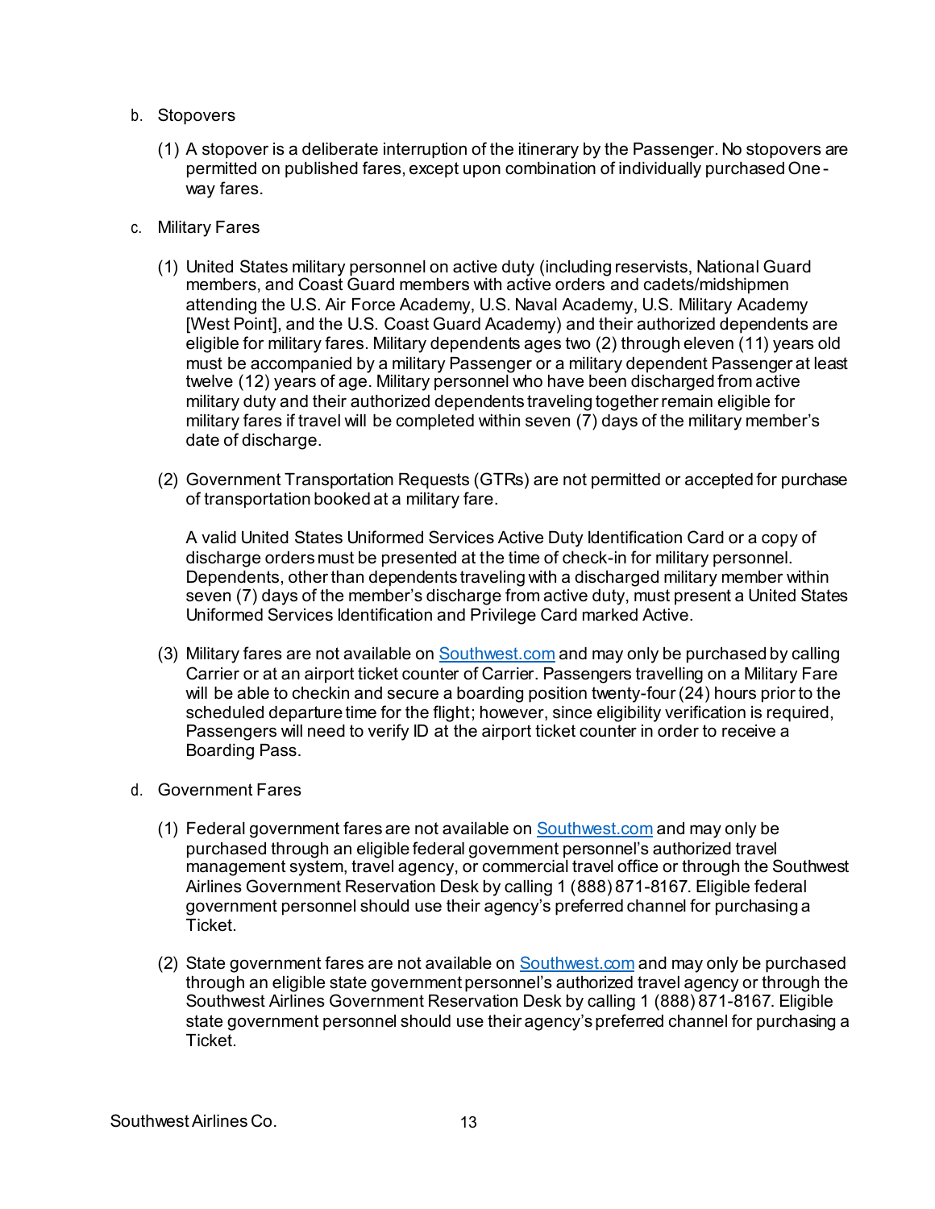b. Stopovers

   (1) A stopover is a deliberate interruption of the itinerary by the Passenger. No stopovers are permitted on published fares, except upon combination of individually purchased One-way fares.

c. Military Fares

   (1) United States military personnel on active duty (including reservists, National Guard members, and Coast Guard members with active orders and cadets/midshipmen attending the U.S. Air Force Academy, U.S. Naval Academy, U.S. Military Academy [West Point], and the U.S. Coast Guard Academy) and their authorized dependents are eligible for military fares. Military dependents ages two (2) through eleven (11) years old must be accompanied by a military Passenger or a military dependent Passenger at least twelve (12) years of age. Military personnel who have been discharged from active military duty and their authorized dependents traveling together remain eligible for military fares if travel will be completed within seven (7) days of the military member's date of discharge.

   (2) Government Transportation Requests (GTRs) are not permitted or accepted for purchase of transportation booked at a military fare.

   A valid United States Uniformed Services Active Duty Identification Card or a copy of discharge orders must be presented at the time of check-in for military personnel. Dependents, other than dependents traveling with a discharged military member within seven (7) days of the member's discharge from active duty, must present a United States Uniformed Services Identification and Privilege Card marked Active.

   (3) Military fares are not available on [Southwest.com](https://www.southwest.com) and may only be purchased by calling Carrier or at an airport ticket counter of Carrier. Passengers travelling on a Military Fare will be able to checkin and secure a boarding position twenty-four (24) hours prior to the scheduled departure time for the flight; however, since eligibility verification is required, Passengers will need to verify ID at the airport ticket counter in order to receive a Boarding Pass.

d. Government Fares

   (1) Federal government fares are not available on [Southwest.com](https://www.southwest.com) and may only be purchased through an eligible federal government personnel's authorized travel management system, travel agency, or commercial travel office or through the Southwest Airlines Government Reservation Desk by calling 1 (888) 871-8167. Eligible federal government personnel should use their agency's preferred channel for purchasing a Ticket.

   (2) State government fares are not available on [Southwest.com](https://www.southwest.com) and may only be purchased through an eligible state government personnel's authorized travel agency or through the Southwest Airlines Government Reservation Desk by calling 1 (888) 871-8167. Eligible state government personnel should use their agency's preferred channel for purchasing a Ticket.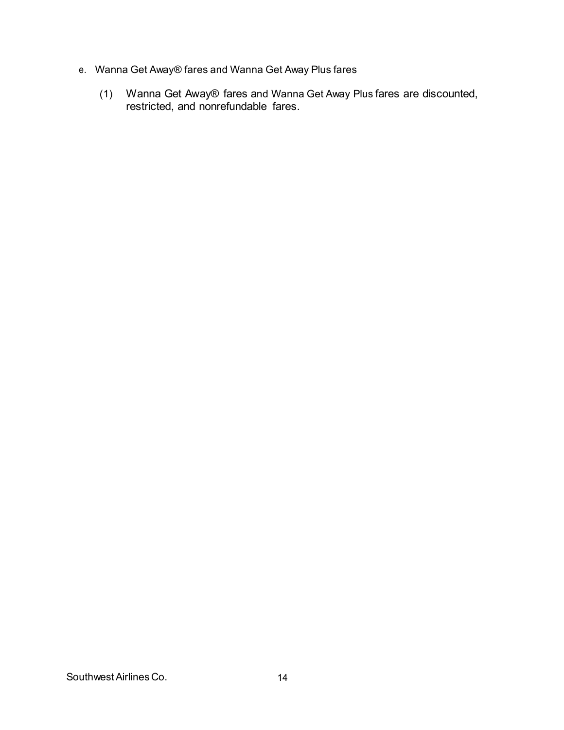e. Wanna Get Away® fares and Wanna Get Away Plus fares

(1) Wanna Get Away® fares and Wanna Get Away Plus fares are discounted, restricted, and nonrefundable fares.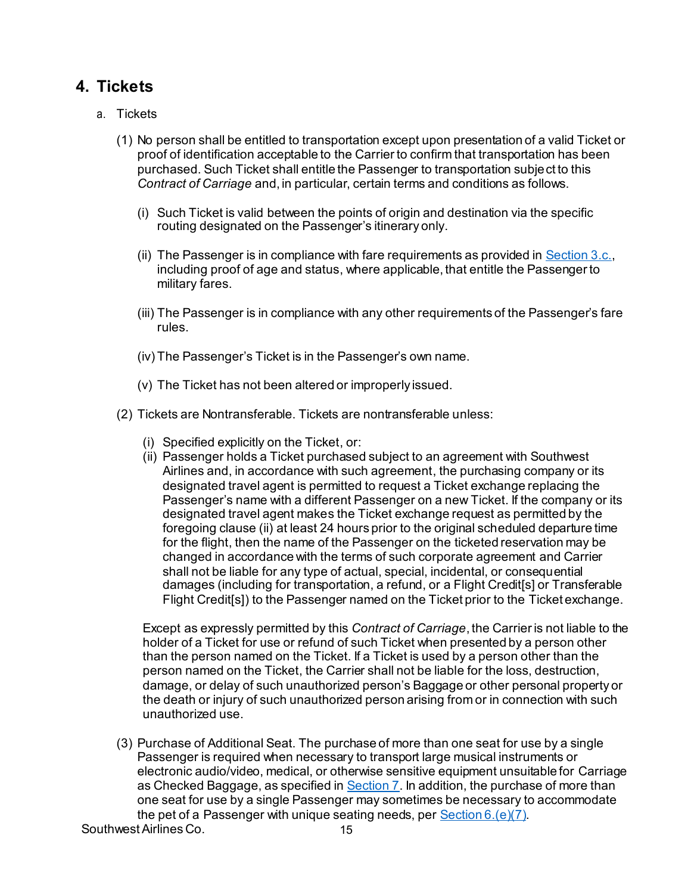## 4. Tickets

a. Tickets

(1) No person shall be entitled to transportation except upon presentation of a valid Ticket or proof of identification acceptable to the Carrier to confirm that transportation has been purchased. Such Ticket shall entitle the Passenger to transportation subject to this *Contract of Carriage* and, in particular, certain terms and conditions as follows.

(i) Such Ticket is valid between the points of origin and destination via the specific routing designated on the Passenger's itinerary only.

(ii) The Passenger is in compliance with fare requirements as provided in Section 3.c., including proof of age and status, where applicable, that entitle the Passenger to military fares.

(iii) The Passenger is in compliance with any other requirements of the Passenger's fare rules.

(iv) The Passenger's Ticket is in the Passenger's own name.

(v) The Ticket has not been altered or improperly issued.

(2) Tickets are Nontransferable. Tickets are nontransferable unless:

(i) Specified explicitly on the Ticket, or:
(ii) Passenger holds a Ticket purchased subject to an agreement with Southwest Airlines and, in accordance with such agreement, the purchasing company or its designated travel agent is permitted to request a Ticket exchange replacing the Passenger's name with a different Passenger on a new Ticket. If the company or its designated travel agent makes the Ticket exchange request as permitted by the foregoing clause (ii) at least 24 hours prior to the original scheduled departure time for the flight, then the name of the Passenger on the ticketed reservation may be changed in accordance with the terms of such corporate agreement and Carrier shall not be liable for any type of actual, special, incidental, or consequential damages (including for transportation, a refund, or a Flight Credit[s] or Transferable Flight Credit[s]) to the Passenger named on the Ticket prior to the Ticket exchange.

Except as expressly permitted by this *Contract of Carriage*, the Carrier is not liable to the holder of a Ticket for use or refund of such Ticket when presented by a person other than the person named on the Ticket. If a Ticket is used by a person other than the person named on the Ticket, the Carrier shall not be liable for the loss, destruction, damage, or delay of such unauthorized person's Baggage or other personal property or the death or injury of such unauthorized person arising from or in connection with such unauthorized use.

(3) Purchase of Additional Seat. The purchase of more than one seat for use by a single Passenger is required when necessary to transport large musical instruments or electronic audio/video, medical, or otherwise sensitive equipment unsuitable for Carriage as Checked Baggage, as specified in Section 7. In addition, the purchase of more than one seat for use by a single Passenger may sometimes be necessary to accommodate the pet of a Passenger with unique seating needs, per Section 6.(e)(7).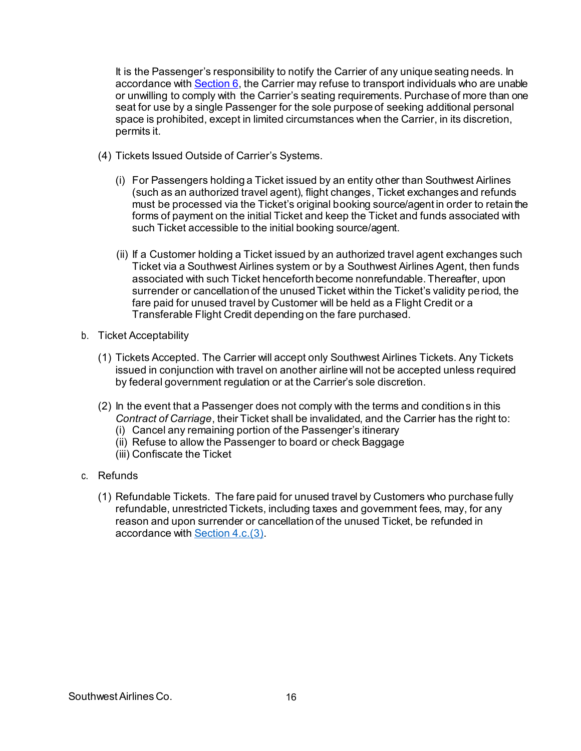It is the Passenger's responsibility to notify the Carrier of any unique seating needs. In accordance with [Section 6](#), the Carrier may refuse to transport individuals who are unable or unwilling to comply with the Carrier's seating requirements. Purchase of more than one seat for use by a single Passenger for the sole purpose of seeking additional personal space is prohibited, except in limited circumstances when the Carrier, in its discretion, permits it.

(4) Tickets Issued Outside of Carrier's Systems.

(i) For Passengers holding a Ticket issued by an entity other than Southwest Airlines (such as an authorized travel agent), flight changes, Ticket exchanges and refunds must be processed via the Ticket's original booking source/agent in order to retain the forms of payment on the initial Ticket and keep the Ticket and funds associated with such Ticket accessible to the initial booking source/agent.

(ii) If a Customer holding a Ticket issued by an authorized travel agent exchanges such Ticket via a Southwest Airlines system or by a Southwest Airlines Agent, then funds associated with such Ticket henceforth become nonrefundable. Thereafter, upon surrender or cancellation of the unused Ticket within the Ticket's validity period, the fare paid for unused travel by Customer will be held as a Flight Credit or a Transferable Flight Credit depending on the fare purchased.

b. Ticket Acceptability

(1) Tickets Accepted. The Carrier will accept only Southwest Airlines Tickets. Any Tickets issued in conjunction with travel on another airline will not be accepted unless required by federal government regulation or at the Carrier's sole discretion.

(2) In the event that a Passenger does not comply with the terms and conditions in this *Contract of Carriage*, their Ticket shall be invalidated, and the Carrier has the right to:
(i) Cancel any remaining portion of the Passenger's itinerary
(ii) Refuse to allow the Passenger to board or check Baggage
(iii) Confiscate the Ticket

c. Refunds

(1) Refundable Tickets. The fare paid for unused travel by Customers who purchase fully refundable, unrestricted Tickets, including taxes and government fees, may, for any reason and upon surrender or cancellation of the unused Ticket, be refunded in accordance with [Section 4.c.(3)](#).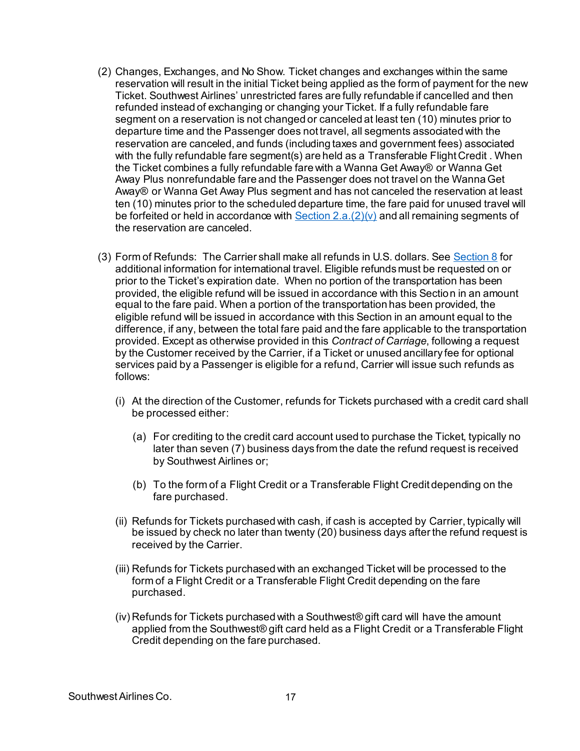(2) Changes, Exchanges, and No Show. Ticket changes and exchanges within the same reservation will result in the initial Ticket being applied as the form of payment for the new Ticket. Southwest Airlines' unrestricted fares are fully refundable if cancelled and then refunded instead of exchanging or changing your Ticket. If a fully refundable fare segment on a reservation is not changed or canceled at least ten (10) minutes prior to departure time and the Passenger does not travel, all segments associated with the reservation are canceled, and funds (including taxes and government fees) associated with the fully refundable fare segment(s) are held as a Transferable Flight Credit . When the Ticket combines a fully refundable fare with a Wanna Get Away® or Wanna Get Away Plus nonrefundable fare and the Passenger does not travel on the Wanna Get Away® or Wanna Get Away Plus segment and has not canceled the reservation at least ten (10) minutes prior to the scheduled departure time, the fare paid for unused travel will be forfeited or held in accordance with Section 2.a.(2)(v) and all remaining segments of the reservation are canceled.

(3) Form of Refunds: The Carrier shall make all refunds in U.S. dollars. See Section 8 for additional information for international travel. Eligible refunds must be requested on or prior to the Ticket's expiration date. When no portion of the transportation has been provided, the eligible refund will be issued in accordance with this Section in an amount equal to the fare paid. When a portion of the transportation has been provided, the eligible refund will be issued in accordance with this Section in an amount equal to the difference, if any, between the total fare paid and the fare applicable to the transportation provided. Except as otherwise provided in this *Contract of Carriage*, following a request by the Customer received by the Carrier, if a Ticket or unused ancillary fee for optional services paid by a Passenger is eligible for a refund, Carrier will issue such refunds as follows:

(i) At the direction of the Customer, refunds for Tickets purchased with a credit card shall be processed either:

(a) For crediting to the credit card account used to purchase the Ticket, typically no later than seven (7) business days from the date the refund request is received by Southwest Airlines or;

(b) To the form of a Flight Credit or a Transferable Flight Credit depending on the fare purchased.

(ii) Refunds for Tickets purchased with cash, if cash is accepted by Carrier, typically will be issued by check no later than twenty (20) business days after the refund request is received by the Carrier.

(iii) Refunds for Tickets purchased with an exchanged Ticket will be processed to the form of a Flight Credit or a Transferable Flight Credit depending on the fare purchased.

(iv) Refunds for Tickets purchased with a Southwest® gift card will have the amount applied from the Southwest® gift card held as a Flight Credit or a Transferable Flight Credit depending on the fare purchased.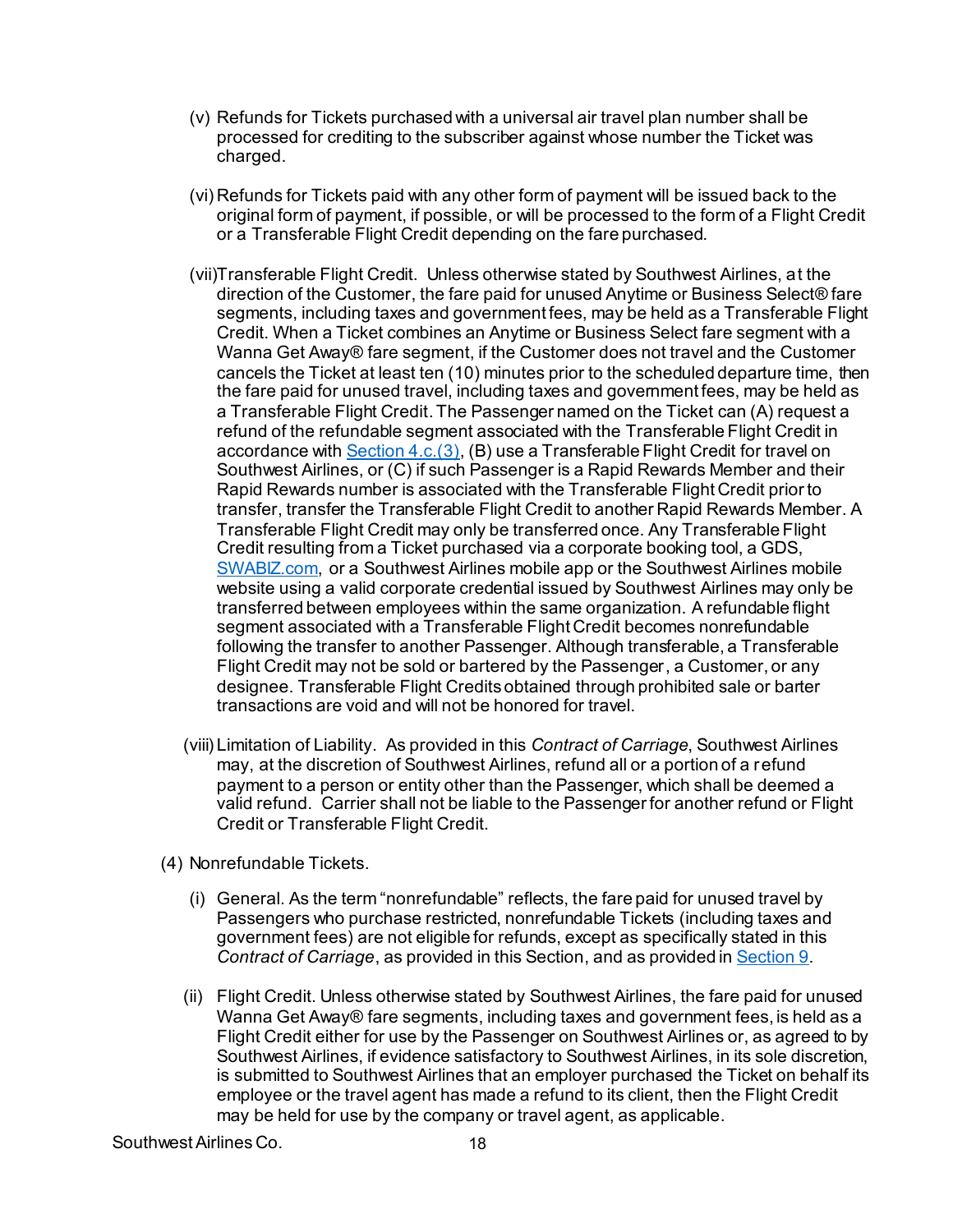(v) Refunds for Tickets purchased with a universal air travel plan number shall be processed for crediting to the subscriber against whose number the Ticket was charged.

(vi) Refunds for Tickets paid with any other form of payment will be issued back to the original form of payment, if possible, or will be processed to the form of a Flight Credit or a Transferable Flight Credit depending on the fare purchased.

(vii) Transferable Flight Credit. Unless otherwise stated by Southwest Airlines, at the direction of the Customer, the fare paid for unused Anytime or Business Select® fare segments, including taxes and government fees, may be held as a Transferable Flight Credit. When a Ticket combines an Anytime or Business Select fare segment with a Wanna Get Away® fare segment, if the Customer does not travel and the Customer cancels the Ticket at least ten (10) minutes prior to the scheduled departure time, then the fare paid for unused travel, including taxes and government fees, may be held as a Transferable Flight Credit. The Passenger named on the Ticket can (A) request a refund of the refundable segment associated with the Transferable Flight Credit in accordance with Section 4.c.(3), (B) use a Transferable Flight Credit for travel on Southwest Airlines, or (C) if such Passenger is a Rapid Rewards Member and their Rapid Rewards number is associated with the Transferable Flight Credit prior to transfer, transfer the Transferable Flight Credit to another Rapid Rewards Member. A Transferable Flight Credit may only be transferred once. Any Transferable Flight Credit resulting from a Ticket purchased via a corporate booking tool, a GDS, SWABIZ.com, or a Southwest Airlines mobile app or the Southwest Airlines mobile website using a valid corporate credential issued by Southwest Airlines may only be transferred between employees within the same organization. A refundable flight segment associated with a Transferable Flight Credit becomes nonrefundable following the transfer to another Passenger. Although transferable, a Transferable Flight Credit may not be sold or bartered by the Passenger, a Customer, or any designee. Transferable Flight Credits obtained through prohibited sale or barter transactions are void and will not be honored for travel.

(viii) Limitation of Liability. As provided in this *Contract of Carriage*, Southwest Airlines may, at the discretion of Southwest Airlines, refund all or a portion of a refund payment to a person or entity other than the Passenger, which shall be deemed a valid refund. Carrier shall not be liable to the Passenger for another refund or Flight Credit or Transferable Flight Credit.

(4) Nonrefundable Tickets.

(i) General. As the term "nonrefundable" reflects, the fare paid for unused travel by Passengers who purchase restricted, nonrefundable Tickets (including taxes and government fees) are not eligible for refunds, except as specifically stated in this *Contract of Carriage*, as provided in this Section, and as provided in Section 9.

(ii) Flight Credit. Unless otherwise stated by Southwest Airlines, the fare paid for unused Wanna Get Away® fare segments, including taxes and government fees, is held as a Flight Credit either for use by the Passenger on Southwest Airlines or, as agreed to by Southwest Airlines, if evidence satisfactory to Southwest Airlines, in its sole discretion, is submitted to Southwest Airlines that an employer purchased the Ticket on behalf its employee or the travel agent has made a refund to its client, then the Flight Credit may be held for use by the company or travel agent, as applicable.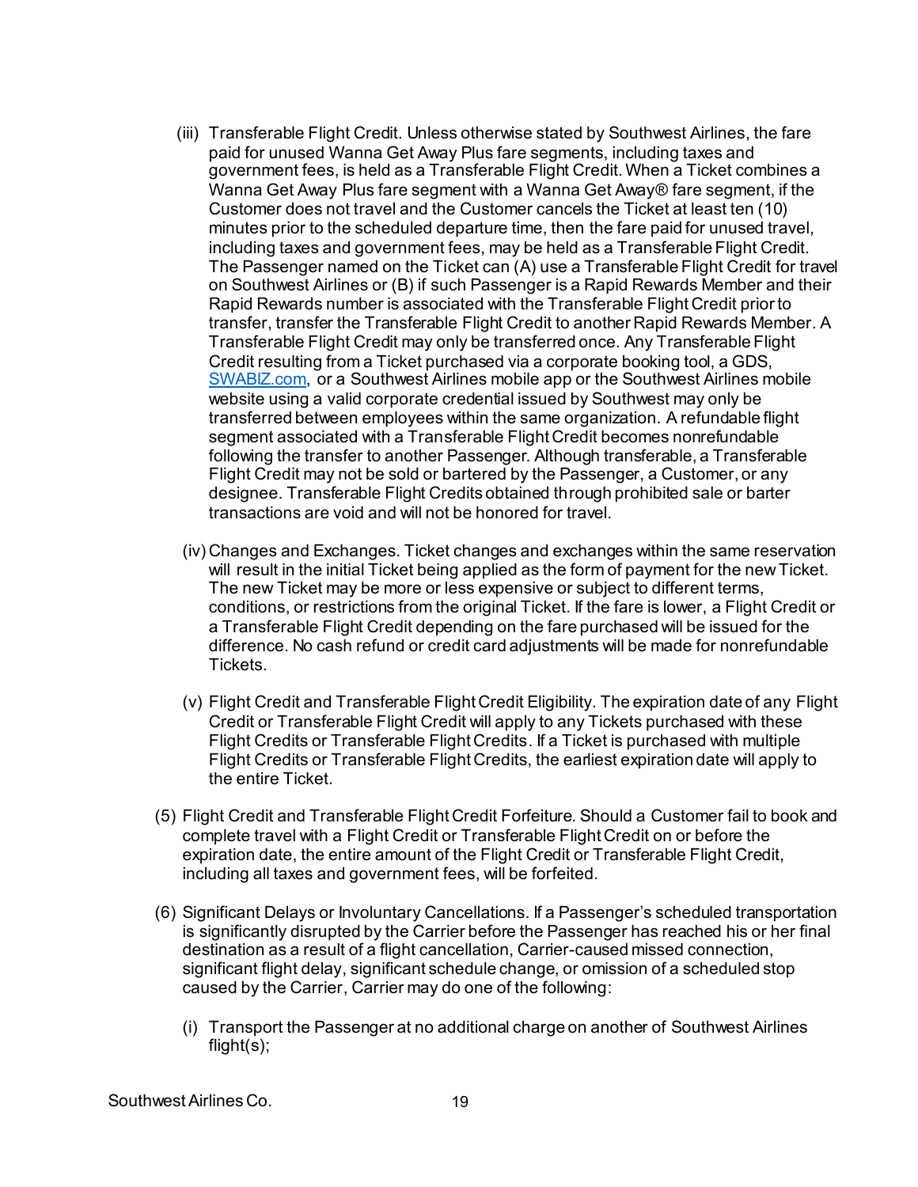(iii) Transferable Flight Credit. Unless otherwise stated by Southwest Airlines, the fare paid for unused Wanna Get Away Plus fare segments, including taxes and government fees, is held as a Transferable Flight Credit. When a Ticket combines a Wanna Get Away Plus fare segment with a Wanna Get Away® fare segment, if the Customer does not travel and the Customer cancels the Ticket at least ten (10) minutes prior to the scheduled departure time, then the fare paid for unused travel, including taxes and government fees, may be held as a Transferable Flight Credit. The Passenger named on the Ticket can (A) use a Transferable Flight Credit for travel on Southwest Airlines or (B) if such Passenger is a Rapid Rewards Member and their Rapid Rewards number is associated with the Transferable Flight Credit prior to transfer, transfer the Transferable Flight Credit to another Rapid Rewards Member. A Transferable Flight Credit may only be transferred once. Any Transferable Flight Credit resulting from a Ticket purchased via a corporate booking tool, a GDS, SWABIZ.com, or a Southwest Airlines mobile app or the Southwest Airlines mobile website using a valid corporate credential issued by Southwest may only be transferred between employees within the same organization. A refundable flight segment associated with a Transferable Flight Credit becomes nonrefundable following the transfer to another Passenger. Although transferable, a Transferable Flight Credit may not be sold or bartered by the Passenger, a Customer, or any designee. Transferable Flight Credits obtained through prohibited sale or barter transactions are void and will not be honored for travel.

(iv) Changes and Exchanges. Ticket changes and exchanges within the same reservation will result in the initial Ticket being applied as the form of payment for the new Ticket. The new Ticket may be more or less expensive or subject to different terms, conditions, or restrictions from the original Ticket. If the fare is lower, a Flight Credit or a Transferable Flight Credit depending on the fare purchased will be issued for the difference. No cash refund or credit card adjustments will be made for nonrefundable Tickets.

(v) Flight Credit and Transferable Flight Credit Eligibility. The expiration date of any Flight Credit or Transferable Flight Credit will apply to any Tickets purchased with these Flight Credits or Transferable Flight Credits. If a Ticket is purchased with multiple Flight Credits or Transferable Flight Credits, the earliest expiration date will apply to the entire Ticket.

(5) Flight Credit and Transferable Flight Credit Forfeiture. Should a Customer fail to book and complete travel with a Flight Credit or Transferable Flight Credit on or before the expiration date, the entire amount of the Flight Credit or Transferable Flight Credit, including all taxes and government fees, will be forfeited.

(6) Significant Delays or Involuntary Cancellations. If a Passenger's scheduled transportation is significantly disrupted by the Carrier before the Passenger has reached his or her final destination as a result of a flight cancellation, Carrier-caused missed connection, significant flight delay, significant schedule change, or omission of a scheduled stop caused by the Carrier, Carrier may do one of the following:

(i) Transport the Passenger at no additional charge on another of Southwest Airlines flight(s);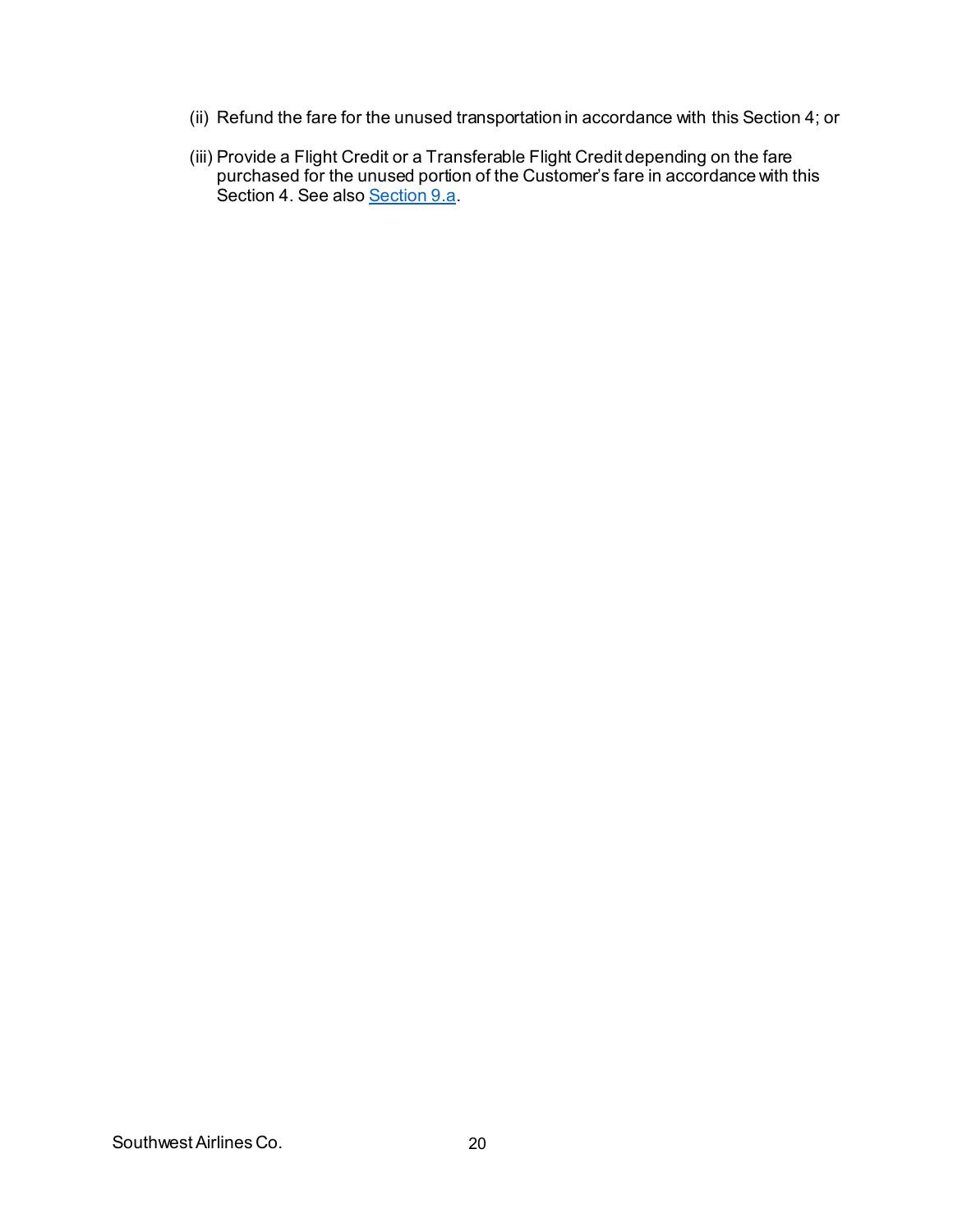(ii) Refund the fare for the unused transportation in accordance with this Section 4; or

(iii) Provide a Flight Credit or a Transferable Flight Credit depending on the fare purchased for the unused portion of the Customer's fare in accordance with this Section 4. See also Section 9.a.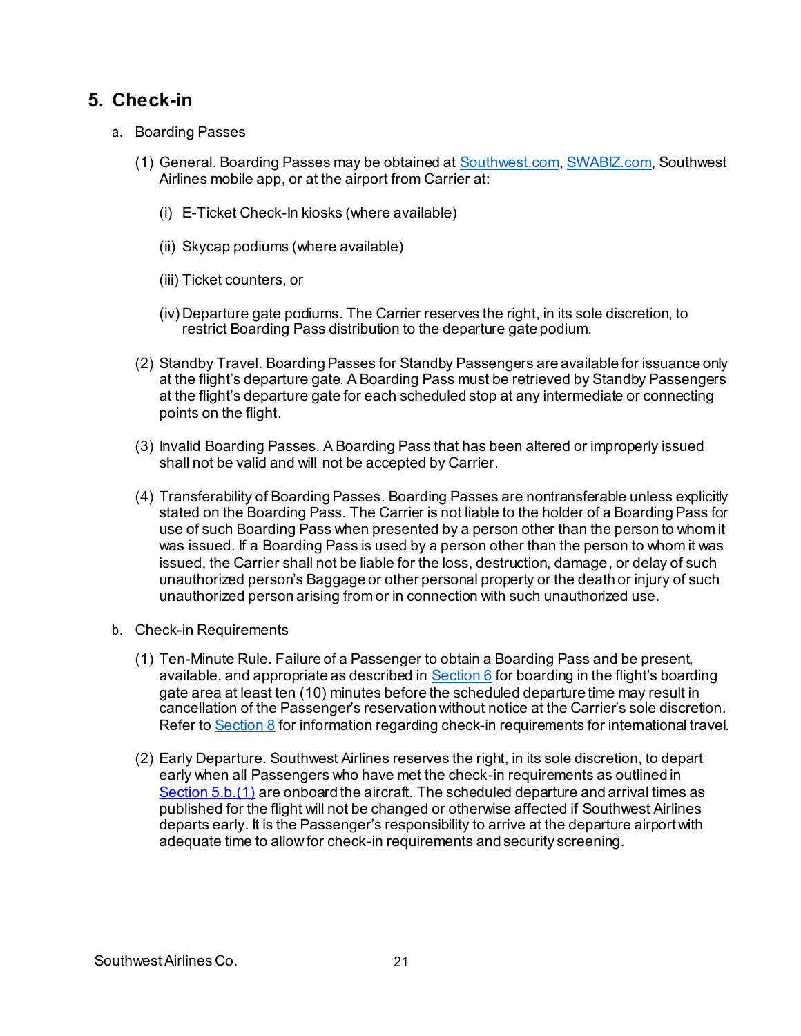## 5. Check-in

a. Boarding Passes

(1) General. Boarding Passes may be obtained at Southwest.com, SWABIZ.com, Southwest Airlines mobile app, or at the airport from Carrier at:

(i) E-Ticket Check-In kiosks (where available)

(ii) Skycap podiums (where available)

(iii) Ticket counters, or

(iv) Departure gate podiums. The Carrier reserves the right, in its sole discretion, to restrict Boarding Pass distribution to the departure gate podium.

(2) Standby Travel. Boarding Passes for Standby Passengers are available for issuance only at the flight's departure gate. A Boarding Pass must be retrieved by Standby Passengers at the flight's departure gate for each scheduled stop at any intermediate or connecting points on the flight.

(3) Invalid Boarding Passes. A Boarding Pass that has been altered or improperly issued shall not be valid and will not be accepted by Carrier.

(4) Transferability of Boarding Passes. Boarding Passes are nontransferable unless explicitly stated on the Boarding Pass. The Carrier is not liable to the holder of a Boarding Pass for use of such Boarding Pass when presented by a person other than the person to whom it was issued. If a Boarding Pass is used by a person other than the person to whom it was issued, the Carrier shall not be liable for the loss, destruction, damage, or delay of such unauthorized person's Baggage or other personal property or the death or injury of such unauthorized person arising from or in connection with such unauthorized use.

b. Check-in Requirements

(1) Ten-Minute Rule. Failure of a Passenger to obtain a Boarding Pass and be present, available, and appropriate as described in Section 6 for boarding in the flight's boarding gate area at least ten (10) minutes before the scheduled departure time may result in cancellation of the Passenger's reservation without notice at the Carrier's sole discretion. Refer to Section 8 for information regarding check-in requirements for international travel.

(2) Early Departure. Southwest Airlines reserves the right, in its sole discretion, to depart early when all Passengers who have met the check-in requirements as outlined in Section 5.b.(1) are onboard the aircraft. The scheduled departure and arrival times as published for the flight will not be changed or otherwise affected if Southwest Airlines departs early. It is the Passenger's responsibility to arrive at the departure airport with adequate time to allow for check-in requirements and security screening.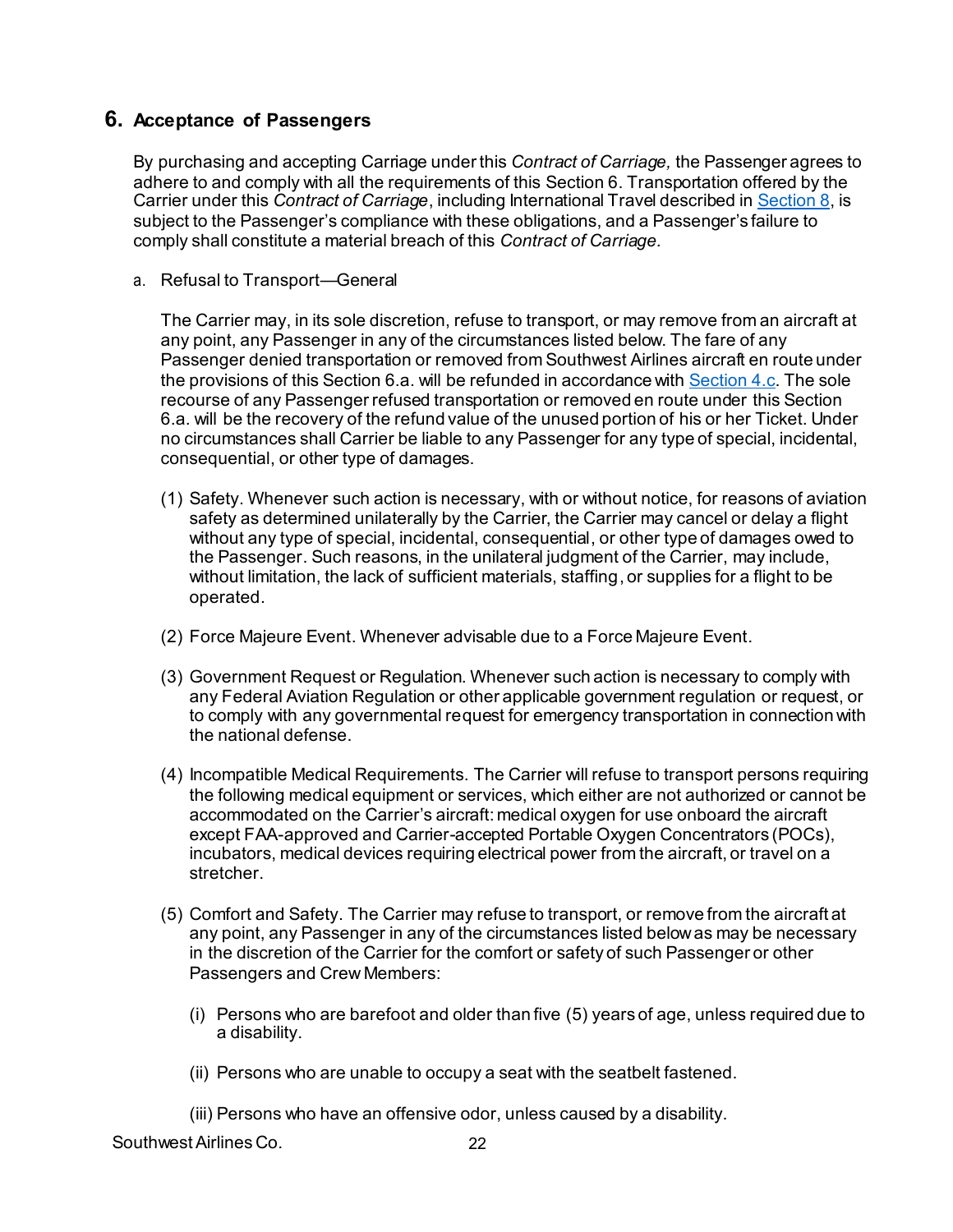## 6. Acceptance of Passengers

By purchasing and accepting Carriage under this *Contract of Carriage,* the Passenger agrees to adhere to and comply with all the requirements of this Section 6. Transportation offered by the Carrier under this *Contract of Carriage*, including International Travel described in Section 8, is subject to the Passenger's compliance with these obligations, and a Passenger's failure to comply shall constitute a material breach of this *Contract of Carriage.*

a. Refusal to Transport—General

The Carrier may, in its sole discretion, refuse to transport, or may remove from an aircraft at any point, any Passenger in any of the circumstances listed below. The fare of any Passenger denied transportation or removed from Southwest Airlines aircraft en route under the provisions of this Section 6.a. will be refunded in accordance with Section 4.c. The sole recourse of any Passenger refused transportation or removed en route under this Section 6.a. will be the recovery of the refund value of the unused portion of his or her Ticket. Under no circumstances shall Carrier be liable to any Passenger for any type of special, incidental, consequential, or other type of damages.

(1) Safety. Whenever such action is necessary, with or without notice, for reasons of aviation safety as determined unilaterally by the Carrier, the Carrier may cancel or delay a flight without any type of special, incidental, consequential, or other type of damages owed to the Passenger. Such reasons, in the unilateral judgment of the Carrier, may include, without limitation, the lack of sufficient materials, staffing, or supplies for a flight to be operated.

(2) Force Majeure Event. Whenever advisable due to a Force Majeure Event.

(3) Government Request or Regulation. Whenever such action is necessary to comply with any Federal Aviation Regulation or other applicable government regulation or request, or to comply with any governmental request for emergency transportation in connection with the national defense.

(4) Incompatible Medical Requirements. The Carrier will refuse to transport persons requiring the following medical equipment or services, which either are not authorized or cannot be accommodated on the Carrier's aircraft: medical oxygen for use onboard the aircraft except FAA-approved and Carrier-accepted Portable Oxygen Concentrators (POCs), incubators, medical devices requiring electrical power from the aircraft, or travel on a stretcher.

(5) Comfort and Safety. The Carrier may refuse to transport, or remove from the aircraft at any point, any Passenger in any of the circumstances listed below as may be necessary in the discretion of the Carrier for the comfort or safety of such Passenger or other Passengers and Crew Members:

(i) Persons who are barefoot and older than five (5) years of age, unless required due to a disability.

(ii) Persons who are unable to occupy a seat with the seatbelt fastened.

(iii) Persons who have an offensive odor, unless caused by a disability.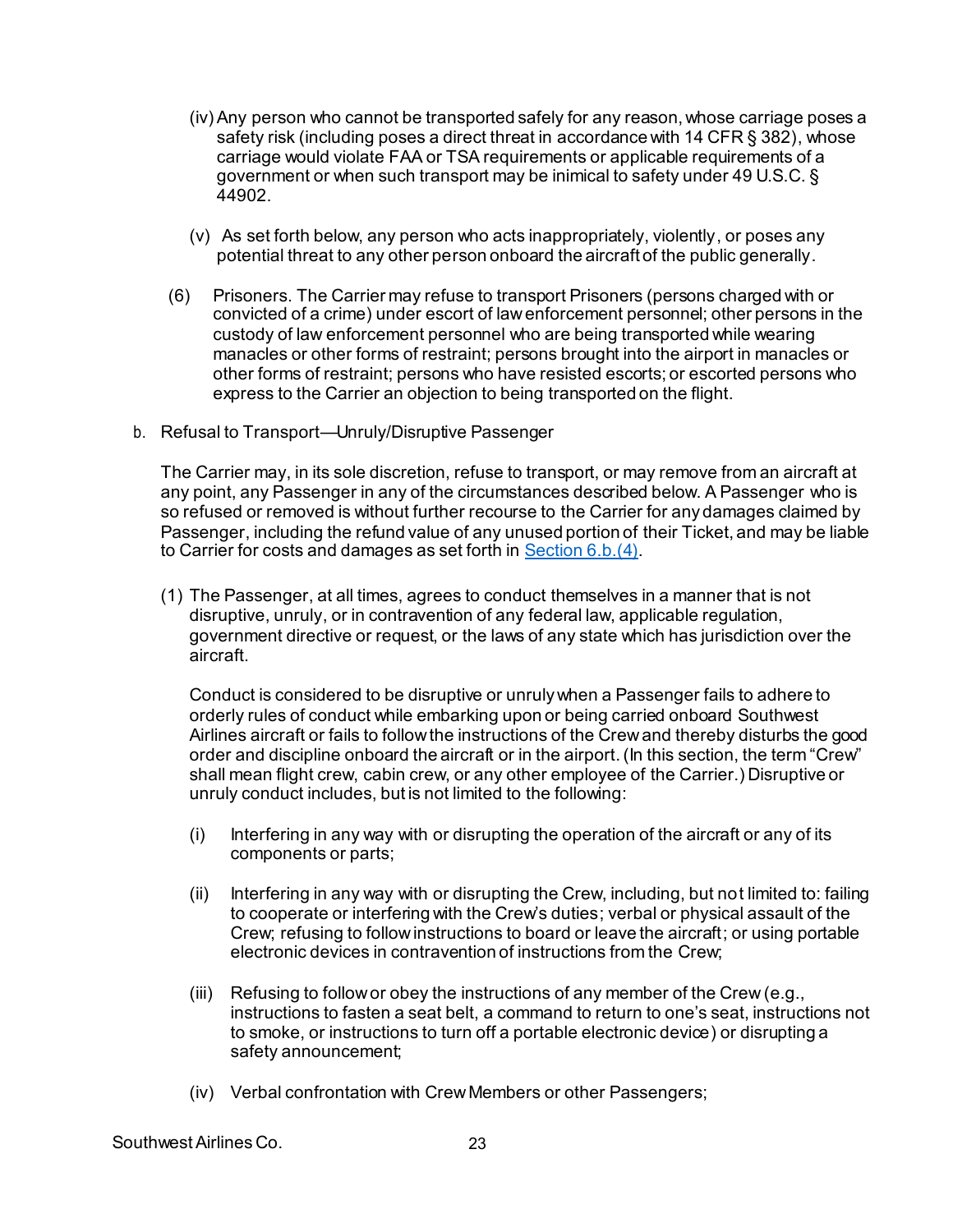(iv) Any person who cannot be transported safely for any reason, whose carriage poses a safety risk (including poses a direct threat in accordance with 14 CFR § 382), whose carriage would violate FAA or TSA requirements or applicable requirements of a government or when such transport may be inimical to safety under 49 U.S.C. § 44902.

(v) As set forth below, any person who acts inappropriately, violently, or poses any potential threat to any other person onboard the aircraft of the public generally.

(6) Prisoners. The Carrier may refuse to transport Prisoners (persons charged with or convicted of a crime) under escort of law enforcement personnel; other persons in the custody of law enforcement personnel who are being transported while wearing manacles or other forms of restraint; persons brought into the airport in manacles or other forms of restraint; persons who have resisted escorts; or escorted persons who express to the Carrier an objection to being transported on the flight.

b. Refusal to Transport—Unruly/Disruptive Passenger

The Carrier may, in its sole discretion, refuse to transport, or may remove from an aircraft at any point, any Passenger in any of the circumstances described below. A Passenger who is so refused or removed is without further recourse to the Carrier for any damages claimed by Passenger, including the refund value of any unused portion of their Ticket, and may be liable to Carrier for costs and damages as set forth in Section 6.b.(4).

(1) The Passenger, at all times, agrees to conduct themselves in a manner that is not disruptive, unruly, or in contravention of any federal law, applicable regulation, government directive or request, or the laws of any state which has jurisdiction over the aircraft.

Conduct is considered to be disruptive or unruly when a Passenger fails to adhere to orderly rules of conduct while embarking upon or being carried onboard Southwest Airlines aircraft or fails to follow the instructions of the Crew and thereby disturbs the good order and discipline onboard the aircraft or in the airport. (In this section, the term "Crew" shall mean flight crew, cabin crew, or any other employee of the Carrier.) Disruptive or unruly conduct includes, but is not limited to the following:

(i) Interfering in any way with or disrupting the operation of the aircraft or any of its components or parts;

(ii) Interfering in any way with or disrupting the Crew, including, but not limited to: failing to cooperate or interfering with the Crew's duties; verbal or physical assault of the Crew; refusing to follow instructions to board or leave the aircraft; or using portable electronic devices in contravention of instructions from the Crew;

(iii) Refusing to follow or obey the instructions of any member of the Crew (e.g., instructions to fasten a seat belt, a command to return to one's seat, instructions not to smoke, or instructions to turn off a portable electronic device) or disrupting a safety announcement;

(iv) Verbal confrontation with Crew Members or other Passengers;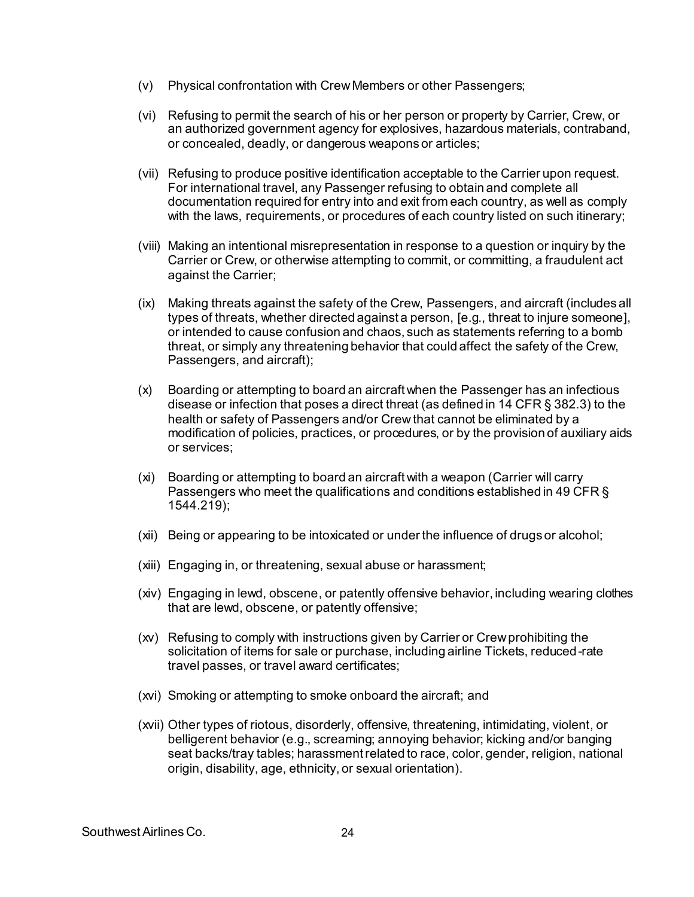(v) Physical confrontation with Crew Members or other Passengers;

(vi) Refusing to permit the search of his or her person or property by Carrier, Crew, or an authorized government agency for explosives, hazardous materials, contraband, or concealed, deadly, or dangerous weapons or articles;

(vii) Refusing to produce positive identification acceptable to the Carrier upon request. For international travel, any Passenger refusing to obtain and complete all documentation required for entry into and exit from each country, as well as comply with the laws, requirements, or procedures of each country listed on such itinerary;

(viii) Making an intentional misrepresentation in response to a question or inquiry by the Carrier or Crew, or otherwise attempting to commit, or committing, a fraudulent act against the Carrier;

(ix) Making threats against the safety of the Crew, Passengers, and aircraft (includes all types of threats, whether directed against a person, [e.g., threat to injure someone], or intended to cause confusion and chaos, such as statements referring to a bomb threat, or simply any threatening behavior that could affect the safety of the Crew, Passengers, and aircraft);

(x) Boarding or attempting to board an aircraft when the Passenger has an infectious disease or infection that poses a direct threat (as defined in 14 CFR § 382.3) to the health or safety of Passengers and/or Crew that cannot be eliminated by a modification of policies, practices, or procedures, or by the provision of auxiliary aids or services;

(xi) Boarding or attempting to board an aircraft with a weapon (Carrier will carry Passengers who meet the qualifications and conditions established in 49 CFR § 1544.219);

(xii) Being or appearing to be intoxicated or under the influence of drugs or alcohol;

(xiii) Engaging in, or threatening, sexual abuse or harassment;

(xiv) Engaging in lewd, obscene, or patently offensive behavior, including wearing clothes that are lewd, obscene, or patently offensive;

(xv) Refusing to comply with instructions given by Carrier or Crew prohibiting the solicitation of items for sale or purchase, including airline Tickets, reduced-rate travel passes, or travel award certificates;

(xvi) Smoking or attempting to smoke onboard the aircraft; and

(xvii) Other types of riotous, disorderly, offensive, threatening, intimidating, violent, or belligerent behavior (e.g., screaming; annoying behavior; kicking and/or banging seat backs/tray tables; harassment related to race, color, gender, religion, national origin, disability, age, ethnicity, or sexual orientation).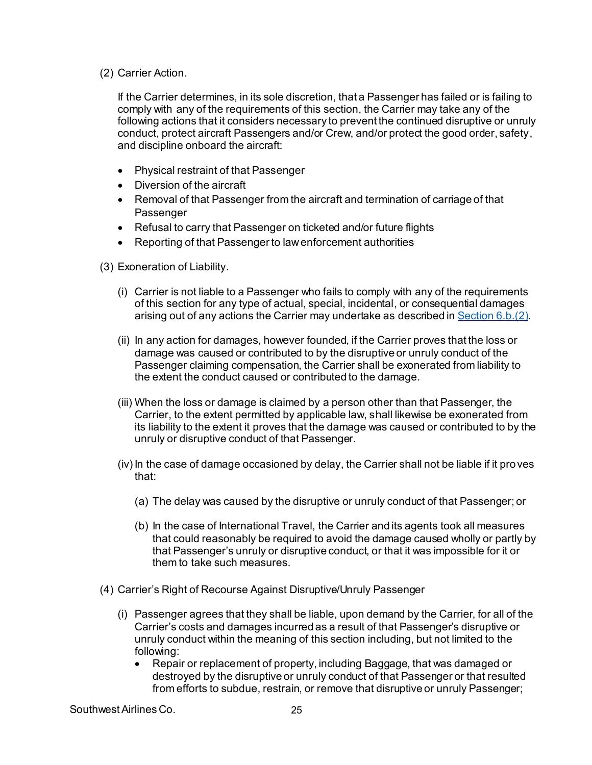(2) Carrier Action.

If the Carrier determines, in its sole discretion, that a Passenger has failed or is failing to comply with any of the requirements of this section, the Carrier may take any of the following actions that it considers necessary to prevent the continued disruptive or unruly conduct, protect aircraft Passengers and/or Crew, and/or protect the good order, safety, and discipline onboard the aircraft:

- Physical restraint of that Passenger
- Diversion of the aircraft
- Removal of that Passenger from the aircraft and termination of carriage of that Passenger
- Refusal to carry that Passenger on ticketed and/or future flights
- Reporting of that Passenger to law enforcement authorities

(3) Exoneration of Liability.

(i) Carrier is not liable to a Passenger who fails to comply with any of the requirements of this section for any type of actual, special, incidental, or consequential damages arising out of any actions the Carrier may undertake as described in Section 6.b.(2).

(ii) In any action for damages, however founded, if the Carrier proves that the loss or damage was caused or contributed to by the disruptive or unruly conduct of the Passenger claiming compensation, the Carrier shall be exonerated from liability to the extent the conduct caused or contributed to the damage.

(iii) When the loss or damage is claimed by a person other than that Passenger, the Carrier, to the extent permitted by applicable law, shall likewise be exonerated from its liability to the extent it proves that the damage was caused or contributed to by the unruly or disruptive conduct of that Passenger.

(iv) In the case of damage occasioned by delay, the Carrier shall not be liable if it proves that:

(a) The delay was caused by the disruptive or unruly conduct of that Passenger; or

(b) In the case of International Travel, the Carrier and its agents took all measures that could reasonably be required to avoid the damage caused wholly or partly by that Passenger's unruly or disruptive conduct, or that it was impossible for it or them to take such measures.

(4) Carrier's Right of Recourse Against Disruptive/Unruly Passenger

(i) Passenger agrees that they shall be liable, upon demand by the Carrier, for all of the Carrier's costs and damages incurred as a result of that Passenger's disruptive or unruly conduct within the meaning of this section including, but not limited to the following:

- Repair or replacement of property, including Baggage, that was damaged or destroyed by the disruptive or unruly conduct of that Passenger or that resulted from efforts to subdue, restrain, or remove that disruptive or unruly Passenger;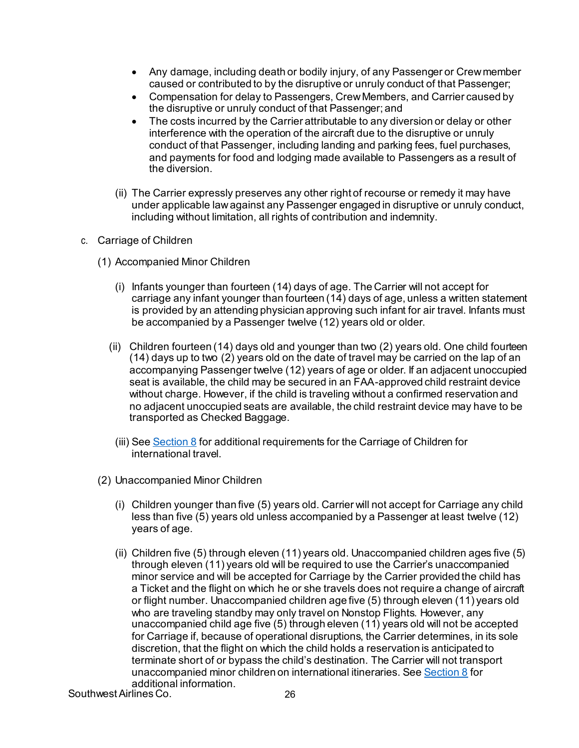- Any damage, including death or bodily injury, of any Passenger or Crew member caused or contributed to by the disruptive or unruly conduct of that Passenger;
- Compensation for delay to Passengers, Crew Members, and Carrier caused by the disruptive or unruly conduct of that Passenger; and
- The costs incurred by the Carrier attributable to any diversion or delay or other interference with the operation of the aircraft due to the disruptive or unruly conduct of that Passenger, including landing and parking fees, fuel purchases, and payments for food and lodging made available to Passengers as a result of the diversion.

(ii) The Carrier expressly preserves any other right of recourse or remedy it may have under applicable law against any Passenger engaged in disruptive or unruly conduct, including without limitation, all rights of contribution and indemnity.

c. Carriage of Children

(1) Accompanied Minor Children

(i) Infants younger than fourteen (14) days of age. The Carrier will not accept for carriage any infant younger than fourteen (14) days of age, unless a written statement is provided by an attending physician approving such infant for air travel. Infants must be accompanied by a Passenger twelve (12) years old or older.

(ii) Children fourteen (14) days old and younger than two (2) years old. One child fourteen (14) days up to two (2) years old on the date of travel may be carried on the lap of an accompanying Passenger twelve (12) years of age or older. If an adjacent unoccupied seat is available, the child may be secured in an FAA-approved child restraint device without charge. However, if the child is traveling without a confirmed reservation and no adjacent unoccupied seats are available, the child restraint device may have to be transported as Checked Baggage.

(iii) See Section 8 for additional requirements for the Carriage of Children for international travel.

(2) Unaccompanied Minor Children

(i) Children younger than five (5) years old. Carrier will not accept for Carriage any child less than five (5) years old unless accompanied by a Passenger at least twelve (12) years of age.

(ii) Children five (5) through eleven (11) years old. Unaccompanied children ages five (5) through eleven (11) years old will be required to use the Carrier's unaccompanied minor service and will be accepted for Carriage by the Carrier provided the child has a Ticket and the flight on which he or she travels does not require a change of aircraft or flight number. Unaccompanied children age five (5) through eleven (11) years old who are traveling standby may only travel on Nonstop Flights. However, any unaccompanied child age five (5) through eleven (11) years old will not be accepted for Carriage if, because of operational disruptions, the Carrier determines, in its sole discretion, that the flight on which the child holds a reservation is anticipated to terminate short of or bypass the child's destination. The Carrier will not transport unaccompanied minor children on international itineraries. See Section 8 for additional information.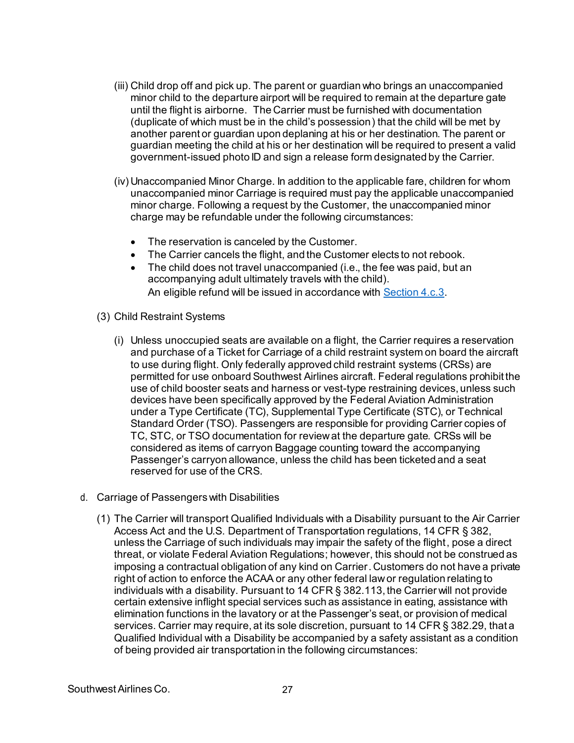(iii) Child drop off and pick up. The parent or guardian who brings an unaccompanied minor child to the departure airport will be required to remain at the departure gate until the flight is airborne. The Carrier must be furnished with documentation (duplicate of which must be in the child's possession) that the child will be met by another parent or guardian upon deplaning at his or her destination. The parent or guardian meeting the child at his or her destination will be required to present a valid government-issued photo ID and sign a release form designated by the Carrier.

(iv) Unaccompanied Minor Charge. In addition to the applicable fare, children for whom unaccompanied minor Carriage is required must pay the applicable unaccompanied minor charge. Following a request by the Customer, the unaccompanied minor charge may be refundable under the following circumstances:

- The reservation is canceled by the Customer.
- The Carrier cancels the flight, and the Customer elects to not rebook.
- The child does not travel unaccompanied (i.e., the fee was paid, but an accompanying adult ultimately travels with the child).
  An eligible refund will be issued in accordance with Section 4.c.3.

(3) Child Restraint Systems

(i) Unless unoccupied seats are available on a flight, the Carrier requires a reservation and purchase of a Ticket for Carriage of a child restraint system on board the aircraft to use during flight. Only federally approved child restraint systems (CRSs) are permitted for use onboard Southwest Airlines aircraft. Federal regulations prohibit the use of child booster seats and harness or vest-type restraining devices, unless such devices have been specifically approved by the Federal Aviation Administration under a Type Certificate (TC), Supplemental Type Certificate (STC), or Technical Standard Order (TSO). Passengers are responsible for providing Carrier copies of TC, STC, or TSO documentation for review at the departure gate. CRSs will be considered as items of carryon Baggage counting toward the accompanying Passenger's carryon allowance, unless the child has been ticketed and a seat reserved for use of the CRS.

d. Carriage of Passengers with Disabilities

(1) The Carrier will transport Qualified Individuals with a Disability pursuant to the Air Carrier Access Act and the U.S. Department of Transportation regulations, 14 CFR § 382, unless the Carriage of such individuals may impair the safety of the flight, pose a direct threat, or violate Federal Aviation Regulations; however, this should not be construed as imposing a contractual obligation of any kind on Carrier. Customers do not have a private right of action to enforce the ACAA or any other federal law or regulation relating to individuals with a disability. Pursuant to 14 CFR § 382.113, the Carrier will not provide certain extensive inflight special services such as assistance in eating, assistance with elimination functions in the lavatory or at the Passenger's seat, or provision of medical services. Carrier may require, at its sole discretion, pursuant to 14 CFR § 382.29, that a Qualified Individual with a Disability be accompanied by a safety assistant as a condition of being provided air transportation in the following circumstances: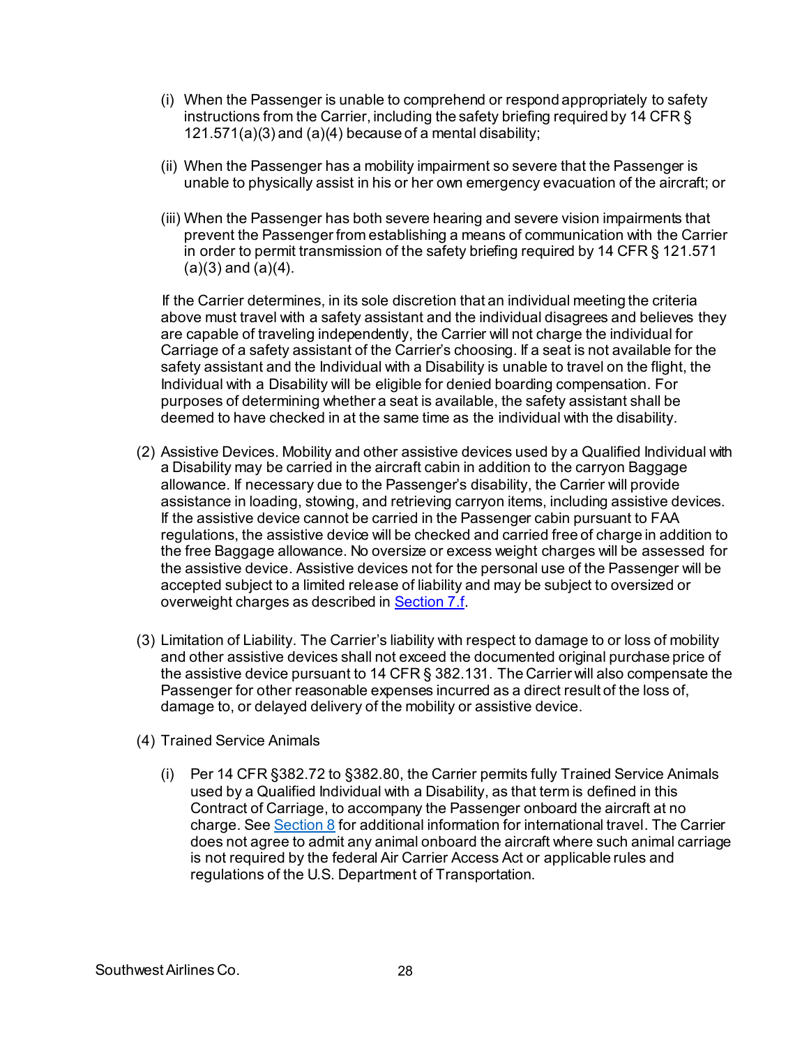(i) When the Passenger is unable to comprehend or respond appropriately to safety instructions from the Carrier, including the safety briefing required by 14 CFR § 121.571(a)(3) and (a)(4) because of a mental disability;

(ii) When the Passenger has a mobility impairment so severe that the Passenger is unable to physically assist in his or her own emergency evacuation of the aircraft; or

(iii) When the Passenger has both severe hearing and severe vision impairments that prevent the Passenger from establishing a means of communication with the Carrier in order to permit transmission of the safety briefing required by 14 CFR § 121.571 (a)(3) and (a)(4).

If the Carrier determines, in its sole discretion that an individual meeting the criteria above must travel with a safety assistant and the individual disagrees and believes they are capable of traveling independently, the Carrier will not charge the individual for Carriage of a safety assistant of the Carrier's choosing. If a seat is not available for the safety assistant and the Individual with a Disability is unable to travel on the flight, the Individual with a Disability will be eligible for denied boarding compensation. For purposes of determining whether a seat is available, the safety assistant shall be deemed to have checked in at the same time as the individual with the disability.

(2) Assistive Devices. Mobility and other assistive devices used by a Qualified Individual with a Disability may be carried in the aircraft cabin in addition to the carryon Baggage allowance. If necessary due to the Passenger's disability, the Carrier will provide assistance in loading, stowing, and retrieving carryon items, including assistive devices. If the assistive device cannot be carried in the Passenger cabin pursuant to FAA regulations, the assistive device will be checked and carried free of charge in addition to the free Baggage allowance. No oversize or excess weight charges will be assessed for the assistive device. Assistive devices not for the personal use of the Passenger will be accepted subject to a limited release of liability and may be subject to oversized or overweight charges as described in Section 7.f.

(3) Limitation of Liability. The Carrier's liability with respect to damage to or loss of mobility and other assistive devices shall not exceed the documented original purchase price of the assistive device pursuant to 14 CFR § 382.131. The Carrier will also compensate the Passenger for other reasonable expenses incurred as a direct result of the loss of, damage to, or delayed delivery of the mobility or assistive device.

(4) Trained Service Animals

(i) Per 14 CFR §382.72 to §382.80, the Carrier permits fully Trained Service Animals used by a Qualified Individual with a Disability, as that term is defined in this Contract of Carriage, to accompany the Passenger onboard the aircraft at no charge. See Section 8 for additional information for international travel. The Carrier does not agree to admit any animal onboard the aircraft where such animal carriage is not required by the federal Air Carrier Access Act or applicable rules and regulations of the U.S. Department of Transportation.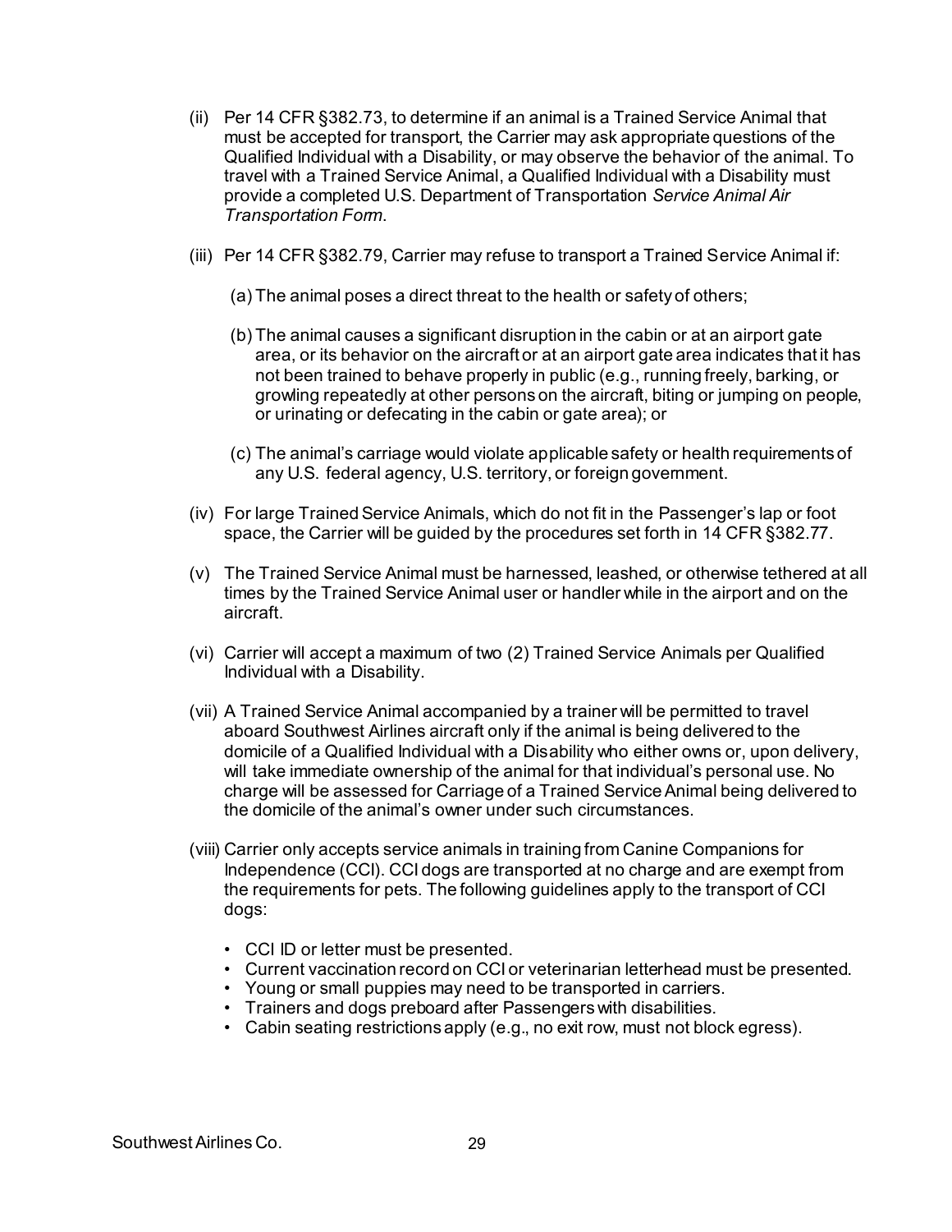(ii) Per 14 CFR §382.73, to determine if an animal is a Trained Service Animal that must be accepted for transport, the Carrier may ask appropriate questions of the Qualified Individual with a Disability, or may observe the behavior of the animal. To travel with a Trained Service Animal, a Qualified Individual with a Disability must provide a completed U.S. Department of Transportation *Service Animal Air Transportation Form*.

(iii) Per 14 CFR §382.79, Carrier may refuse to transport a Trained Service Animal if:

(a) The animal poses a direct threat to the health or safety of others;

(b) The animal causes a significant disruption in the cabin or at an airport gate area, or its behavior on the aircraft or at an airport gate area indicates that it has not been trained to behave properly in public (e.g., running freely, barking, or growling repeatedly at other persons on the aircraft, biting or jumping on people, or urinating or defecating in the cabin or gate area); or

(c) The animal's carriage would violate applicable safety or health requirements of any U.S. federal agency, U.S. territory, or foreign government.

(iv) For large Trained Service Animals, which do not fit in the Passenger's lap or foot space, the Carrier will be guided by the procedures set forth in 14 CFR §382.77.

(v) The Trained Service Animal must be harnessed, leashed, or otherwise tethered at all times by the Trained Service Animal user or handler while in the airport and on the aircraft.

(vi) Carrier will accept a maximum of two (2) Trained Service Animals per Qualified Individual with a Disability.

(vii) A Trained Service Animal accompanied by a trainer will be permitted to travel aboard Southwest Airlines aircraft only if the animal is being delivered to the domicile of a Qualified Individual with a Disability who either owns or, upon delivery, will take immediate ownership of the animal for that individual's personal use. No charge will be assessed for Carriage of a Trained Service Animal being delivered to the domicile of the animal's owner under such circumstances.

(viii) Carrier only accepts service animals in training from Canine Companions for Independence (CCI). CCI dogs are transported at no charge and are exempt from the requirements for pets. The following guidelines apply to the transport of CCI dogs:

- CCI ID or letter must be presented.
- Current vaccination record on CCI or veterinarian letterhead must be presented.
- Young or small puppies may need to be transported in carriers.
- Trainers and dogs preboard after Passengers with disabilities.
- Cabin seating restrictions apply (e.g., no exit row, must not block egress).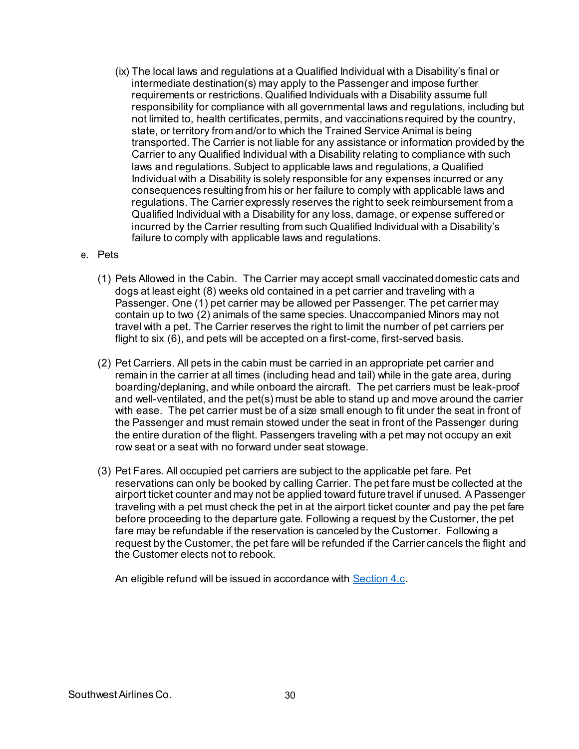(ix) The local laws and regulations at a Qualified Individual with a Disability's final or intermediate destination(s) may apply to the Passenger and impose further requirements or restrictions. Qualified Individuals with a Disability assume full responsibility for compliance with all governmental laws and regulations, including but not limited to, health certificates, permits, and vaccinations required by the country, state, or territory from and/or to which the Trained Service Animal is being transported. The Carrier is not liable for any assistance or information provided by the Carrier to any Qualified Individual with a Disability relating to compliance with such laws and regulations. Subject to applicable laws and regulations, a Qualified Individual with a Disability is solely responsible for any expenses incurred or any consequences resulting from his or her failure to comply with applicable laws and regulations. The Carrier expressly reserves the right to seek reimbursement from a Qualified Individual with a Disability for any loss, damage, or expense suffered or incurred by the Carrier resulting from such Qualified Individual with a Disability's failure to comply with applicable laws and regulations.

e. Pets

(1) Pets Allowed in the Cabin. The Carrier may accept small vaccinated domestic cats and dogs at least eight (8) weeks old contained in a pet carrier and traveling with a Passenger. One (1) pet carrier may be allowed per Passenger. The pet carrier may contain up to two (2) animals of the same species. Unaccompanied Minors may not travel with a pet. The Carrier reserves the right to limit the number of pet carriers per flight to six (6), and pets will be accepted on a first-come, first-served basis.

(2) Pet Carriers. All pets in the cabin must be carried in an appropriate pet carrier and remain in the carrier at all times (including head and tail) while in the gate area, during boarding/deplaning, and while onboard the aircraft. The pet carriers must be leak-proof and well-ventilated, and the pet(s) must be able to stand up and move around the carrier with ease. The pet carrier must be of a size small enough to fit under the seat in front of the Passenger and must remain stowed under the seat in front of the Passenger during the entire duration of the flight. Passengers traveling with a pet may not occupy an exit row seat or a seat with no forward under seat stowage.

(3) Pet Fares. All occupied pet carriers are subject to the applicable pet fare. Pet reservations can only be booked by calling Carrier. The pet fare must be collected at the airport ticket counter and may not be applied toward future travel if unused. A Passenger traveling with a pet must check the pet in at the airport ticket counter and pay the pet fare before proceeding to the departure gate. Following a request by the Customer, the pet fare may be refundable if the reservation is canceled by the Customer. Following a request by the Customer, the pet fare will be refunded if the Carrier cancels the flight and the Customer elects not to rebook.

An eligible refund will be issued in accordance with Section 4.c.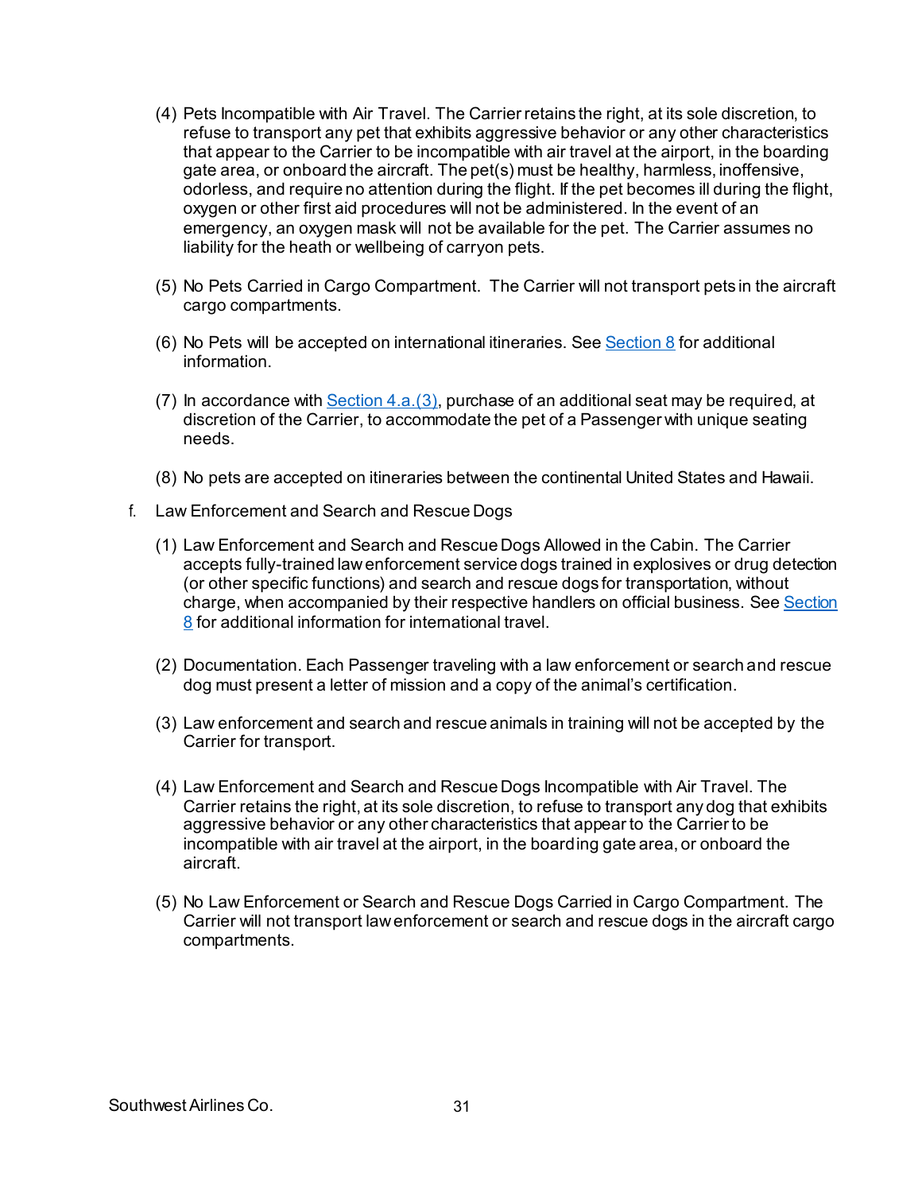(4) Pets Incompatible with Air Travel. The Carrier retains the right, at its sole discretion, to refuse to transport any pet that exhibits aggressive behavior or any other characteristics that appear to the Carrier to be incompatible with air travel at the airport, in the boarding gate area, or onboard the aircraft. The pet(s) must be healthy, harmless, inoffensive, odorless, and require no attention during the flight. If the pet becomes ill during the flight, oxygen or other first aid procedures will not be administered. In the event of an emergency, an oxygen mask will not be available for the pet. The Carrier assumes no liability for the heath or wellbeing of carryon pets.

(5) No Pets Carried in Cargo Compartment. The Carrier will not transport pets in the aircraft cargo compartments.

(6) No Pets will be accepted on international itineraries. See Section 8 for additional information.

(7) In accordance with Section 4.a.(3), purchase of an additional seat may be required, at discretion of the Carrier, to accommodate the pet of a Passenger with unique seating needs.

(8) No pets are accepted on itineraries between the continental United States and Hawaii.

f. Law Enforcement and Search and Rescue Dogs

(1) Law Enforcement and Search and Rescue Dogs Allowed in the Cabin. The Carrier accepts fully-trained law enforcement service dogs trained in explosives or drug detection (or other specific functions) and search and rescue dogs for transportation, without charge, when accompanied by their respective handlers on official business. See Section 8 for additional information for international travel.

(2) Documentation. Each Passenger traveling with a law enforcement or search and rescue dog must present a letter of mission and a copy of the animal's certification.

(3) Law enforcement and search and rescue animals in training will not be accepted by the Carrier for transport.

(4) Law Enforcement and Search and Rescue Dogs Incompatible with Air Travel. The Carrier retains the right, at its sole discretion, to refuse to transport any dog that exhibits aggressive behavior or any other characteristics that appear to the Carrier to be incompatible with air travel at the airport, in the boarding gate area, or onboard the aircraft.

(5) No Law Enforcement or Search and Rescue Dogs Carried in Cargo Compartment. The Carrier will not transport law enforcement or search and rescue dogs in the aircraft cargo compartments.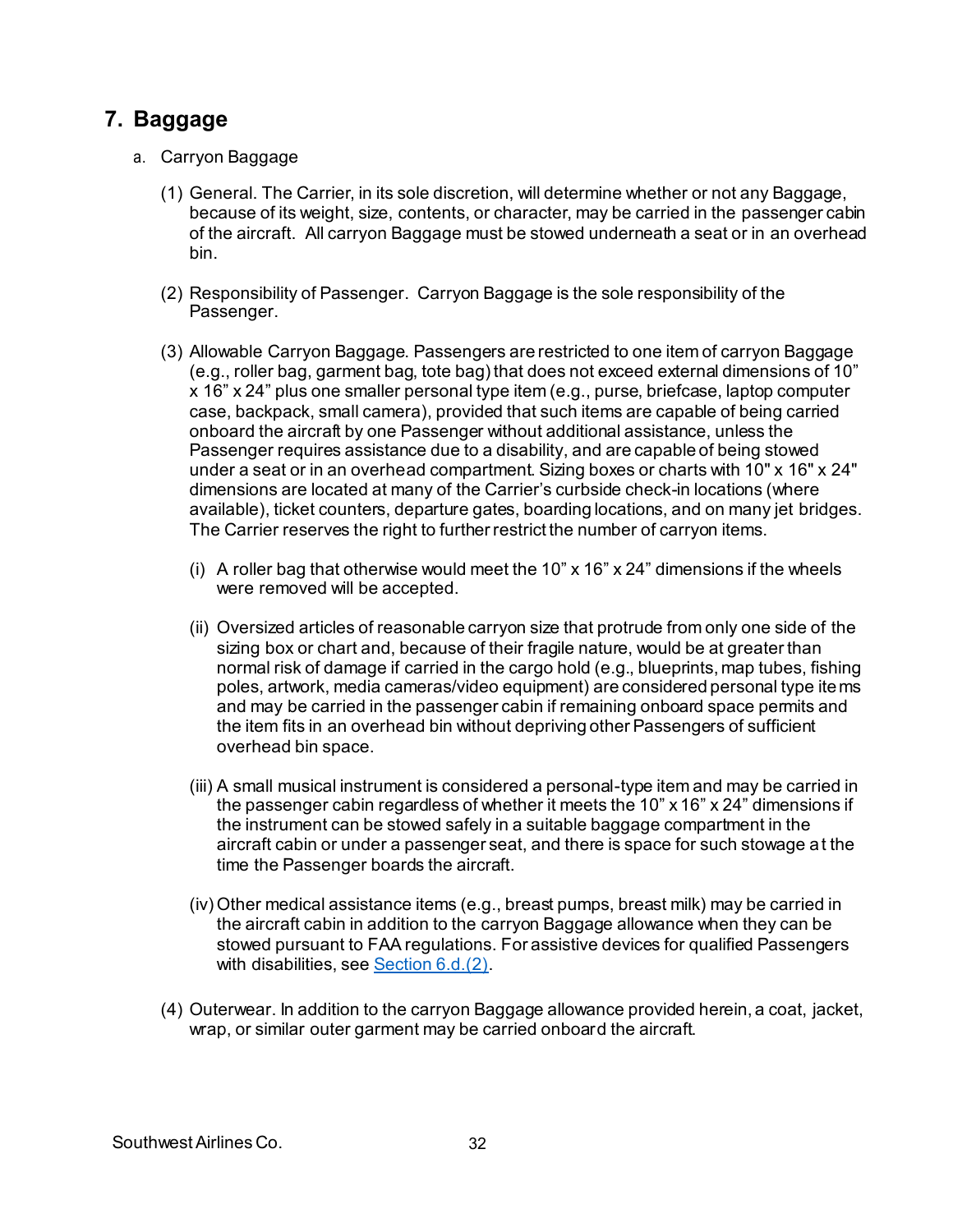## 7. Baggage

a. Carryon Baggage

(1) General. The Carrier, in its sole discretion, will determine whether or not any Baggage, because of its weight, size, contents, or character, may be carried in the passenger cabin of the aircraft. All carryon Baggage must be stowed underneath a seat or in an overhead bin.

(2) Responsibility of Passenger. Carryon Baggage is the sole responsibility of the Passenger.

(3) Allowable Carryon Baggage. Passengers are restricted to one item of carryon Baggage (e.g., roller bag, garment bag, tote bag) that does not exceed external dimensions of 10" x 16" x 24" plus one smaller personal type item (e.g., purse, briefcase, laptop computer case, backpack, small camera), provided that such items are capable of being carried onboard the aircraft by one Passenger without additional assistance, unless the Passenger requires assistance due to a disability, and are capable of being stowed under a seat or in an overhead compartment. Sizing boxes or charts with 10" x 16" x 24" dimensions are located at many of the Carrier's curbside check-in locations (where available), ticket counters, departure gates, boarding locations, and on many jet bridges. The Carrier reserves the right to further restrict the number of carryon items.

(i) A roller bag that otherwise would meet the 10" x 16" x 24" dimensions if the wheels were removed will be accepted.

(ii) Oversized articles of reasonable carryon size that protrude from only one side of the sizing box or chart and, because of their fragile nature, would be at greater than normal risk of damage if carried in the cargo hold (e.g., blueprints, map tubes, fishing poles, artwork, media cameras/video equipment) are considered personal type items and may be carried in the passenger cabin if remaining onboard space permits and the item fits in an overhead bin without depriving other Passengers of sufficient overhead bin space.

(iii) A small musical instrument is considered a personal-type item and may be carried in the passenger cabin regardless of whether it meets the 10" x 16" x 24" dimensions if the instrument can be stowed safely in a suitable baggage compartment in the aircraft cabin or under a passenger seat, and there is space for such stowage at the time the Passenger boards the aircraft.

(iv) Other medical assistance items (e.g., breast pumps, breast milk) may be carried in the aircraft cabin in addition to the carryon Baggage allowance when they can be stowed pursuant to FAA regulations. For assistive devices for qualified Passengers with disabilities, see Section 6.d.(2).

(4) Outerwear. In addition to the carryon Baggage allowance provided herein, a coat, jacket, wrap, or similar outer garment may be carried onboard the aircraft.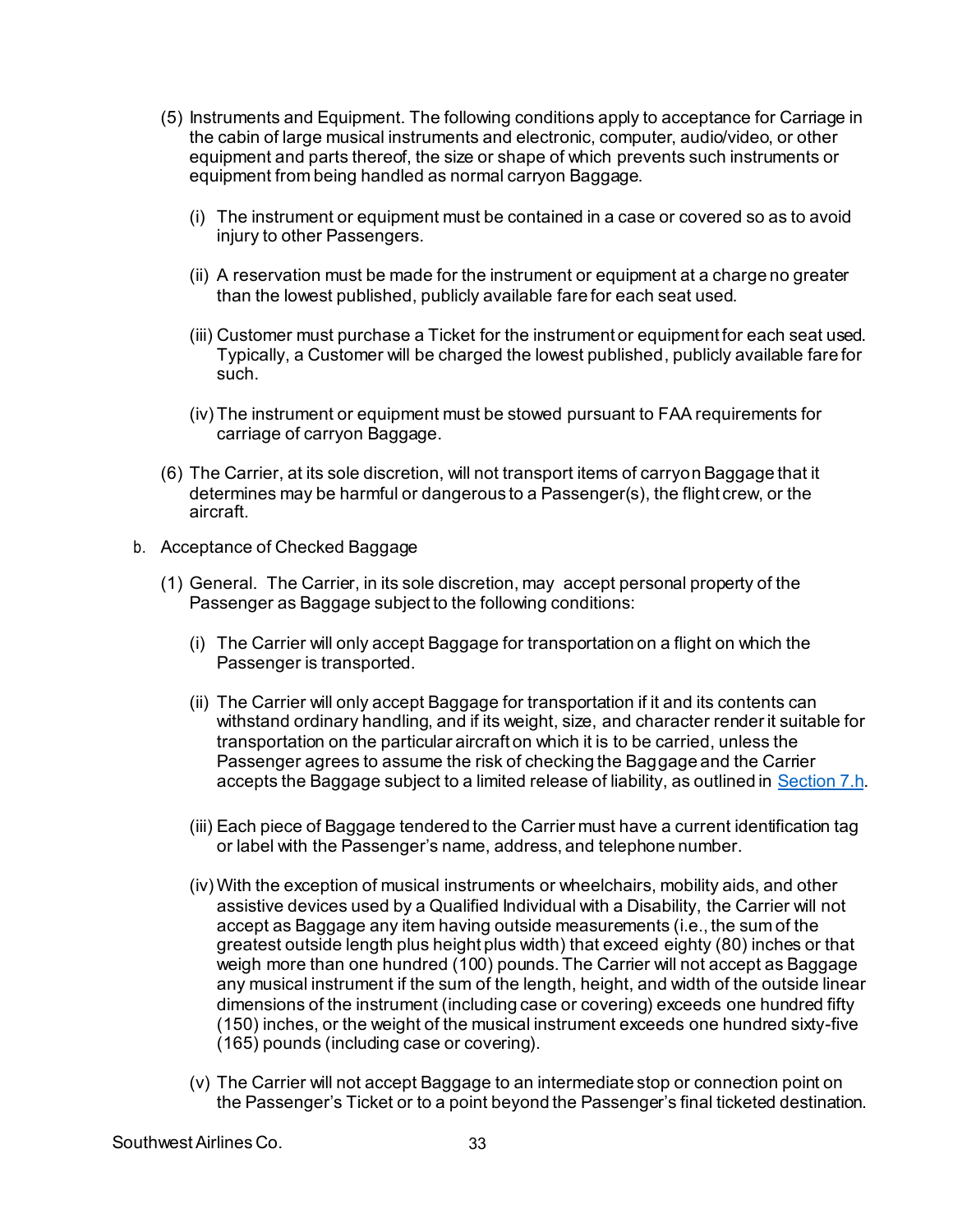(5) Instruments and Equipment. The following conditions apply to acceptance for Carriage in the cabin of large musical instruments and electronic, computer, audio/video, or other equipment and parts thereof, the size or shape of which prevents such instruments or equipment from being handled as normal carryon Baggage.

   (i) The instrument or equipment must be contained in a case or covered so as to avoid injury to other Passengers.

   (ii) A reservation must be made for the instrument or equipment at a charge no greater than the lowest published, publicly available fare for each seat used.

   (iii) Customer must purchase a Ticket for the instrument or equipment for each seat used. Typically, a Customer will be charged the lowest published, publicly available fare for such.

   (iv) The instrument or equipment must be stowed pursuant to FAA requirements for carriage of carryon Baggage.

(6) The Carrier, at its sole discretion, will not transport items of carryon Baggage that it determines may be harmful or dangerous to a Passenger(s), the flight crew, or the aircraft.

b. Acceptance of Checked Baggage

(1) General. The Carrier, in its sole discretion, may accept personal property of the Passenger as Baggage subject to the following conditions:

   (i) The Carrier will only accept Baggage for transportation on a flight on which the Passenger is transported.

   (ii) The Carrier will only accept Baggage for transportation if it and its contents can withstand ordinary handling, and if its weight, size, and character render it suitable for transportation on the particular aircraft on which it is to be carried, unless the Passenger agrees to assume the risk of checking the Baggage and the Carrier accepts the Baggage subject to a limited release of liability, as outlined in Section 7.h.

   (iii) Each piece of Baggage tendered to the Carrier must have a current identification tag or label with the Passenger's name, address, and telephone number.

   (iv) With the exception of musical instruments or wheelchairs, mobility aids, and other assistive devices used by a Qualified Individual with a Disability, the Carrier will not accept as Baggage any item having outside measurements (i.e., the sum of the greatest outside length plus height plus width) that exceed eighty (80) inches or that weigh more than one hundred (100) pounds. The Carrier will not accept as Baggage any musical instrument if the sum of the length, height, and width of the outside linear dimensions of the instrument (including case or covering) exceeds one hundred fifty (150) inches, or the weight of the musical instrument exceeds one hundred sixty-five (165) pounds (including case or covering).

   (v) The Carrier will not accept Baggage to an intermediate stop or connection point on the Passenger's Ticket or to a point beyond the Passenger's final ticketed destination.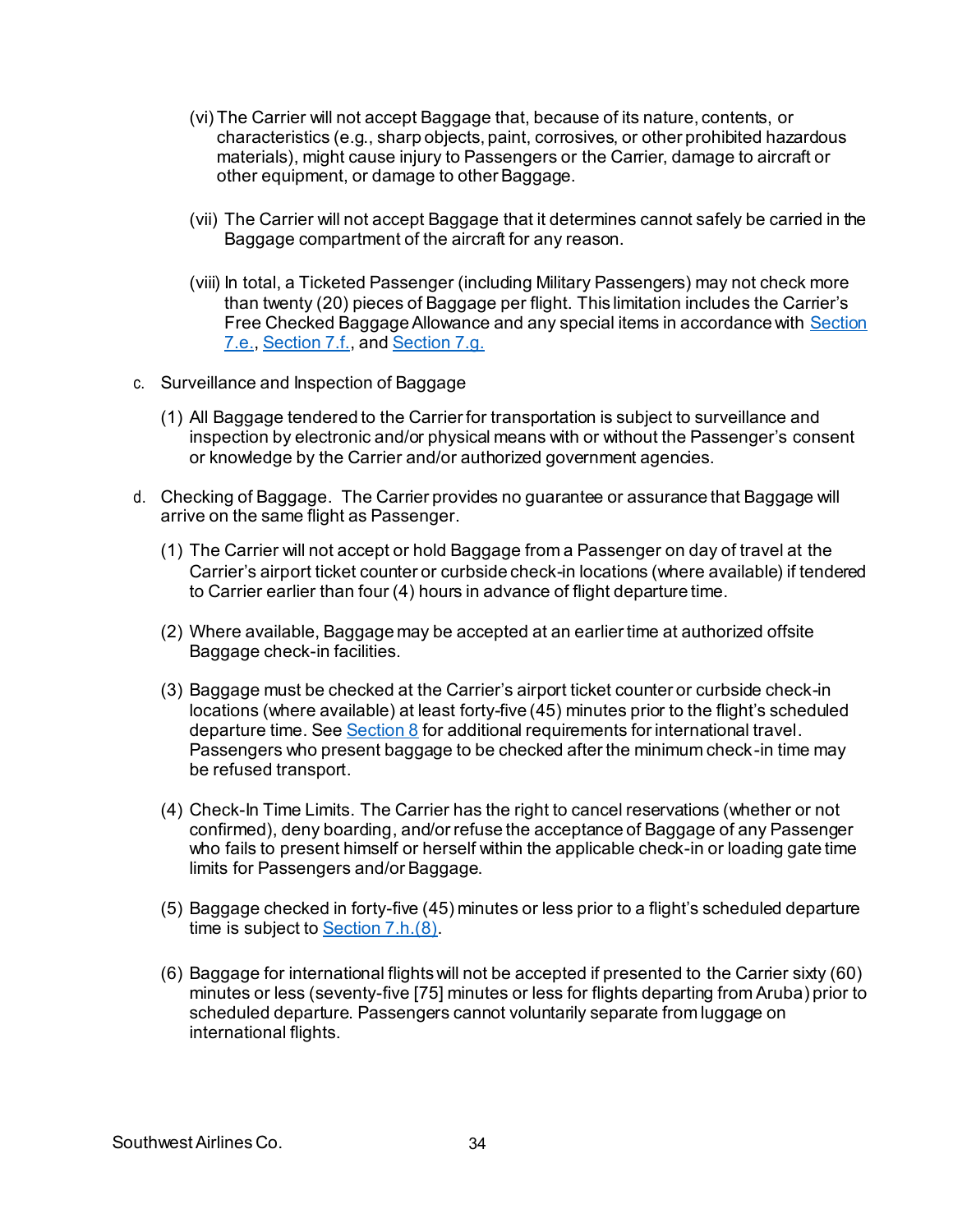(vi) The Carrier will not accept Baggage that, because of its nature, contents, or characteristics (e.g., sharp objects, paint, corrosives, or other prohibited hazardous materials), might cause injury to Passengers or the Carrier, damage to aircraft or other equipment, or damage to other Baggage.

(vii) The Carrier will not accept Baggage that it determines cannot safely be carried in the Baggage compartment of the aircraft for any reason.

(viii) In total, a Ticketed Passenger (including Military Passengers) may not check more than twenty (20) pieces of Baggage per flight. This limitation includes the Carrier's Free Checked Baggage Allowance and any special items in accordance with Section 7.e., Section 7.f., and Section 7.g.

c. Surveillance and Inspection of Baggage

(1) All Baggage tendered to the Carrier for transportation is subject to surveillance and inspection by electronic and/or physical means with or without the Passenger's consent or knowledge by the Carrier and/or authorized government agencies.

d. Checking of Baggage. The Carrier provides no guarantee or assurance that Baggage will arrive on the same flight as Passenger.

(1) The Carrier will not accept or hold Baggage from a Passenger on day of travel at the Carrier's airport ticket counter or curbside check-in locations (where available) if tendered to Carrier earlier than four (4) hours in advance of flight departure time.

(2) Where available, Baggage may be accepted at an earlier time at authorized offsite Baggage check-in facilities.

(3) Baggage must be checked at the Carrier's airport ticket counter or curbside check-in locations (where available) at least forty-five (45) minutes prior to the flight's scheduled departure time. See Section 8 for additional requirements for international travel. Passengers who present baggage to be checked after the minimum check-in time may be refused transport.

(4) Check-In Time Limits. The Carrier has the right to cancel reservations (whether or not confirmed), deny boarding, and/or refuse the acceptance of Baggage of any Passenger who fails to present himself or herself within the applicable check-in or loading gate time limits for Passengers and/or Baggage.

(5) Baggage checked in forty-five (45) minutes or less prior to a flight's scheduled departure time is subject to Section 7.h.(8).

(6) Baggage for international flights will not be accepted if presented to the Carrier sixty (60) minutes or less (seventy-five [75] minutes or less for flights departing from Aruba) prior to scheduled departure. Passengers cannot voluntarily separate from luggage on international flights.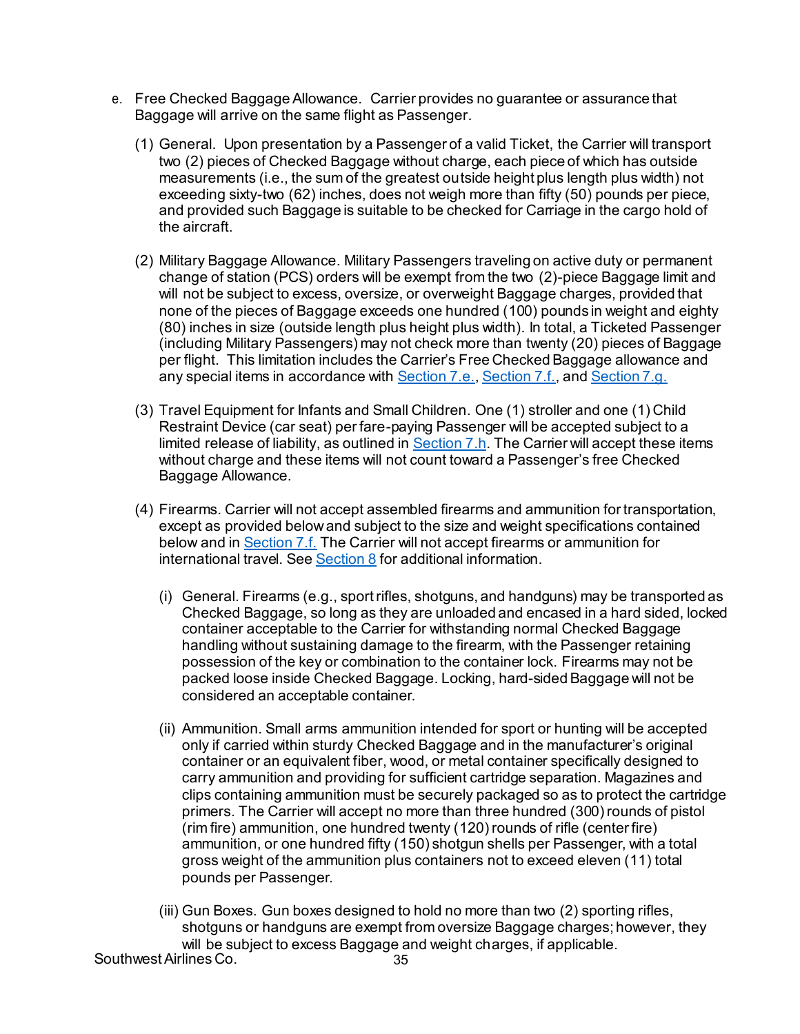e. Free Checked Baggage Allowance. Carrier provides no guarantee or assurance that Baggage will arrive on the same flight as Passenger.

(1) General. Upon presentation by a Passenger of a valid Ticket, the Carrier will transport two (2) pieces of Checked Baggage without charge, each piece of which has outside measurements (i.e., the sum of the greatest outside height plus length plus width) not exceeding sixty-two (62) inches, does not weigh more than fifty (50) pounds per piece, and provided such Baggage is suitable to be checked for Carriage in the cargo hold of the aircraft.

(2) Military Baggage Allowance. Military Passengers traveling on active duty or permanent change of station (PCS) orders will be exempt from the two (2)-piece Baggage limit and will not be subject to excess, oversize, or overweight Baggage charges, provided that none of the pieces of Baggage exceeds one hundred (100) pounds in weight and eighty (80) inches in size (outside length plus height plus width). In total, a Ticketed Passenger (including Military Passengers) may not check more than twenty (20) pieces of Baggage per flight. This limitation includes the Carrier's Free Checked Baggage allowance and any special items in accordance with Section 7.e., Section 7.f., and Section 7.g.

(3) Travel Equipment for Infants and Small Children. One (1) stroller and one (1) Child Restraint Device (car seat) per fare-paying Passenger will be accepted subject to a limited release of liability, as outlined in Section 7.h. The Carrier will accept these items without charge and these items will not count toward a Passenger's free Checked Baggage Allowance.

(4) Firearms. Carrier will not accept assembled firearms and ammunition for transportation, except as provided below and subject to the size and weight specifications contained below and in Section 7.f. The Carrier will not accept firearms or ammunition for international travel. See Section 8 for additional information.

(i) General. Firearms (e.g., sport rifles, shotguns, and handguns) may be transported as Checked Baggage, so long as they are unloaded and encased in a hard sided, locked container acceptable to the Carrier for withstanding normal Checked Baggage handling without sustaining damage to the firearm, with the Passenger retaining possession of the key or combination to the container lock. Firearms may not be packed loose inside Checked Baggage. Locking, hard-sided Baggage will not be considered an acceptable container.

(ii) Ammunition. Small arms ammunition intended for sport or hunting will be accepted only if carried within sturdy Checked Baggage and in the manufacturer's original container or an equivalent fiber, wood, or metal container specifically designed to carry ammunition and providing for sufficient cartridge separation. Magazines and clips containing ammunition must be securely packaged so as to protect the cartridge primers. The Carrier will accept no more than three hundred (300) rounds of pistol (rim fire) ammunition, one hundred twenty (120) rounds of rifle (center fire) ammunition, or one hundred fifty (150) shotgun shells per Passenger, with a total gross weight of the ammunition plus containers not to exceed eleven (11) total pounds per Passenger.

(iii) Gun Boxes. Gun boxes designed to hold no more than two (2) sporting rifles, shotguns or handguns are exempt from oversize Baggage charges; however, they will be subject to excess Baggage and weight charges, if applicable.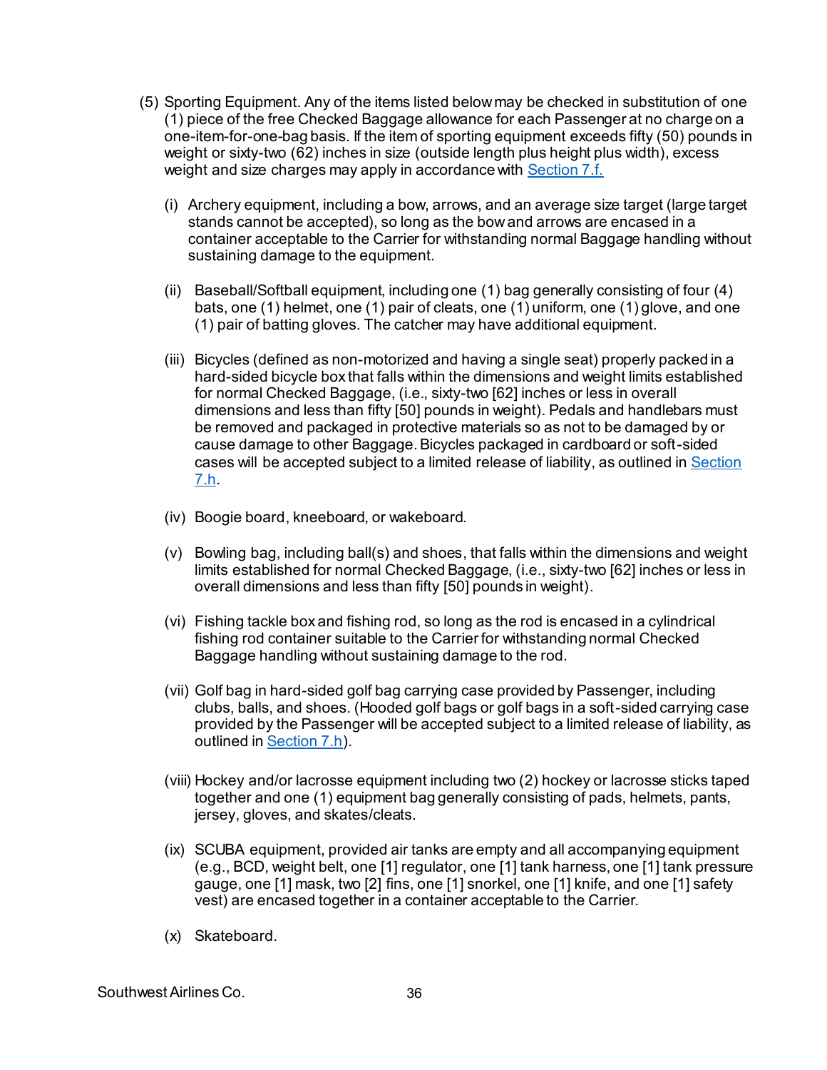(5) Sporting Equipment. Any of the items listed below may be checked in substitution of one (1) piece of the free Checked Baggage allowance for each Passenger at no charge on a one-item-for-one-bag basis. If the item of sporting equipment exceeds fifty (50) pounds in weight or sixty-two (62) inches in size (outside length plus height plus width), excess weight and size charges may apply in accordance with Section 7.f.

(i) Archery equipment, including a bow, arrows, and an average size target (large target stands cannot be accepted), so long as the bow and arrows are encased in a container acceptable to the Carrier for withstanding normal Baggage handling without sustaining damage to the equipment.

(ii) Baseball/Softball equipment, including one (1) bag generally consisting of four (4) bats, one (1) helmet, one (1) pair of cleats, one (1) uniform, one (1) glove, and one (1) pair of batting gloves. The catcher may have additional equipment.

(iii) Bicycles (defined as non-motorized and having a single seat) properly packed in a hard-sided bicycle box that falls within the dimensions and weight limits established for normal Checked Baggage, (i.e., sixty-two [62] inches or less in overall dimensions and less than fifty [50] pounds in weight). Pedals and handlebars must be removed and packaged in protective materials so as not to be damaged by or cause damage to other Baggage. Bicycles packaged in cardboard or soft-sided cases will be accepted subject to a limited release of liability, as outlined in Section 7.h.

(iv) Boogie board, kneeboard, or wakeboard.

(v) Bowling bag, including ball(s) and shoes, that falls within the dimensions and weight limits established for normal Checked Baggage, (i.e., sixty-two [62] inches or less in overall dimensions and less than fifty [50] pounds in weight).

(vi) Fishing tackle box and fishing rod, so long as the rod is encased in a cylindrical fishing rod container suitable to the Carrier for withstanding normal Checked Baggage handling without sustaining damage to the rod.

(vii) Golf bag in hard-sided golf bag carrying case provided by Passenger, including clubs, balls, and shoes. (Hooded golf bags or golf bags in a soft-sided carrying case provided by the Passenger will be accepted subject to a limited release of liability, as outlined in Section 7.h).

(viii) Hockey and/or lacrosse equipment including two (2) hockey or lacrosse sticks taped together and one (1) equipment bag generally consisting of pads, helmets, pants, jersey, gloves, and skates/cleats.

(ix) SCUBA equipment, provided air tanks are empty and all accompanying equipment (e.g., BCD, weight belt, one [1] regulator, one [1] tank harness, one [1] tank pressure gauge, one [1] mask, two [2] fins, one [1] snorkel, one [1] knife, and one [1] safety vest) are encased together in a container acceptable to the Carrier.

(x) Skateboard.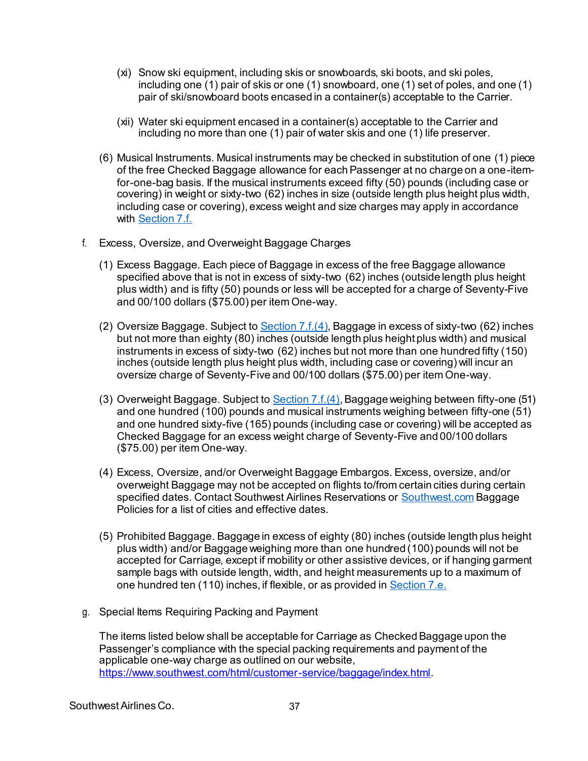(xi) Snow ski equipment, including skis or snowboards, ski boots, and ski poles, including one (1) pair of skis or one (1) snowboard, one (1) set of poles, and one (1) pair of ski/snowboard boots encased in a container(s) acceptable to the Carrier.

(xii) Water ski equipment encased in a container(s) acceptable to the Carrier and including no more than one (1) pair of water skis and one (1) life preserver.

(6) Musical Instruments. Musical instruments may be checked in substitution of one (1) piece of the free Checked Baggage allowance for each Passenger at no charge on a one-item-for-one-bag basis. If the musical instruments exceed fifty (50) pounds (including case or covering) in weight or sixty-two (62) inches in size (outside length plus height plus width, including case or covering), excess weight and size charges may apply in accordance with Section 7.f.

f. Excess, Oversize, and Overweight Baggage Charges

(1) Excess Baggage. Each piece of Baggage in excess of the free Baggage allowance specified above that is not in excess of sixty-two (62) inches (outside length plus height plus width) and is fifty (50) pounds or less will be accepted for a charge of Seventy-Five and 00/100 dollars ($75.00) per item One-way.

(2) Oversize Baggage. Subject to Section 7.f.(4), Baggage in excess of sixty-two (62) inches but not more than eighty (80) inches (outside length plus height plus width) and musical instruments in excess of sixty-two (62) inches but not more than one hundred fifty (150) inches (outside length plus height plus width, including case or covering) will incur an oversize charge of Seventy-Five and 00/100 dollars ($75.00) per item One-way.

(3) Overweight Baggage. Subject to Section 7.f.(4), Baggage weighing between fifty-one (51) and one hundred (100) pounds and musical instruments weighing between fifty-one (51) and one hundred sixty-five (165) pounds (including case or covering) will be accepted as Checked Baggage for an excess weight charge of Seventy-Five and 00/100 dollars ($75.00) per item One-way.

(4) Excess, Oversize, and/or Overweight Baggage Embargos. Excess, oversize, and/or overweight Baggage may not be accepted on flights to/from certain cities during certain specified dates. Contact Southwest Airlines Reservations or Southwest.com Baggage Policies for a list of cities and effective dates.

(5) Prohibited Baggage. Baggage in excess of eighty (80) inches (outside length plus height plus width) and/or Baggage weighing more than one hundred (100) pounds will not be accepted for Carriage, except if mobility or other assistive devices, or if hanging garment sample bags with outside length, width, and height measurements up to a maximum of one hundred ten (110) inches, if flexible, or as provided in Section 7.e.

g. Special Items Requiring Packing and Payment

The items listed below shall be acceptable for Carriage as Checked Baggage upon the Passenger's compliance with the special packing requirements and payment of the applicable one-way charge as outlined on our website, https://www.southwest.com/html/customer-service/baggage/index.html.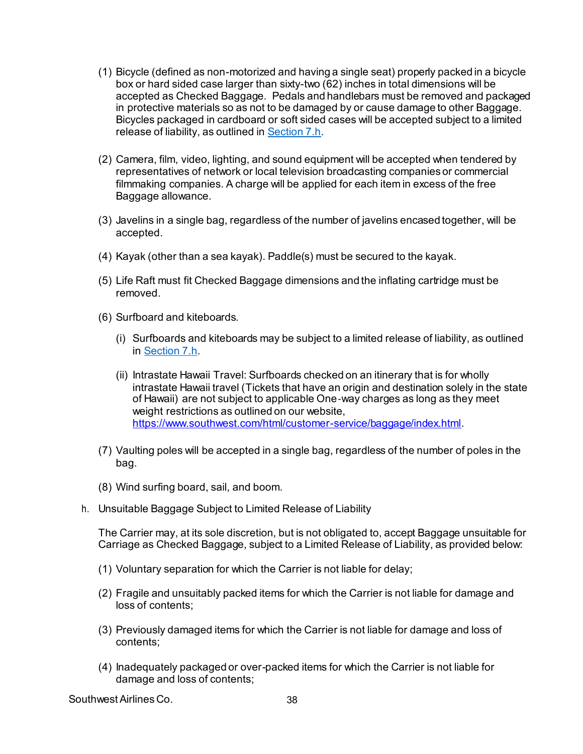(1) Bicycle (defined as non-motorized and having a single seat) properly packed in a bicycle box or hard sided case larger than sixty-two (62) inches in total dimensions will be accepted as Checked Baggage. Pedals and handlebars must be removed and packaged in protective materials so as not to be damaged by or cause damage to other Baggage. Bicycles packaged in cardboard or soft sided cases will be accepted subject to a limited release of liability, as outlined in [Section 7.h](#).

(2) Camera, film, video, lighting, and sound equipment will be accepted when tendered by representatives of network or local television broadcasting companies or commercial filmmaking companies. A charge will be applied for each item in excess of the free Baggage allowance.

(3) Javelins in a single bag, regardless of the number of javelins encased together, will be accepted.

(4) Kayak (other than a sea kayak). Paddle(s) must be secured to the kayak.

(5) Life Raft must fit Checked Baggage dimensions and the inflating cartridge must be removed.

(6) Surfboard and kiteboards.

   (i) Surfboards and kiteboards may be subject to a limited release of liability, as outlined in [Section 7.h](#).

   (ii) Intrastate Hawaii Travel: Surfboards checked on an itinerary that is for wholly intrastate Hawaii travel (Tickets that have an origin and destination solely in the state of Hawaii) are not subject to applicable One-way charges as long as they meet weight restrictions as outlined on our website, https://www.southwest.com/html/customer-service/baggage/index.html.

(7) Vaulting poles will be accepted in a single bag, regardless of the number of poles in the bag.

(8) Wind surfing board, sail, and boom.

h. Unsuitable Baggage Subject to Limited Release of Liability

The Carrier may, at its sole discretion, but is not obligated to, accept Baggage unsuitable for Carriage as Checked Baggage, subject to a Limited Release of Liability, as provided below:

(1) Voluntary separation for which the Carrier is not liable for delay;

(2) Fragile and unsuitably packed items for which the Carrier is not liable for damage and loss of contents;

(3) Previously damaged items for which the Carrier is not liable for damage and loss of contents;

(4) Inadequately packaged or over-packed items for which the Carrier is not liable for damage and loss of contents;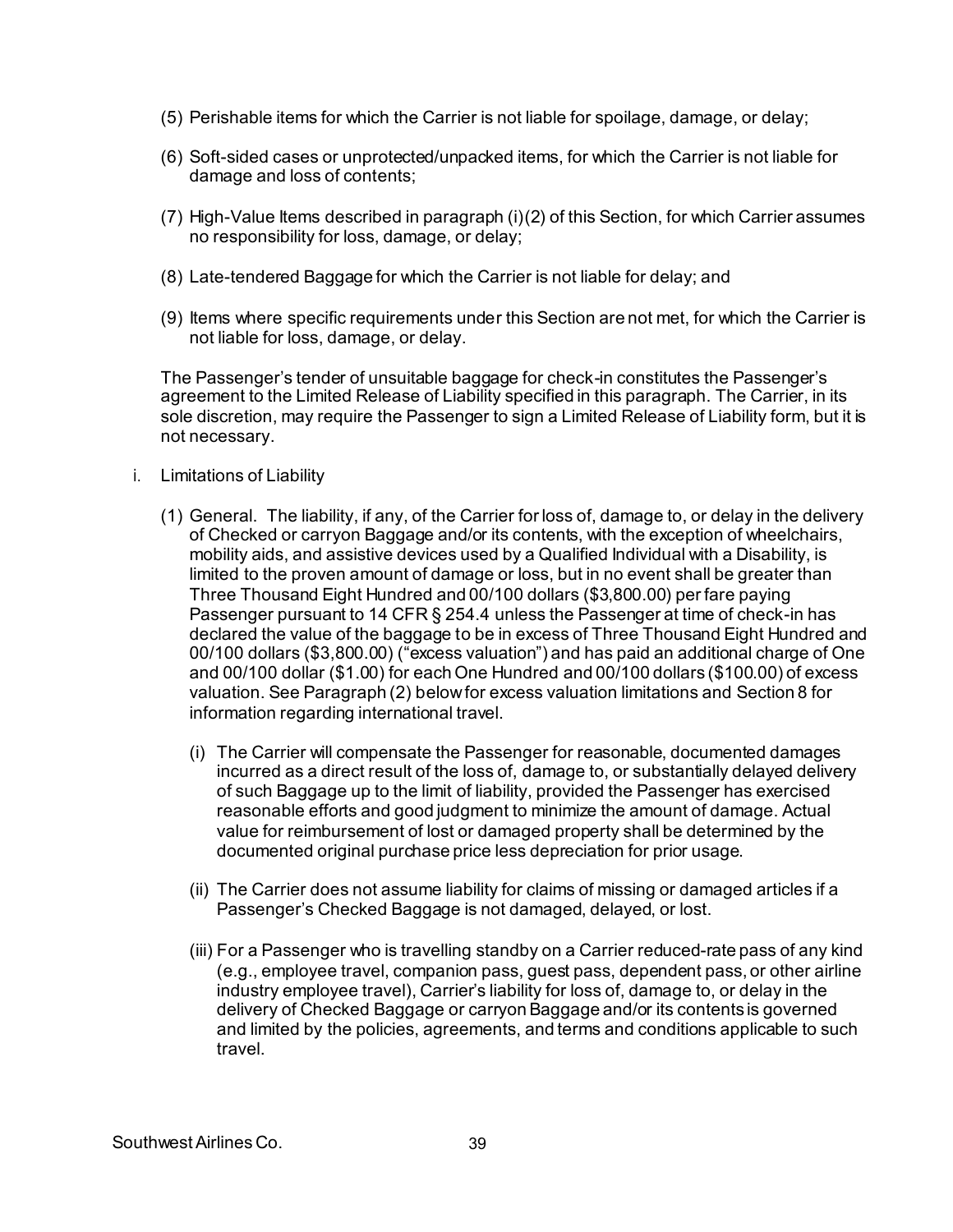(5) Perishable items for which the Carrier is not liable for spoilage, damage, or delay;

(6) Soft-sided cases or unprotected/unpacked items, for which the Carrier is not liable for damage and loss of contents;

(7) High-Value Items described in paragraph (i)(2) of this Section, for which Carrier assumes no responsibility for loss, damage, or delay;

(8) Late-tendered Baggage for which the Carrier is not liable for delay; and

(9) Items where specific requirements under this Section are not met, for which the Carrier is not liable for loss, damage, or delay.

The Passenger's tender of unsuitable baggage for check-in constitutes the Passenger's agreement to the Limited Release of Liability specified in this paragraph. The Carrier, in its sole discretion, may require the Passenger to sign a Limited Release of Liability form, but it is not necessary.

i. Limitations of Liability

(1) General. The liability, if any, of the Carrier for loss of, damage to, or delay in the delivery of Checked or carryon Baggage and/or its contents, with the exception of wheelchairs, mobility aids, and assistive devices used by a Qualified Individual with a Disability, is limited to the proven amount of damage or loss, but in no event shall be greater than Three Thousand Eight Hundred and 00/100 dollars ($3,800.00) per fare paying Passenger pursuant to 14 CFR § 254.4 unless the Passenger at time of check-in has declared the value of the baggage to be in excess of Three Thousand Eight Hundred and 00/100 dollars ($3,800.00) ("excess valuation") and has paid an additional charge of One and 00/100 dollar ($1.00) for each One Hundred and 00/100 dollars ($100.00) of excess valuation. See Paragraph (2) below for excess valuation limitations and Section 8 for information regarding international travel.

(i) The Carrier will compensate the Passenger for reasonable, documented damages incurred as a direct result of the loss of, damage to, or substantially delayed delivery of such Baggage up to the limit of liability, provided the Passenger has exercised reasonable efforts and good judgment to minimize the amount of damage. Actual value for reimbursement of lost or damaged property shall be determined by the documented original purchase price less depreciation for prior usage.

(ii) The Carrier does not assume liability for claims of missing or damaged articles if a Passenger's Checked Baggage is not damaged, delayed, or lost.

(iii) For a Passenger who is travelling standby on a Carrier reduced-rate pass of any kind (e.g., employee travel, companion pass, guest pass, dependent pass, or other airline industry employee travel), Carrier's liability for loss of, damage to, or delay in the delivery of Checked Baggage or carryon Baggage and/or its contents is governed and limited by the policies, agreements, and terms and conditions applicable to such travel.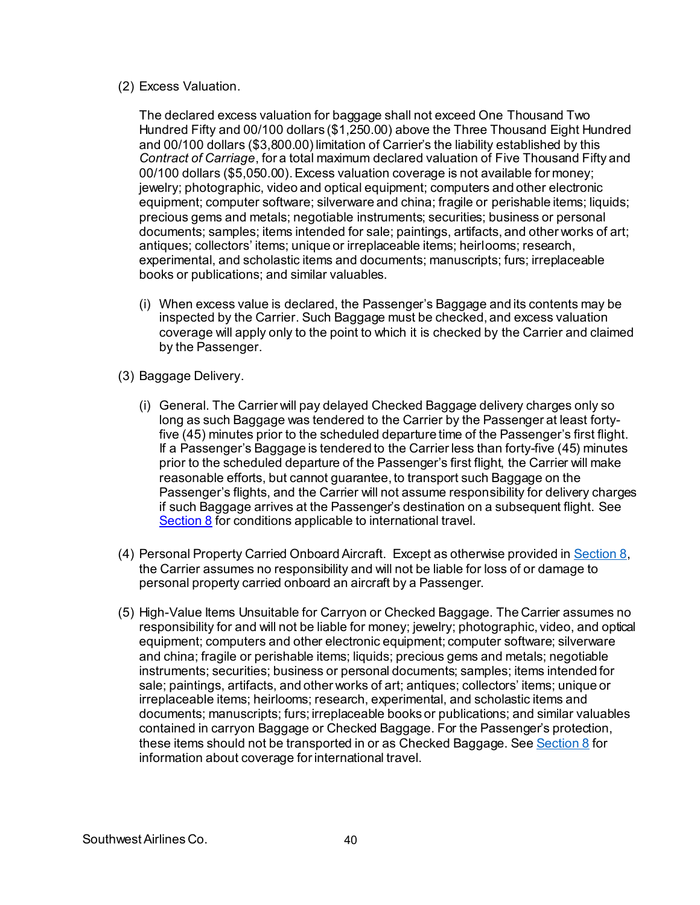(2) Excess Valuation.

The declared excess valuation for baggage shall not exceed One Thousand Two Hundred Fifty and 00/100 dollars ($1,250.00) above the Three Thousand Eight Hundred and 00/100 dollars ($3,800.00) limitation of Carrier's the liability established by this *Contract of Carriage*, for a total maximum declared valuation of Five Thousand Fifty and 00/100 dollars ($5,050.00). Excess valuation coverage is not available for money; jewelry; photographic, video and optical equipment; computers and other electronic equipment; computer software; silverware and china; fragile or perishable items; liquids; precious gems and metals; negotiable instruments; securities; business or personal documents; samples; items intended for sale; paintings, artifacts, and other works of art; antiques; collectors' items; unique or irreplaceable items; heirlooms; research, experimental, and scholastic items and documents; manuscripts; furs; irreplaceable books or publications; and similar valuables.

(i) When excess value is declared, the Passenger's Baggage and its contents may be inspected by the Carrier. Such Baggage must be checked, and excess valuation coverage will apply only to the point to which it is checked by the Carrier and claimed by the Passenger.

(3) Baggage Delivery.

(i) General. The Carrier will pay delayed Checked Baggage delivery charges only so long as such Baggage was tendered to the Carrier by the Passenger at least forty-five (45) minutes prior to the scheduled departure time of the Passenger's first flight. If a Passenger's Baggage is tendered to the Carrier less than forty-five (45) minutes prior to the scheduled departure of the Passenger's first flight, the Carrier will make reasonable efforts, but cannot guarantee, to transport such Baggage on the Passenger's flights, and the Carrier will not assume responsibility for delivery charges if such Baggage arrives at the Passenger's destination on a subsequent flight. See Section 8 for conditions applicable to international travel.

(4) Personal Property Carried Onboard Aircraft. Except as otherwise provided in Section 8, the Carrier assumes no responsibility and will not be liable for loss of or damage to personal property carried onboard an aircraft by a Passenger.

(5) High-Value Items Unsuitable for Carryon or Checked Baggage. The Carrier assumes no responsibility for and will not be liable for money; jewelry; photographic, video, and optical equipment; computers and other electronic equipment; computer software; silverware and china; fragile or perishable items; liquids; precious gems and metals; negotiable instruments; securities; business or personal documents; samples; items intended for sale; paintings, artifacts, and other works of art; antiques; collectors' items; unique or irreplaceable items; heirlooms; research, experimental, and scholastic items and documents; manuscripts; furs; irreplaceable books or publications; and similar valuables contained in carryon Baggage or Checked Baggage. For the Passenger's protection, these items should not be transported in or as Checked Baggage. See Section 8 for information about coverage for international travel.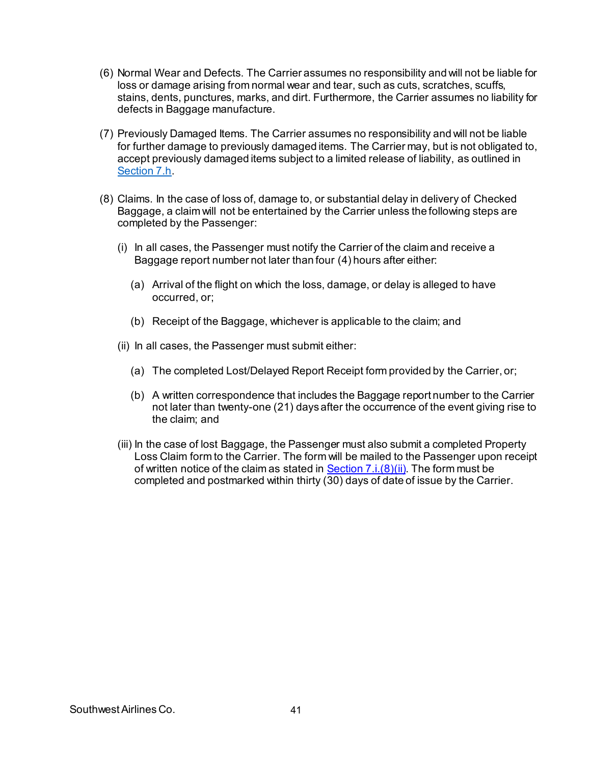(6) Normal Wear and Defects. The Carrier assumes no responsibility and will not be liable for loss or damage arising from normal wear and tear, such as cuts, scratches, scuffs, stains, dents, punctures, marks, and dirt. Furthermore, the Carrier assumes no liability for defects in Baggage manufacture.

(7) Previously Damaged Items. The Carrier assumes no responsibility and will not be liable for further damage to previously damaged items. The Carrier may, but is not obligated to, accept previously damaged items subject to a limited release of liability, as outlined in Section 7.h.

(8) Claims. In the case of loss of, damage to, or substantial delay in delivery of Checked Baggage, a claim will not be entertained by the Carrier unless the following steps are completed by the Passenger:

(i) In all cases, the Passenger must notify the Carrier of the claim and receive a Baggage report number not later than four (4) hours after either:

(a) Arrival of the flight on which the loss, damage, or delay is alleged to have occurred, or;

(b) Receipt of the Baggage, whichever is applicable to the claim; and

(ii) In all cases, the Passenger must submit either:

(a) The completed Lost/Delayed Report Receipt form provided by the Carrier, or;

(b) A written correspondence that includes the Baggage report number to the Carrier not later than twenty-one (21) days after the occurrence of the event giving rise to the claim; and

(iii) In the case of lost Baggage, the Passenger must also submit a completed Property Loss Claim form to the Carrier. The form will be mailed to the Passenger upon receipt of written notice of the claim as stated in Section 7.i.(8)(ii). The form must be completed and postmarked within thirty (30) days of date of issue by the Carrier.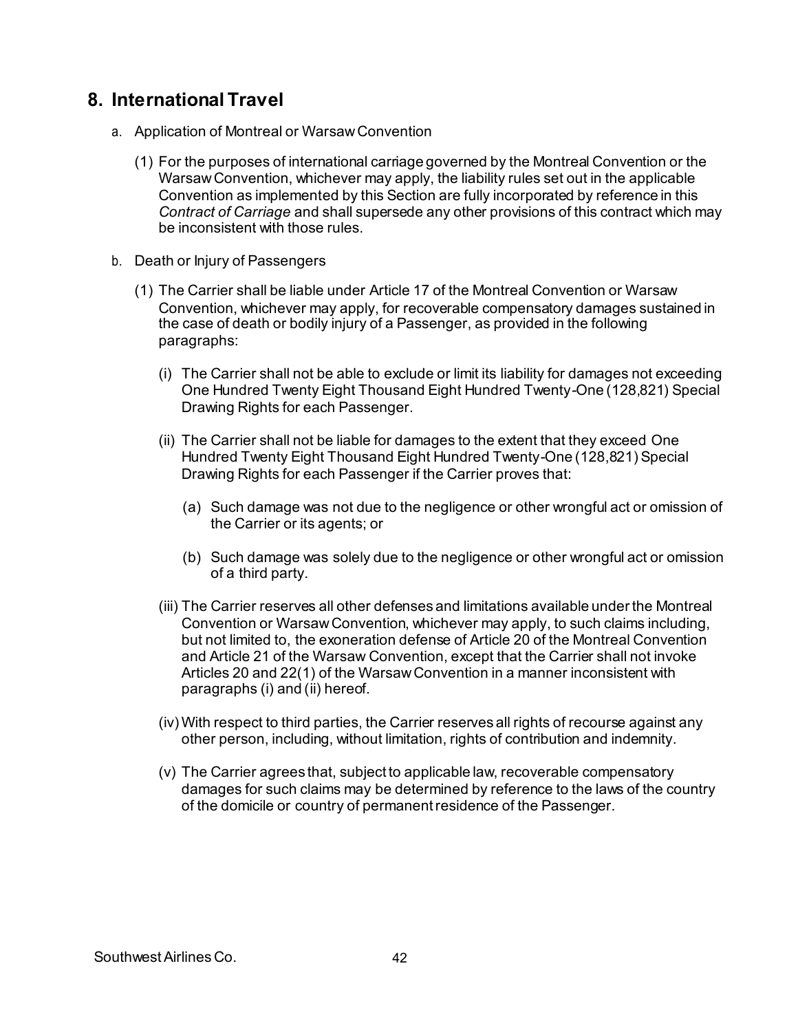## 8. International Travel

a. Application of Montreal or Warsaw Convention

(1) For the purposes of international carriage governed by the Montreal Convention or the Warsaw Convention, whichever may apply, the liability rules set out in the applicable Convention as implemented by this Section are fully incorporated by reference in this *Contract of Carriage* and shall supersede any other provisions of this contract which may be inconsistent with those rules.

b. Death or Injury of Passengers

(1) The Carrier shall be liable under Article 17 of the Montreal Convention or Warsaw Convention, whichever may apply, for recoverable compensatory damages sustained in the case of death or bodily injury of a Passenger, as provided in the following paragraphs:

(i) The Carrier shall not be able to exclude or limit its liability for damages not exceeding One Hundred Twenty Eight Thousand Eight Hundred Twenty-One (128,821) Special Drawing Rights for each Passenger.

(ii) The Carrier shall not be liable for damages to the extent that they exceed One Hundred Twenty Eight Thousand Eight Hundred Twenty-One (128,821) Special Drawing Rights for each Passenger if the Carrier proves that:

(a) Such damage was not due to the negligence or other wrongful act or omission of the Carrier or its agents; or

(b) Such damage was solely due to the negligence or other wrongful act or omission of a third party.

(iii) The Carrier reserves all other defenses and limitations available under the Montreal Convention or Warsaw Convention, whichever may apply, to such claims including, but not limited to, the exoneration defense of Article 20 of the Montreal Convention and Article 21 of the Warsaw Convention, except that the Carrier shall not invoke Articles 20 and 22(1) of the Warsaw Convention in a manner inconsistent with paragraphs (i) and (ii) hereof.

(iv) With respect to third parties, the Carrier reserves all rights of recourse against any other person, including, without limitation, rights of contribution and indemnity.

(v) The Carrier agrees that, subject to applicable law, recoverable compensatory damages for such claims may be determined by reference to the laws of the country of the domicile or country of permanent residence of the Passenger.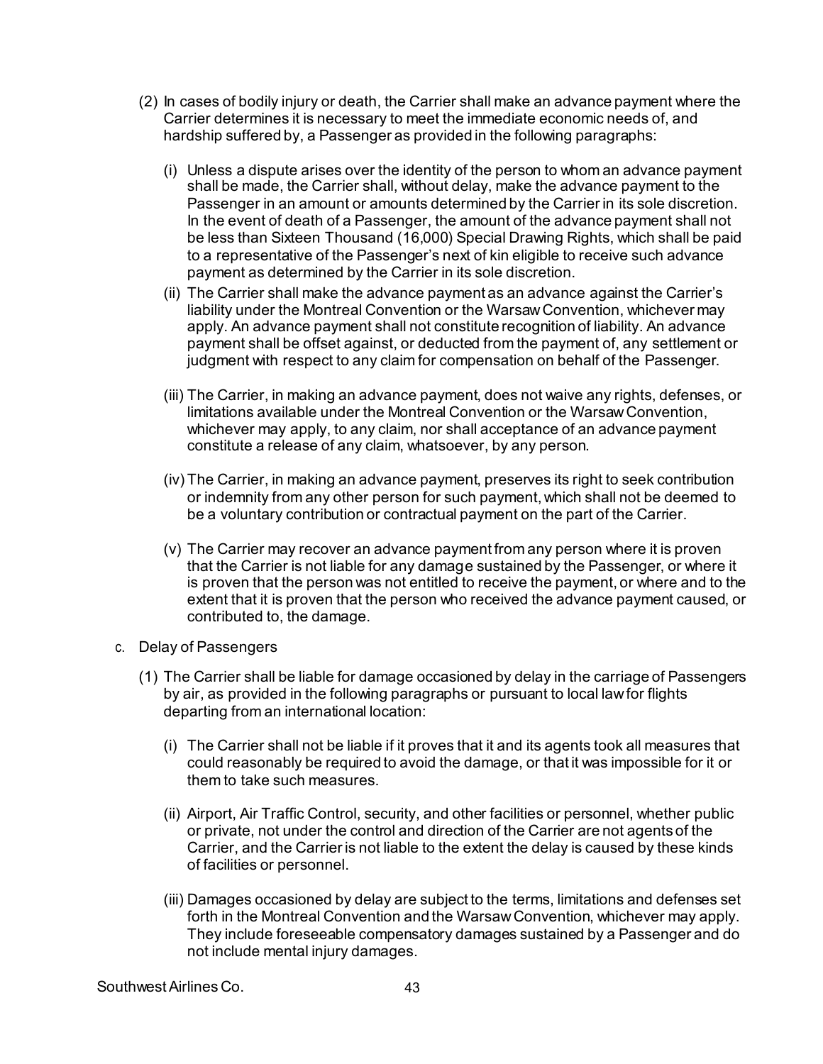(2) In cases of bodily injury or death, the Carrier shall make an advance payment where the Carrier determines it is necessary to meet the immediate economic needs of, and hardship suffered by, a Passenger as provided in the following paragraphs:

   (i) Unless a dispute arises over the identity of the person to whom an advance payment shall be made, the Carrier shall, without delay, make the advance payment to the Passenger in an amount or amounts determined by the Carrier in its sole discretion. In the event of death of a Passenger, the amount of the advance payment shall not be less than Sixteen Thousand (16,000) Special Drawing Rights, which shall be paid to a representative of the Passenger's next of kin eligible to receive such advance payment as determined by the Carrier in its sole discretion.

   (ii) The Carrier shall make the advance payment as an advance against the Carrier's liability under the Montreal Convention or the Warsaw Convention, whichever may apply. An advance payment shall not constitute recognition of liability. An advance payment shall be offset against, or deducted from the payment of, any settlement or judgment with respect to any claim for compensation on behalf of the Passenger.

   (iii) The Carrier, in making an advance payment, does not waive any rights, defenses, or limitations available under the Montreal Convention or the Warsaw Convention, whichever may apply, to any claim, nor shall acceptance of an advance payment constitute a release of any claim, whatsoever, by any person.

   (iv) The Carrier, in making an advance payment, preserves its right to seek contribution or indemnity from any other person for such payment, which shall not be deemed to be a voluntary contribution or contractual payment on the part of the Carrier.

   (v) The Carrier may recover an advance payment from any person where it is proven that the Carrier is not liable for any damage sustained by the Passenger, or where it is proven that the person was not entitled to receive the payment, or where and to the extent that it is proven that the person who received the advance payment caused, or contributed to, the damage.

c. Delay of Passengers

(1) The Carrier shall be liable for damage occasioned by delay in the carriage of Passengers by air, as provided in the following paragraphs or pursuant to local law for flights departing from an international location:

   (i) The Carrier shall not be liable if it proves that it and its agents took all measures that could reasonably be required to avoid the damage, or that it was impossible for it or them to take such measures.

   (ii) Airport, Air Traffic Control, security, and other facilities or personnel, whether public or private, not under the control and direction of the Carrier are not agents of the Carrier, and the Carrier is not liable to the extent the delay is caused by these kinds of facilities or personnel.

   (iii) Damages occasioned by delay are subject to the terms, limitations and defenses set forth in the Montreal Convention and the Warsaw Convention, whichever may apply. They include foreseeable compensatory damages sustained by a Passenger and do not include mental injury damages.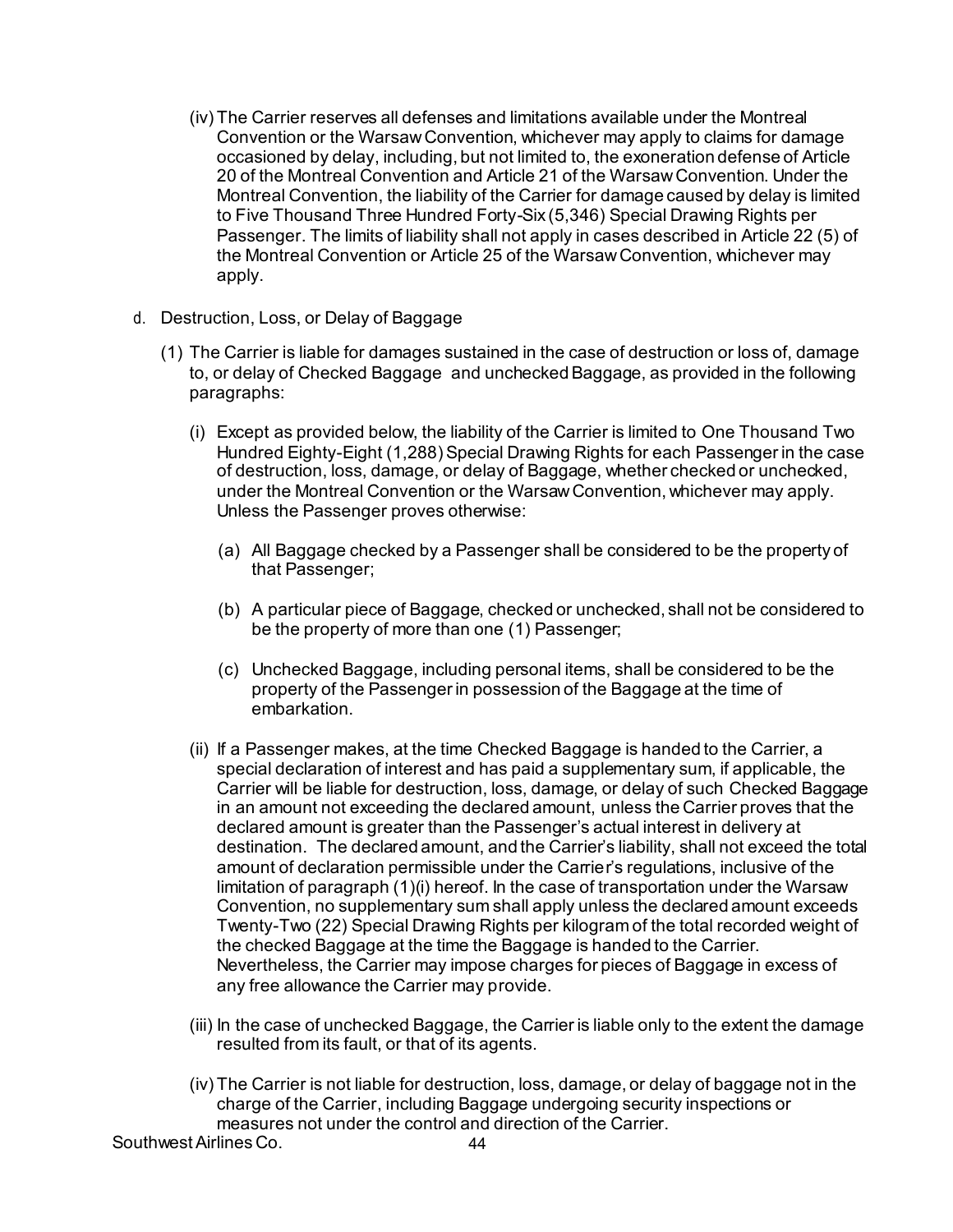(iv) The Carrier reserves all defenses and limitations available under the Montreal Convention or the Warsaw Convention, whichever may apply to claims for damage occasioned by delay, including, but not limited to, the exoneration defense of Article 20 of the Montreal Convention and Article 21 of the Warsaw Convention. Under the Montreal Convention, the liability of the Carrier for damage caused by delay is limited to Five Thousand Three Hundred Forty-Six (5,346) Special Drawing Rights per Passenger. The limits of liability shall not apply in cases described in Article 22 (5) of the Montreal Convention or Article 25 of the Warsaw Convention, whichever may apply.

d. Destruction, Loss, or Delay of Baggage

(1) The Carrier is liable for damages sustained in the case of destruction or loss of, damage to, or delay of Checked Baggage and unchecked Baggage, as provided in the following paragraphs:

(i) Except as provided below, the liability of the Carrier is limited to One Thousand Two Hundred Eighty-Eight (1,288) Special Drawing Rights for each Passenger in the case of destruction, loss, damage, or delay of Baggage, whether checked or unchecked, under the Montreal Convention or the Warsaw Convention, whichever may apply. Unless the Passenger proves otherwise:

(a) All Baggage checked by a Passenger shall be considered to be the property of that Passenger;

(b) A particular piece of Baggage, checked or unchecked, shall not be considered to be the property of more than one (1) Passenger;

(c) Unchecked Baggage, including personal items, shall be considered to be the property of the Passenger in possession of the Baggage at the time of embarkation.

(ii) If a Passenger makes, at the time Checked Baggage is handed to the Carrier, a special declaration of interest and has paid a supplementary sum, if applicable, the Carrier will be liable for destruction, loss, damage, or delay of such Checked Baggage in an amount not exceeding the declared amount, unless the Carrier proves that the declared amount is greater than the Passenger's actual interest in delivery at destination. The declared amount, and the Carrier's liability, shall not exceed the total amount of declaration permissible under the Carrier's regulations, inclusive of the limitation of paragraph (1)(i) hereof. In the case of transportation under the Warsaw Convention, no supplementary sum shall apply unless the declared amount exceeds Twenty-Two (22) Special Drawing Rights per kilogram of the total recorded weight of the checked Baggage at the time the Baggage is handed to the Carrier. Nevertheless, the Carrier may impose charges for pieces of Baggage in excess of any free allowance the Carrier may provide.

(iii) In the case of unchecked Baggage, the Carrier is liable only to the extent the damage resulted from its fault, or that of its agents.

(iv) The Carrier is not liable for destruction, loss, damage, or delay of baggage not in the charge of the Carrier, including Baggage undergoing security inspections or measures not under the control and direction of the Carrier.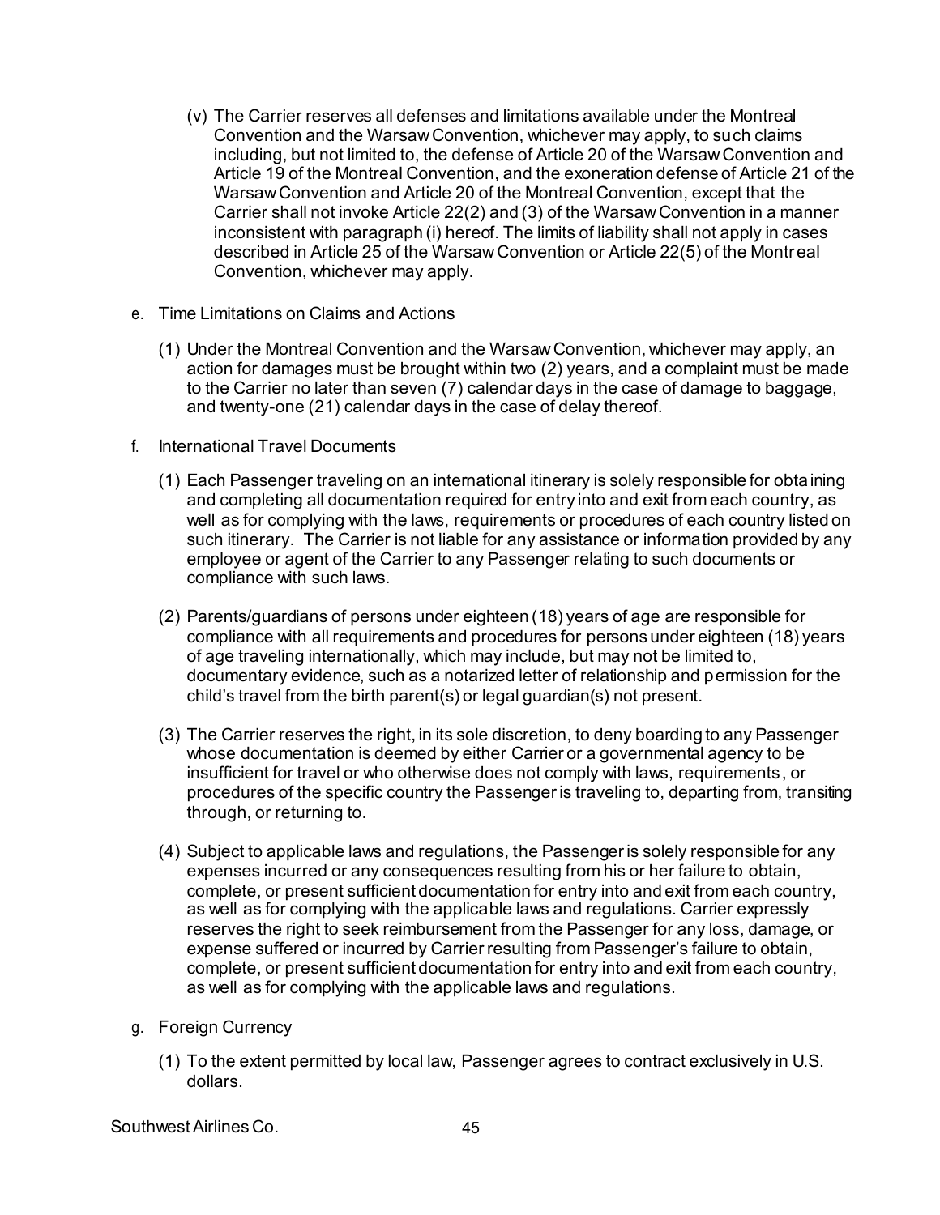(v) The Carrier reserves all defenses and limitations available under the Montreal Convention and the Warsaw Convention, whichever may apply, to such claims including, but not limited to, the defense of Article 20 of the Warsaw Convention and Article 19 of the Montreal Convention, and the exoneration defense of Article 21 of the Warsaw Convention and Article 20 of the Montreal Convention, except that the Carrier shall not invoke Article 22(2) and (3) of the Warsaw Convention in a manner inconsistent with paragraph (i) hereof. The limits of liability shall not apply in cases described in Article 25 of the Warsaw Convention or Article 22(5) of the Montreal Convention, whichever may apply.

e. Time Limitations on Claims and Actions

(1) Under the Montreal Convention and the Warsaw Convention, whichever may apply, an action for damages must be brought within two (2) years, and a complaint must be made to the Carrier no later than seven (7) calendar days in the case of damage to baggage, and twenty-one (21) calendar days in the case of delay thereof.

f. International Travel Documents

(1) Each Passenger traveling on an international itinerary is solely responsible for obtaining and completing all documentation required for entry into and exit from each country, as well as for complying with the laws, requirements or procedures of each country listed on such itinerary. The Carrier is not liable for any assistance or information provided by any employee or agent of the Carrier to any Passenger relating to such documents or compliance with such laws.

(2) Parents/guardians of persons under eighteen (18) years of age are responsible for compliance with all requirements and procedures for persons under eighteen (18) years of age traveling internationally, which may include, but may not be limited to, documentary evidence, such as a notarized letter of relationship and permission for the child's travel from the birth parent(s) or legal guardian(s) not present.

(3) The Carrier reserves the right, in its sole discretion, to deny boarding to any Passenger whose documentation is deemed by either Carrier or a governmental agency to be insufficient for travel or who otherwise does not comply with laws, requirements, or procedures of the specific country the Passenger is traveling to, departing from, transiting through, or returning to.

(4) Subject to applicable laws and regulations, the Passenger is solely responsible for any expenses incurred or any consequences resulting from his or her failure to obtain, complete, or present sufficient documentation for entry into and exit from each country, as well as for complying with the applicable laws and regulations. Carrier expressly reserves the right to seek reimbursement from the Passenger for any loss, damage, or expense suffered or incurred by Carrier resulting from Passenger's failure to obtain, complete, or present sufficient documentation for entry into and exit from each country, as well as for complying with the applicable laws and regulations.

g. Foreign Currency

(1) To the extent permitted by local law, Passenger agrees to contract exclusively in U.S. dollars.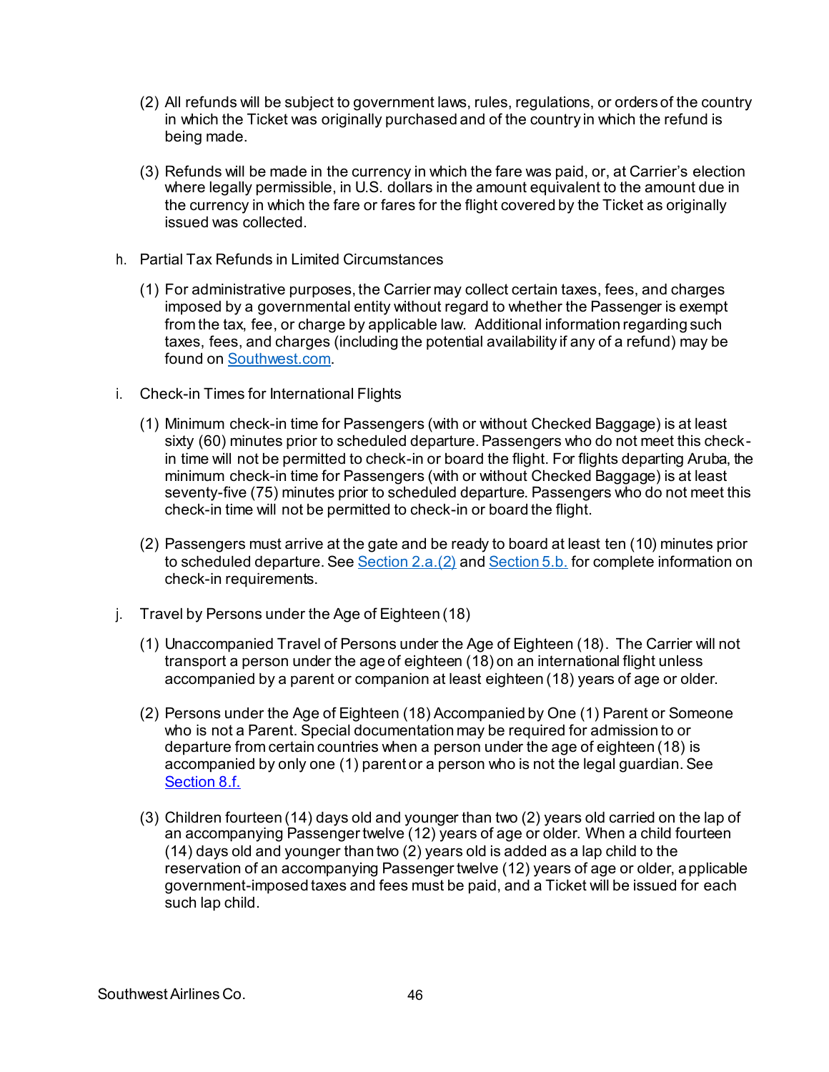(2) All refunds will be subject to government laws, rules, regulations, or orders of the country in which the Ticket was originally purchased and of the country in which the refund is being made.

(3) Refunds will be made in the currency in which the fare was paid, or, at Carrier's election where legally permissible, in U.S. dollars in the amount equivalent to the amount due in the currency in which the fare or fares for the flight covered by the Ticket as originally issued was collected.

h. Partial Tax Refunds in Limited Circumstances

(1) For administrative purposes, the Carrier may collect certain taxes, fees, and charges imposed by a governmental entity without regard to whether the Passenger is exempt from the tax, fee, or charge by applicable law. Additional information regarding such taxes, fees, and charges (including the potential availability if any of a refund) may be found on Southwest.com.

i. Check-in Times for International Flights

(1) Minimum check-in time for Passengers (with or without Checked Baggage) is at least sixty (60) minutes prior to scheduled departure. Passengers who do not meet this check-in time will not be permitted to check-in or board the flight. For flights departing Aruba, the minimum check-in time for Passengers (with or without Checked Baggage) is at least seventy-five (75) minutes prior to scheduled departure. Passengers who do not meet this check-in time will not be permitted to check-in or board the flight.

(2) Passengers must arrive at the gate and be ready to board at least ten (10) minutes prior to scheduled departure. See Section 2.a.(2) and Section 5.b. for complete information on check-in requirements.

j. Travel by Persons under the Age of Eighteen (18)

(1) Unaccompanied Travel of Persons under the Age of Eighteen (18). The Carrier will not transport a person under the age of eighteen (18) on an international flight unless accompanied by a parent or companion at least eighteen (18) years of age or older.

(2) Persons under the Age of Eighteen (18) Accompanied by One (1) Parent or Someone who is not a Parent. Special documentation may be required for admission to or departure from certain countries when a person under the age of eighteen (18) is accompanied by only one (1) parent or a person who is not the legal guardian. See Section 8.f.

(3) Children fourteen (14) days old and younger than two (2) years old carried on the lap of an accompanying Passenger twelve (12) years of age or older. When a child fourteen (14) days old and younger than two (2) years old is added as a lap child to the reservation of an accompanying Passenger twelve (12) years of age or older, applicable government-imposed taxes and fees must be paid, and a Ticket will be issued for each such lap child.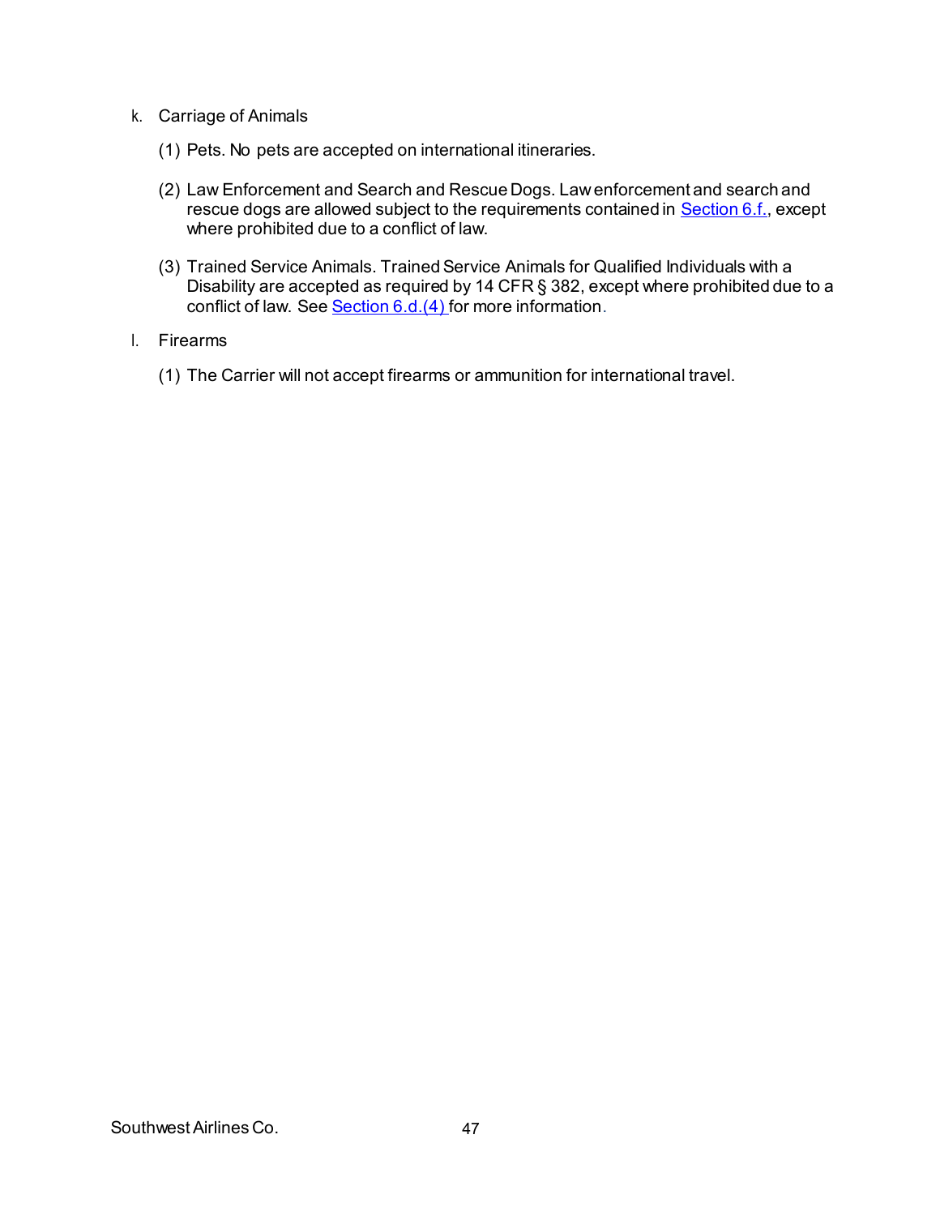k. Carriage of Animals

(1) Pets. No pets are accepted on international itineraries.

(2) Law Enforcement and Search and Rescue Dogs. Law enforcement and search and rescue dogs are allowed subject to the requirements contained in Section 6.f., except where prohibited due to a conflict of law.

(3) Trained Service Animals. Trained Service Animals for Qualified Individuals with a Disability are accepted as required by 14 CFR § 382, except where prohibited due to a conflict of law. See Section 6.d.(4) for more information.

l. Firearms

(1) The Carrier will not accept firearms or ammunition for international travel.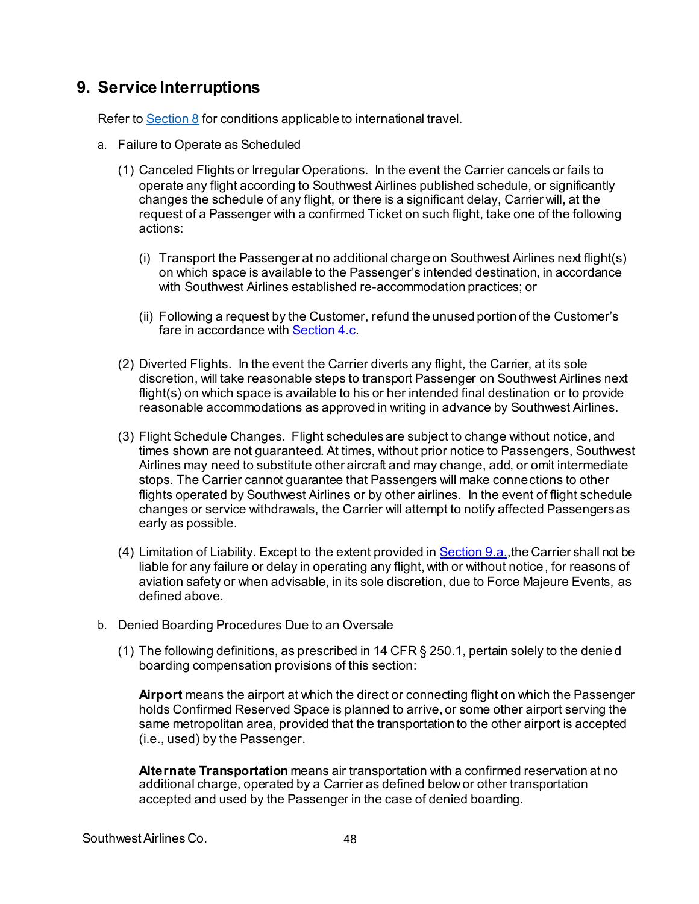## 9. Service Interruptions

Refer to Section 8 for conditions applicable to international travel.

a. Failure to Operate as Scheduled

(1) Canceled Flights or Irregular Operations. In the event the Carrier cancels or fails to operate any flight according to Southwest Airlines published schedule, or significantly changes the schedule of any flight, or there is a significant delay, Carrier will, at the request of a Passenger with a confirmed Ticket on such flight, take one of the following actions:

(i) Transport the Passenger at no additional charge on Southwest Airlines next flight(s) on which space is available to the Passenger's intended destination, in accordance with Southwest Airlines established re-accommodation practices; or

(ii) Following a request by the Customer, refund the unused portion of the Customer's fare in accordance with Section 4.c.

(2) Diverted Flights. In the event the Carrier diverts any flight, the Carrier, at its sole discretion, will take reasonable steps to transport Passenger on Southwest Airlines next flight(s) on which space is available to his or her intended final destination or to provide reasonable accommodations as approved in writing in advance by Southwest Airlines.

(3) Flight Schedule Changes. Flight schedules are subject to change without notice, and times shown are not guaranteed. At times, without prior notice to Passengers, Southwest Airlines may need to substitute other aircraft and may change, add, or omit intermediate stops. The Carrier cannot guarantee that Passengers will make connections to other flights operated by Southwest Airlines or by other airlines. In the event of flight schedule changes or service withdrawals, the Carrier will attempt to notify affected Passengers as early as possible.

(4) Limitation of Liability. Except to the extent provided in Section 9.a., the Carrier shall not be liable for any failure or delay in operating any flight, with or without notice, for reasons of aviation safety or when advisable, in its sole discretion, due to Force Majeure Events, as defined above.

b. Denied Boarding Procedures Due to an Oversale

(1) The following definitions, as prescribed in 14 CFR § 250.1, pertain solely to the denied boarding compensation provisions of this section:

**Airport** means the airport at which the direct or connecting flight on which the Passenger holds Confirmed Reserved Space is planned to arrive, or some other airport serving the same metropolitan area, provided that the transportation to the other airport is accepted (i.e., used) by the Passenger.

**Alternate Transportation** means air transportation with a confirmed reservation at no additional charge, operated by a Carrier as defined below or other transportation accepted and used by the Passenger in the case of denied boarding.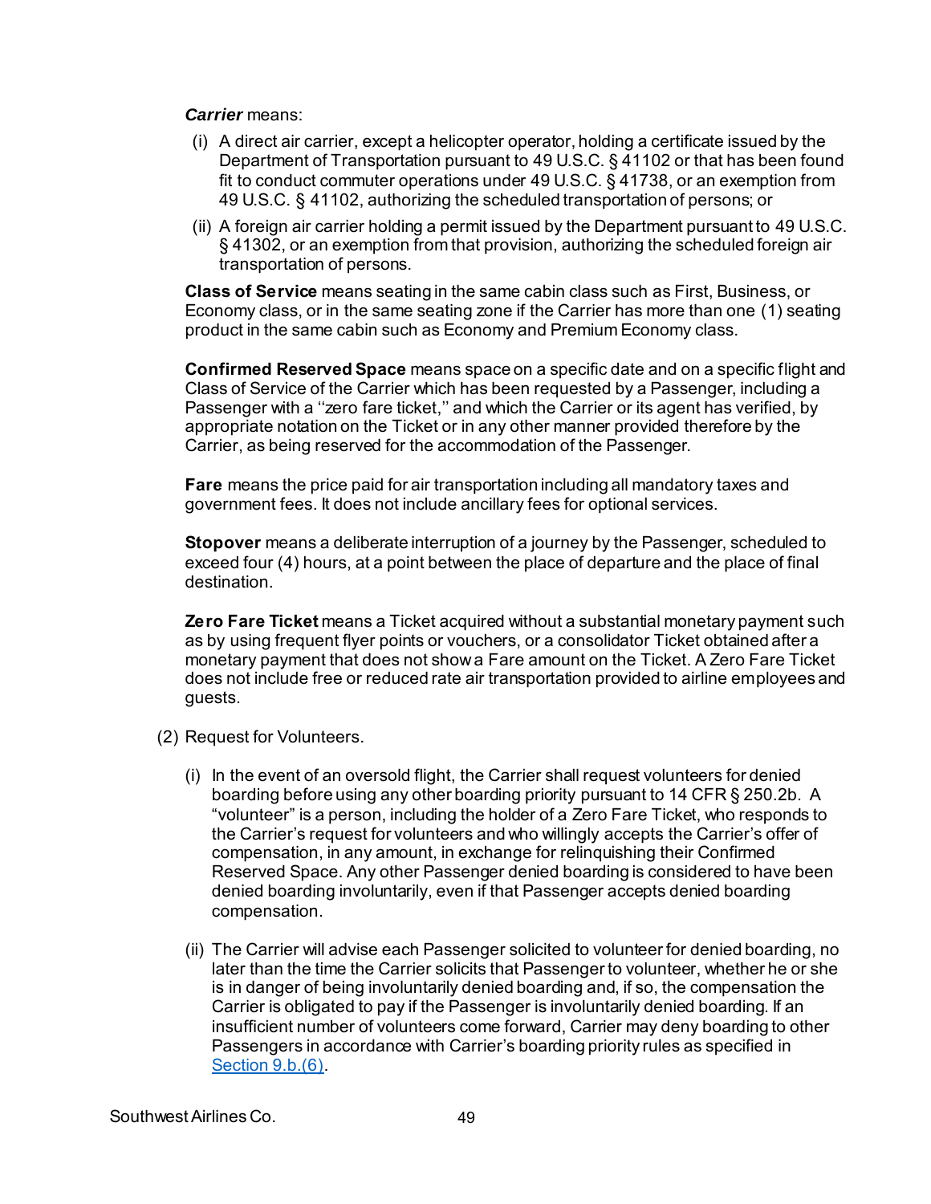***Carrier*** means:

(i) A direct air carrier, except a helicopter operator, holding a certificate issued by the Department of Transportation pursuant to 49 U.S.C. § 41102 or that has been found fit to conduct commuter operations under 49 U.S.C. § 41738, or an exemption from 49 U.S.C. § 41102, authorizing the scheduled transportation of persons; or

(ii) A foreign air carrier holding a permit issued by the Department pursuant to 49 U.S.C. § 41302, or an exemption from that provision, authorizing the scheduled foreign air transportation of persons.

**Class of Service** means seating in the same cabin class such as First, Business, or Economy class, or in the same seating zone if the Carrier has more than one (1) seating product in the same cabin such as Economy and Premium Economy class.

**Confirmed Reserved Space** means space on a specific date and on a specific flight and Class of Service of the Carrier which has been requested by a Passenger, including a Passenger with a ''zero fare ticket,'' and which the Carrier or its agent has verified, by appropriate notation on the Ticket or in any other manner provided therefore by the Carrier, as being reserved for the accommodation of the Passenger.

**Fare** means the price paid for air transportation including all mandatory taxes and government fees. It does not include ancillary fees for optional services.

**Stopover** means a deliberate interruption of a journey by the Passenger, scheduled to exceed four (4) hours, at a point between the place of departure and the place of final destination.

**Zero Fare Ticket** means a Ticket acquired without a substantial monetary payment such as by using frequent flyer points or vouchers, or a consolidator Ticket obtained after a monetary payment that does not show a Fare amount on the Ticket. A Zero Fare Ticket does not include free or reduced rate air transportation provided to airline employees and guests.

(2) Request for Volunteers.

(i) In the event of an oversold flight, the Carrier shall request volunteers for denied boarding before using any other boarding priority pursuant to 14 CFR § 250.2b. A "volunteer" is a person, including the holder of a Zero Fare Ticket, who responds to the Carrier's request for volunteers and who willingly accepts the Carrier's offer of compensation, in any amount, in exchange for relinquishing their Confirmed Reserved Space. Any other Passenger denied boarding is considered to have been denied boarding involuntarily, even if that Passenger accepts denied boarding compensation.

(ii) The Carrier will advise each Passenger solicited to volunteer for denied boarding, no later than the time the Carrier solicits that Passenger to volunteer, whether he or she is in danger of being involuntarily denied boarding and, if so, the compensation the Carrier is obligated to pay if the Passenger is involuntarily denied boarding. If an insufficient number of volunteers come forward, Carrier may deny boarding to other Passengers in accordance with Carrier's boarding priority rules as specified in Section 9.b.(6).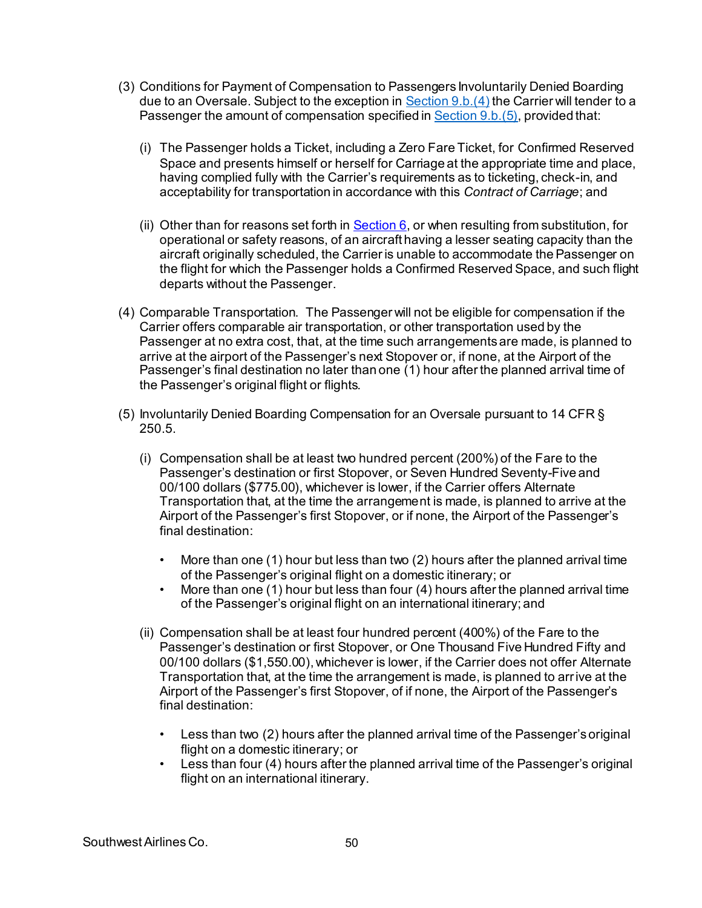(3) Conditions for Payment of Compensation to Passengers Involuntarily Denied Boarding due to an Oversale. Subject to the exception in Section 9.b.(4) the Carrier will tender to a Passenger the amount of compensation specified in Section 9.b.(5), provided that:

   (i) The Passenger holds a Ticket, including a Zero Fare Ticket, for Confirmed Reserved Space and presents himself or herself for Carriage at the appropriate time and place, having complied fully with the Carrier's requirements as to ticketing, check-in, and acceptability for transportation in accordance with this *Contract of Carriage*; and

   (ii) Other than for reasons set forth in Section 6, or when resulting from substitution, for operational or safety reasons, of an aircraft having a lesser seating capacity than the aircraft originally scheduled, the Carrier is unable to accommodate the Passenger on the flight for which the Passenger holds a Confirmed Reserved Space, and such flight departs without the Passenger.

(4) Comparable Transportation. The Passenger will not be eligible for compensation if the Carrier offers comparable air transportation, or other transportation used by the Passenger at no extra cost, that, at the time such arrangements are made, is planned to arrive at the airport of the Passenger's next Stopover or, if none, at the Airport of the Passenger's final destination no later than one (1) hour after the planned arrival time of the Passenger's original flight or flights.

(5) Involuntarily Denied Boarding Compensation for an Oversale pursuant to 14 CFR § 250.5.

   (i) Compensation shall be at least two hundred percent (200%) of the Fare to the Passenger's destination or first Stopover, or Seven Hundred Seventy-Five and 00/100 dollars ($775.00), whichever is lower, if the Carrier offers Alternate Transportation that, at the time the arrangement is made, is planned to arrive at the Airport of the Passenger's first Stopover, or if none, the Airport of the Passenger's final destination:

   - More than one (1) hour but less than two (2) hours after the planned arrival time of the Passenger's original flight on a domestic itinerary; or
   - More than one (1) hour but less than four (4) hours after the planned arrival time of the Passenger's original flight on an international itinerary; and

   (ii) Compensation shall be at least four hundred percent (400%) of the Fare to the Passenger's destination or first Stopover, or One Thousand Five Hundred Fifty and 00/100 dollars ($1,550.00), whichever is lower, if the Carrier does not offer Alternate Transportation that, at the time the arrangement is made, is planned to arrive at the Airport of the Passenger's first Stopover, of if none, the Airport of the Passenger's final destination:

   - Less than two (2) hours after the planned arrival time of the Passenger's original flight on a domestic itinerary; or
   - Less than four (4) hours after the planned arrival time of the Passenger's original flight on an international itinerary.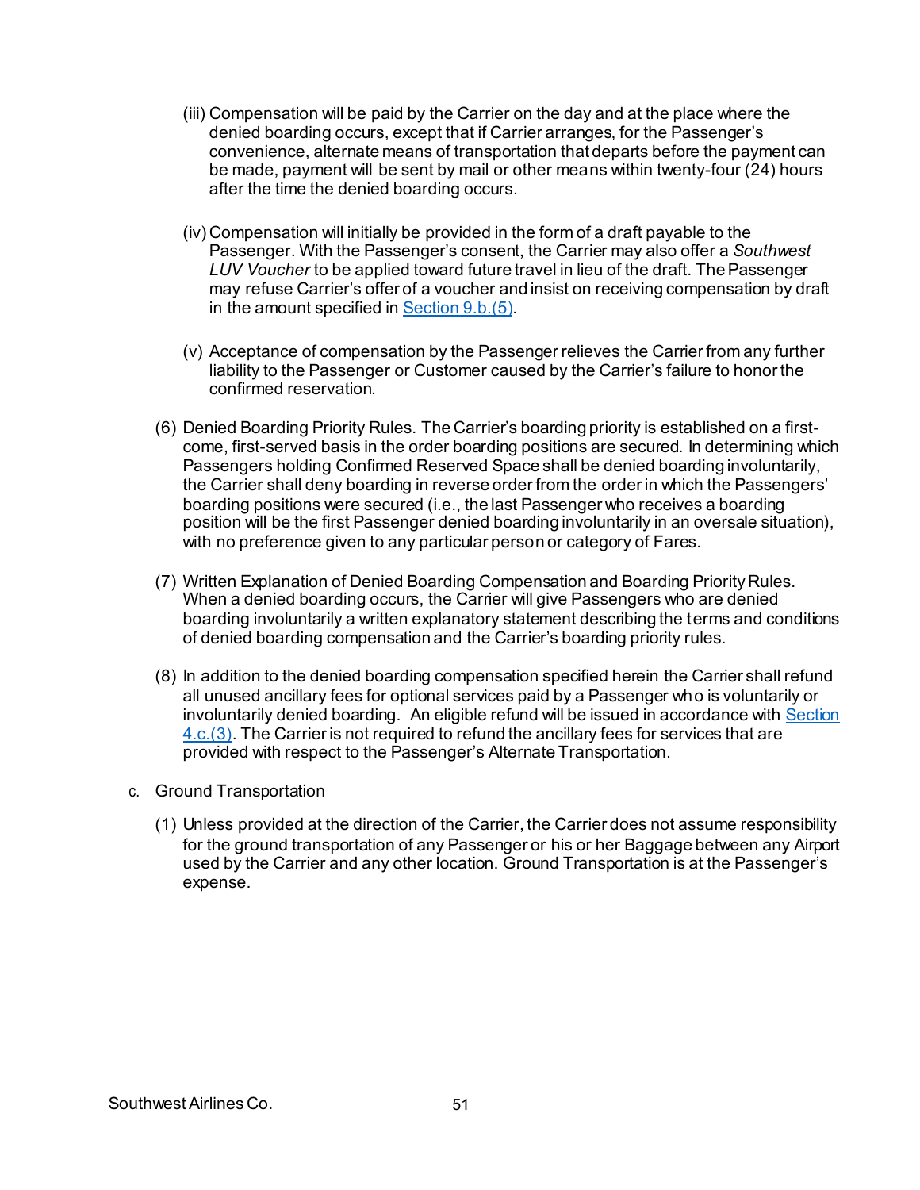(iii) Compensation will be paid by the Carrier on the day and at the place where the denied boarding occurs, except that if Carrier arranges, for the Passenger's convenience, alternate means of transportation that departs before the payment can be made, payment will be sent by mail or other means within twenty-four (24) hours after the time the denied boarding occurs.

(iv) Compensation will initially be provided in the form of a draft payable to the Passenger. With the Passenger's consent, the Carrier may also offer a *Southwest LUV Voucher* to be applied toward future travel in lieu of the draft. The Passenger may refuse Carrier's offer of a voucher and insist on receiving compensation by draft in the amount specified in Section 9.b.(5).

(v) Acceptance of compensation by the Passenger relieves the Carrier from any further liability to the Passenger or Customer caused by the Carrier's failure to honor the confirmed reservation.

(6) Denied Boarding Priority Rules. The Carrier's boarding priority is established on a first-come, first-served basis in the order boarding positions are secured. In determining which Passengers holding Confirmed Reserved Space shall be denied boarding involuntarily, the Carrier shall deny boarding in reverse order from the order in which the Passengers' boarding positions were secured (i.e., the last Passenger who receives a boarding position will be the first Passenger denied boarding involuntarily in an oversale situation), with no preference given to any particular person or category of Fares.

(7) Written Explanation of Denied Boarding Compensation and Boarding Priority Rules. When a denied boarding occurs, the Carrier will give Passengers who are denied boarding involuntarily a written explanatory statement describing the terms and conditions of denied boarding compensation and the Carrier's boarding priority rules.

(8) In addition to the denied boarding compensation specified herein the Carrier shall refund all unused ancillary fees for optional services paid by a Passenger who is voluntarily or involuntarily denied boarding. An eligible refund will be issued in accordance with Section 4.c.(3). The Carrier is not required to refund the ancillary fees for services that are provided with respect to the Passenger's Alternate Transportation.

c. Ground Transportation

(1) Unless provided at the direction of the Carrier, the Carrier does not assume responsibility for the ground transportation of any Passenger or his or her Baggage between any Airport used by the Carrier and any other location. Ground Transportation is at the Passenger's expense.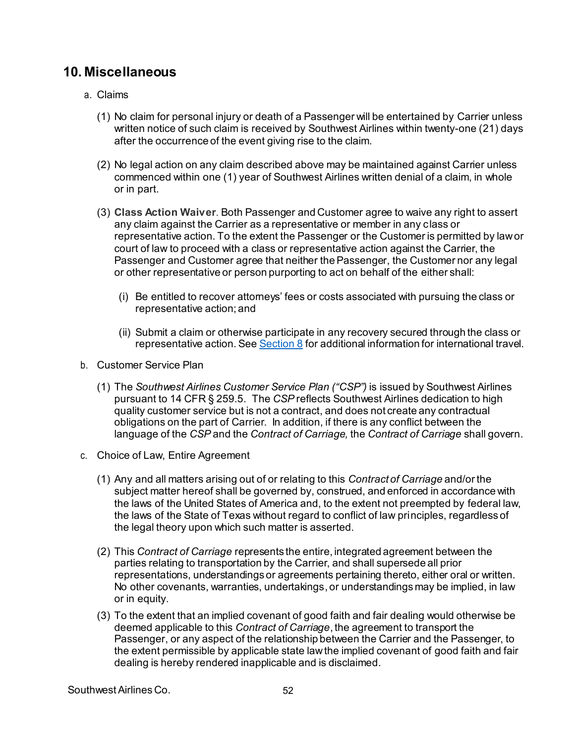## 10. Miscellaneous

a. Claims

(1) No claim for personal injury or death of a Passenger will be entertained by Carrier unless written notice of such claim is received by Southwest Airlines within twenty-one (21) days after the occurrence of the event giving rise to the claim.

(2) No legal action on any claim described above may be maintained against Carrier unless commenced within one (1) year of Southwest Airlines written denial of a claim, in whole or in part.

(3) **Class Action Waiver**. Both Passenger and Customer agree to waive any right to assert any claim against the Carrier as a representative or member in any class or representative action. To the extent the Passenger or the Customer is permitted by law or court of law to proceed with a class or representative action against the Carrier, the Passenger and Customer agree that neither the Passenger, the Customer nor any legal or other representative or person purporting to act on behalf of the either shall:

(i) Be entitled to recover attorneys' fees or costs associated with pursuing the class or representative action; and

(ii) Submit a claim or otherwise participate in any recovery secured through the class or representative action. See Section 8 for additional information for international travel.

b. Customer Service Plan

(1) The *Southwest Airlines Customer Service Plan ("CSP")* is issued by Southwest Airlines pursuant to 14 CFR § 259.5. The *CSP* reflects Southwest Airlines dedication to high quality customer service but is not a contract, and does not create any contractual obligations on the part of Carrier. In addition, if there is any conflict between the language of the *CSP* and the *Contract of Carriage,* the *Contract of Carriage* shall govern.

c. Choice of Law, Entire Agreement

(1) Any and all matters arising out of or relating to this *Contract of Carriage* and/or the subject matter hereof shall be governed by, construed, and enforced in accordance with the laws of the United States of America and, to the extent not preempted by federal law, the laws of the State of Texas without regard to conflict of law principles, regardless of the legal theory upon which such matter is asserted.

(2) This *Contract of Carriage* represents the entire, integrated agreement between the parties relating to transportation by the Carrier, and shall supersede all prior representations, understandings or agreements pertaining thereto, either oral or written. No other covenants, warranties, undertakings, or understandings may be implied, in law or in equity.

(3) To the extent that an implied covenant of good faith and fair dealing would otherwise be deemed applicable to this *Contract of Carriage*, the agreement to transport the Passenger, or any aspect of the relationship between the Carrier and the Passenger, to the extent permissible by applicable state law the implied covenant of good faith and fair dealing is hereby rendered inapplicable and is disclaimed.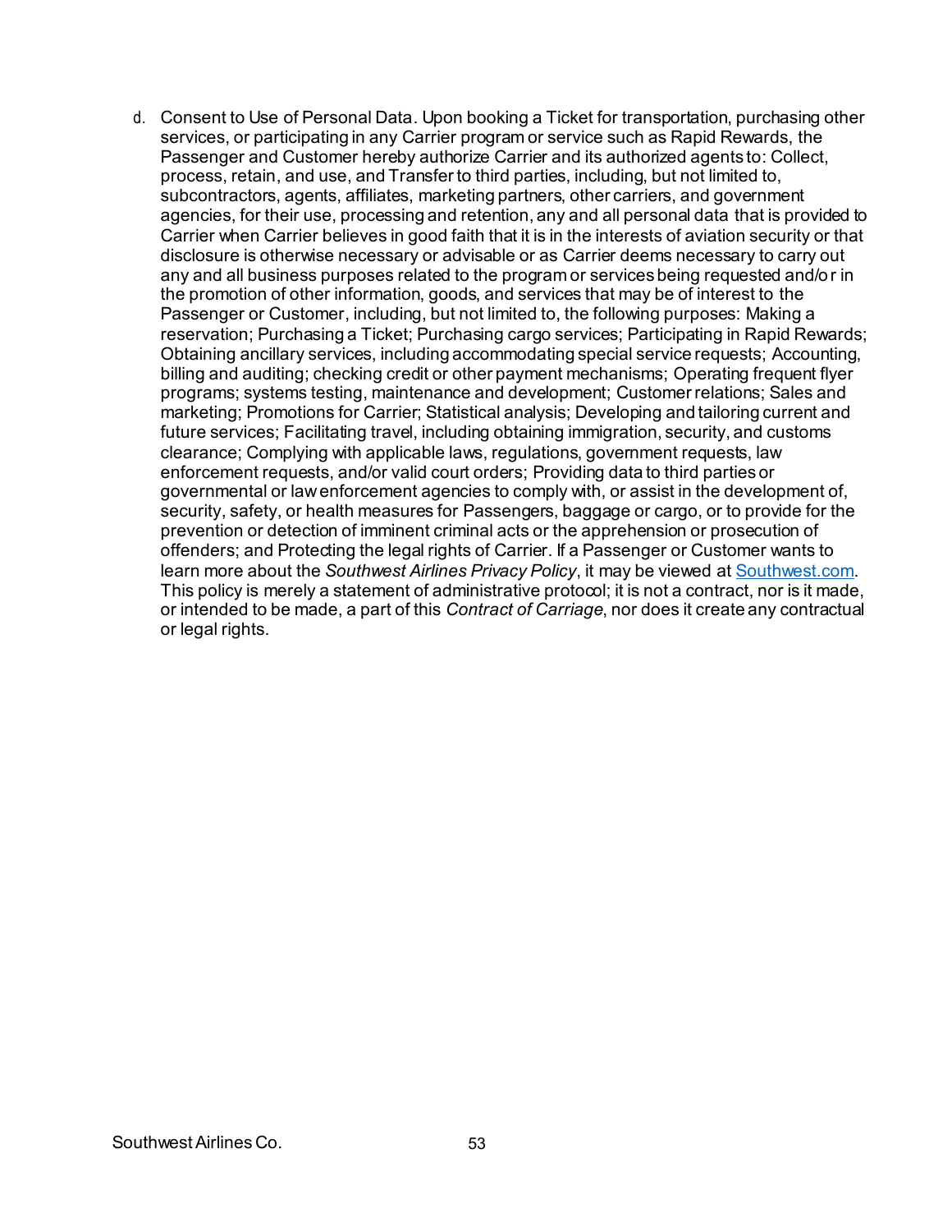d. Consent to Use of Personal Data. Upon booking a Ticket for transportation, purchasing other services, or participating in any Carrier program or service such as Rapid Rewards, the Passenger and Customer hereby authorize Carrier and its authorized agents to: Collect, process, retain, and use, and Transfer to third parties, including, but not limited to, subcontractors, agents, affiliates, marketing partners, other carriers, and government agencies, for their use, processing and retention, any and all personal data that is provided to Carrier when Carrier believes in good faith that it is in the interests of aviation security or that disclosure is otherwise necessary or advisable or as Carrier deems necessary to carry out any and all business purposes related to the program or services being requested and/or in the promotion of other information, goods, and services that may be of interest to the Passenger or Customer, including, but not limited to, the following purposes: Making a reservation; Purchasing a Ticket; Purchasing cargo services; Participating in Rapid Rewards; Obtaining ancillary services, including accommodating special service requests; Accounting, billing and auditing; checking credit or other payment mechanisms; Operating frequent flyer programs; systems testing, maintenance and development; Customer relations; Sales and marketing; Promotions for Carrier; Statistical analysis; Developing and tailoring current and future services; Facilitating travel, including obtaining immigration, security, and customs clearance; Complying with applicable laws, regulations, government requests, law enforcement requests, and/or valid court orders; Providing data to third parties or governmental or law enforcement agencies to comply with, or assist in the development of, security, safety, or health measures for Passengers, baggage or cargo, or to provide for the prevention or detection of imminent criminal acts or the apprehension or prosecution of offenders; and Protecting the legal rights of Carrier. If a Passenger or Customer wants to learn more about the *Southwest Airlines Privacy Policy*, it may be viewed at [Southwest.com](Southwest.com). This policy is merely a statement of administrative protocol; it is not a contract, nor is it made, or intended to be made, a part of this *Contract of Carriage*, nor does it create any contractual or legal rights.